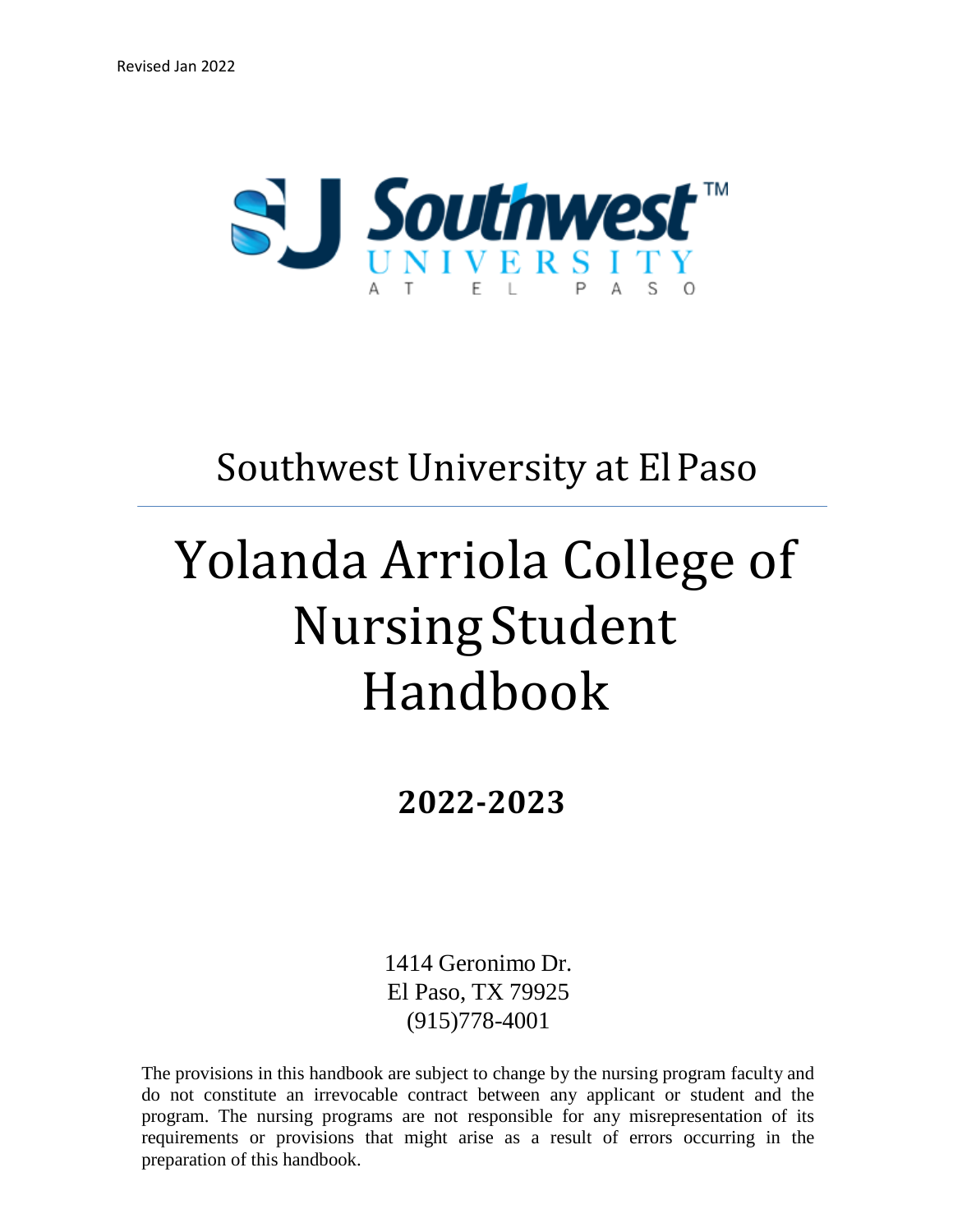Revised Jan 2022

Southwest University at El Paso

# Yolanda Arriola College of Nursing Student Handbook

## 2022-2023

1414 Geronimo Dr.
El Paso, TX 79925
(915)778-4001

The provisions in this handbook are subject to change by the nursing program faculty and do not constitute an irrevocable contract between any applicant or student and the program. The nursing programs are not responsible for any misrepresentation of its requirements or provisions that might arise as a result of errors occurring in the preparation of this handbook.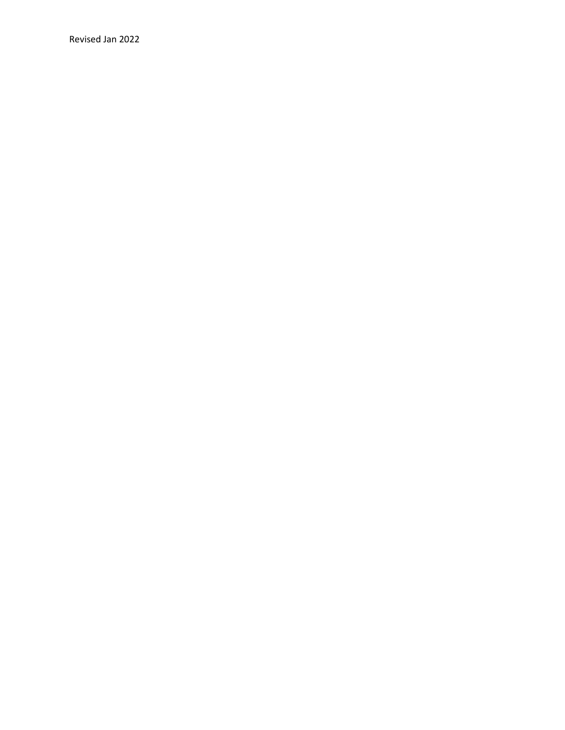Revised Jan 2022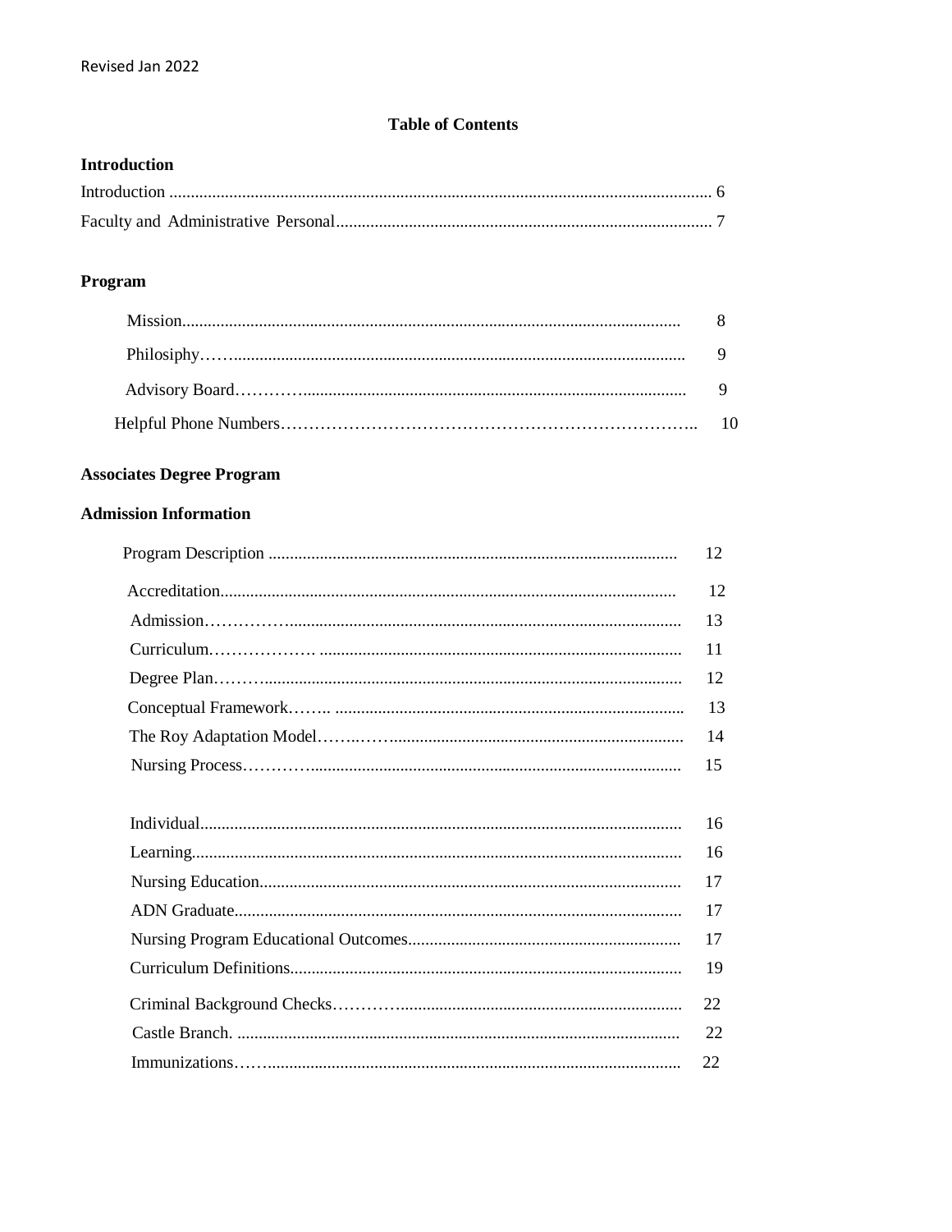Revised Jan 2022

# Table of Contents

## Introduction

| | |
|---|---|
| Introduction | 6 |
| Faculty and Administrative Personal | 7 |

## Program

| | |
|---|---|
| Mission | 8 |
| Philosiphy | 9 |
| Advisory Board | 9 |
| Helpful Phone Numbers | 10 |

## Associates Degree Program

## Admission Information

| | |
|---|---|
| Program Description | 12 |
| Accreditation | 12 |
| Admission | 13 |
| Curriculum | 11 |
| Degree Plan | 12 |
| Conceptual Framework | 13 |
| The Roy Adaptation Model | 14 |
| Nursing Process | 15 |
| Individual | 16 |
| Learning | 16 |
| Nursing Education | 17 |
| ADN Graduate | 17 |
| Nursing Program Educational Outcomes | 17 |
| Curriculum Definitions | 19 |
| Criminal Background Checks | 22 |
| Castle Branch. | 22 |
| Immunizations | 22 |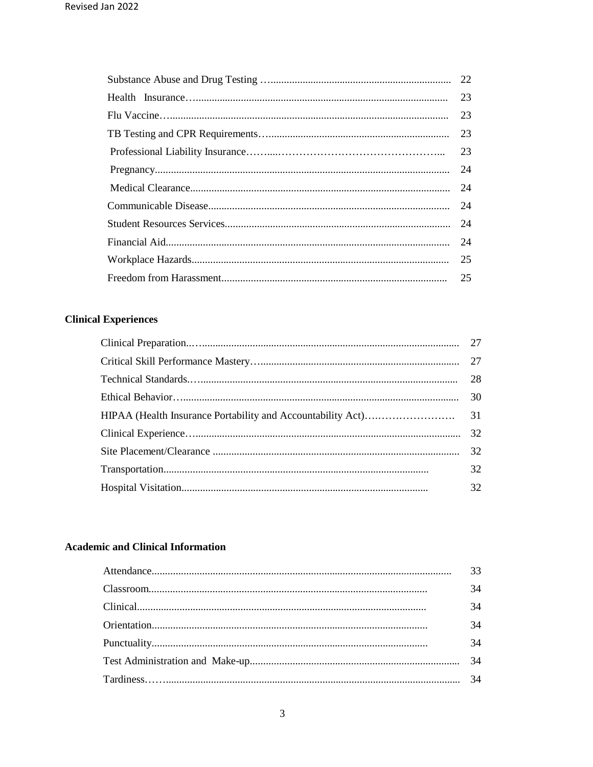| | |
|---|---|
| Substance Abuse and Drug Testing | 22 |
| Health Insurance | 23 |
| Flu Vaccine | 23 |
| TB Testing and CPR Requirements | 23 |
| Professional Liability Insurance | 23 |
| Pregnancy | 24 |
| Medical Clearance | 24 |
| Communicable Disease | 24 |
| Student Resources Services | 24 |
| Financial Aid | 24 |
| Workplace Hazards | 25 |
| Freedom from Harassment | 25 |

**Clinical Experiences**

| | |
|---|---|
| Clinical Preparation | 27 |
| Critical Skill Performance Mastery | 27 |
| Technical Standards | 28 |
| Ethical Behavior | 30 |
| HIPAA (Health Insurance Portability and Accountability Act) | 31 |
| Clinical Experience | 32 |
| Site Placement/Clearance | 32 |
| Transportation | 32 |
| Hospital Visitation | 32 |

**Academic and Clinical Information**

| | |
|---|---|
| Attendance | 33 |
| Classroom | 34 |
| Clinical | 34 |
| Orientation | 34 |
| Punctuality | 34 |
| Test Administration and Make-up | 34 |
| Tardiness | 34 |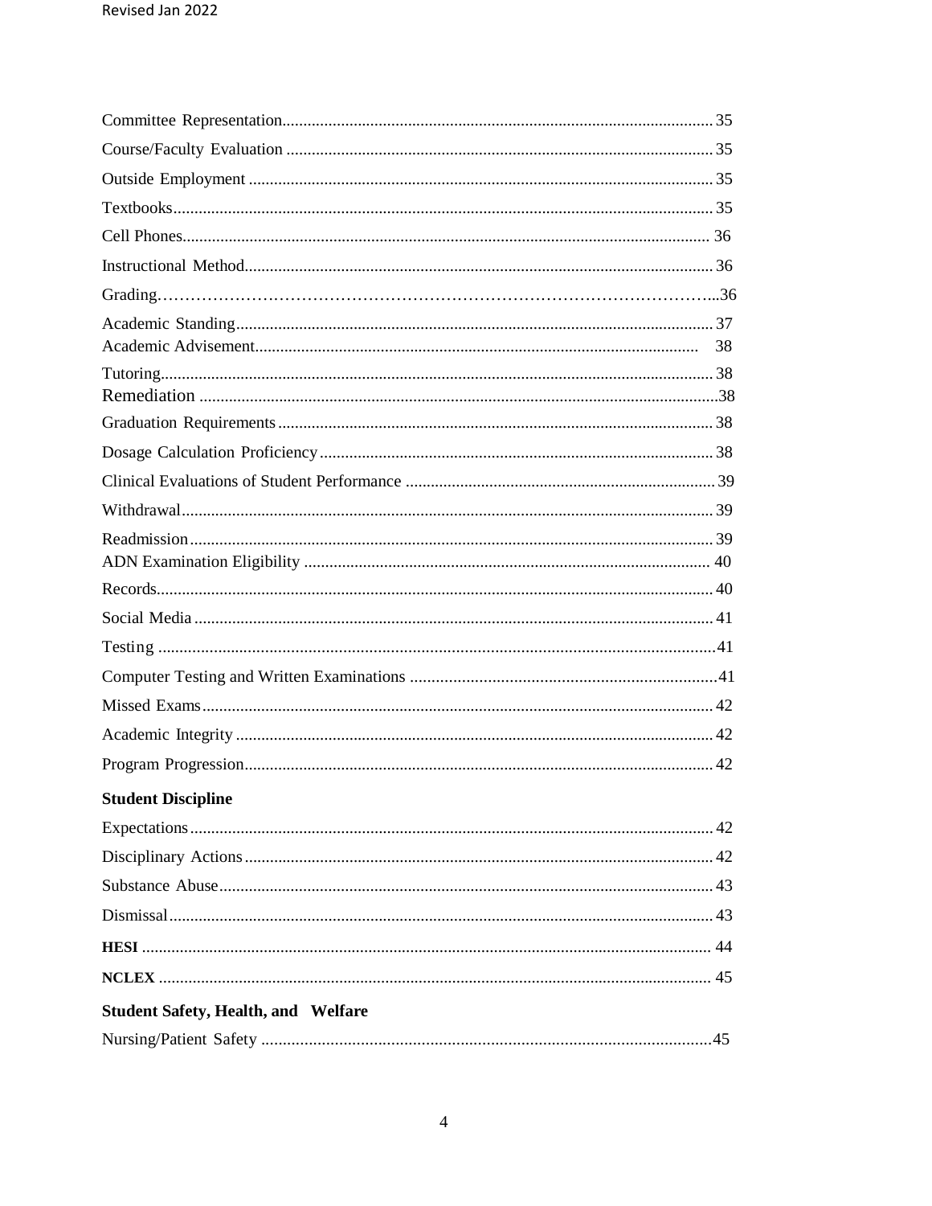Committee Representation ... 35

Course/Faculty Evaluation ... 35

Outside Employment ... 35

Textbooks ... 35

Cell Phones ... 36

Instructional Method ... 36

Grading ... 36

Academic Standing ... 37

Academic Advisement ... 38

Tutoring ... 38

Remediation ... 38

Graduation Requirements ... 38

Dosage Calculation Proficiency ... 38

Clinical Evaluations of Student Performance ... 39

Withdrawal ... 39

Readmission ... 39

ADN Examination Eligibility ... 40

Records ... 40

Social Media ... 41

Testing ... 41

Computer Testing and Written Examinations ... 41

Missed Exams ... 42

Academic Integrity ... 42

Program Progression ... 42

**Student Discipline**

Expectations ... 42

Disciplinary Actions ... 42

Substance Abuse ... 43

Dismissal ... 43

**HESI** ... 44

**NCLEX** ... 45

**Student Safety, Health, and Welfare**

Nursing/Patient Safety ... 45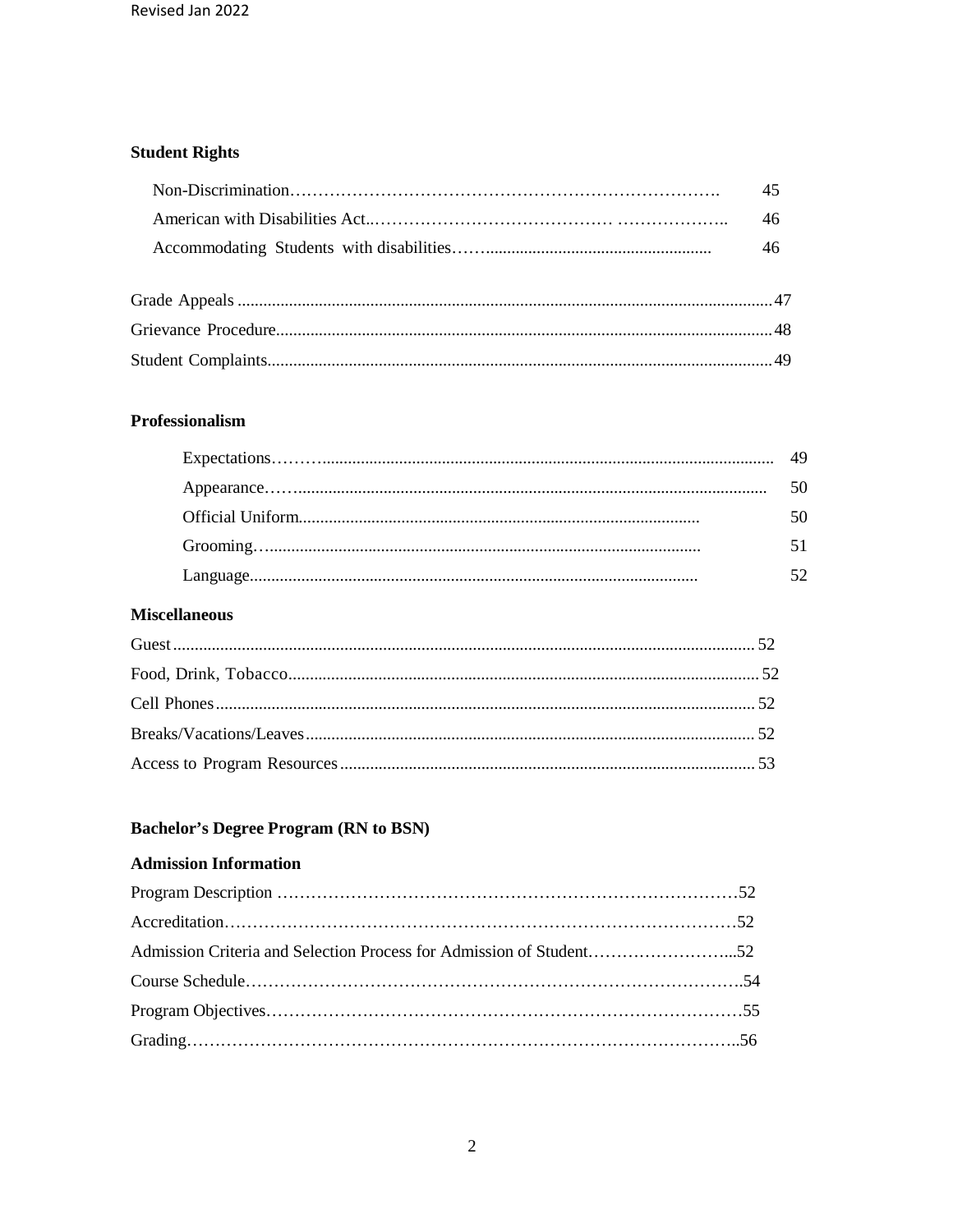### Student Rights

| | |
|---|---|
| Non-Discrimination | 45 |
| American with Disabilities Act. | 46 |
| Accommodating Students with disabilities | 46 |
| Grade Appeals | 47 |
| Grievance Procedure | 48 |
| Student Complaints | 49 |

### Professionalism

| | |
|---|---|
| Expectations | 49 |
| Appearance | 50 |
| Official Uniform | 50 |
| Grooming | 51 |
| Language | 52 |

### Miscellaneous

| | |
|---|---|
| Guest | 52 |
| Food, Drink, Tobacco | 52 |
| Cell Phones | 52 |
| Breaks/Vacations/Leaves | 52 |
| Access to Program Resources | 53 |

### Bachelor's Degree Program (RN to BSN)

### Admission Information

| | |
|---|---|
| Program Description | 52 |
| Accreditation | 52 |
| Admission Criteria and Selection Process for Admission of Student | 52 |
| Course Schedule | 54 |
| Program Objectives | 55 |
| Grading | 56 |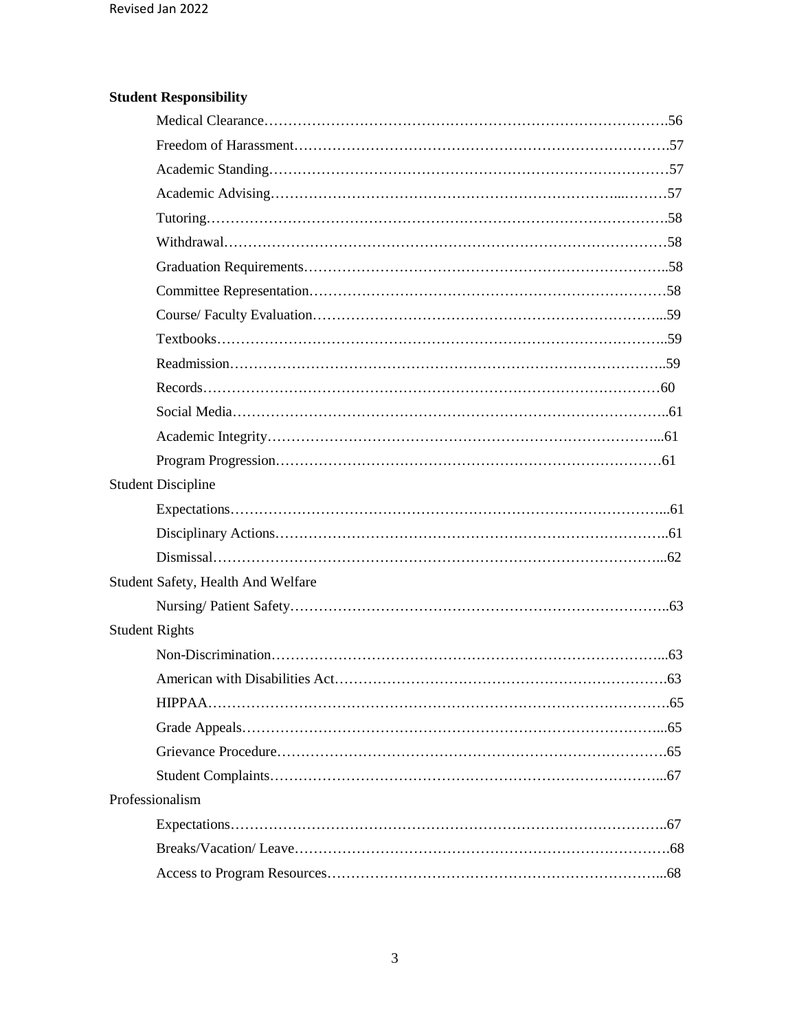**Student Responsibility**

- Medical Clearance……………………………………………………………………….56
- Freedom of Harassment…………………………………………………………………….57
- Academic Standing…………………………………………………………………………57
- Academic Advising………………………………………………………………...………57
- Tutoring…………………………………………………………………………………….58
- Withdrawal…………………………………………………………………………………58
- Graduation Requirements…………………………………………………………………..58
- Committee Representation…………………………………………………………………58
- Course/ Faculty Evaluation………………………………………………………………...59
- Textbooks…………………………………………………………………………………..59
- Readmission………………………………………………………………………………..59
- Records……………………………………………………………………………………60
- Social Media………………………………………………………………………………..61
- Academic Integrity………………………………………………………………………...61
- Program Progression………………………………………………………………………61

Student Discipline

- Expectations………………………………………………………………………………...61
- Disciplinary Actions………………………………………………………………………..61
- Dismissal…………………………………………………………………………………...62

Student Safety, Health And Welfare

- Nursing/ Patient Safety……………………………………………………………………..63

Student Rights

- Non-Discrimination………………………………………………………………………...63
- American with Disabilities Act……………………………………………………………63
- HIPPAA……………………………………………………………………………………65
- Grade Appeals……………………………………………………………………………...65
- Grievance Procedure……………………………………………………………………….65
- Student Complaints………………………………………………………………………...67

Professionalism

- Expectations………………………………………………………………………………..67
- Breaks/Vacation/ Leave…………………………………………………………………….68
- Access to Program Resources……………………………………………………………...68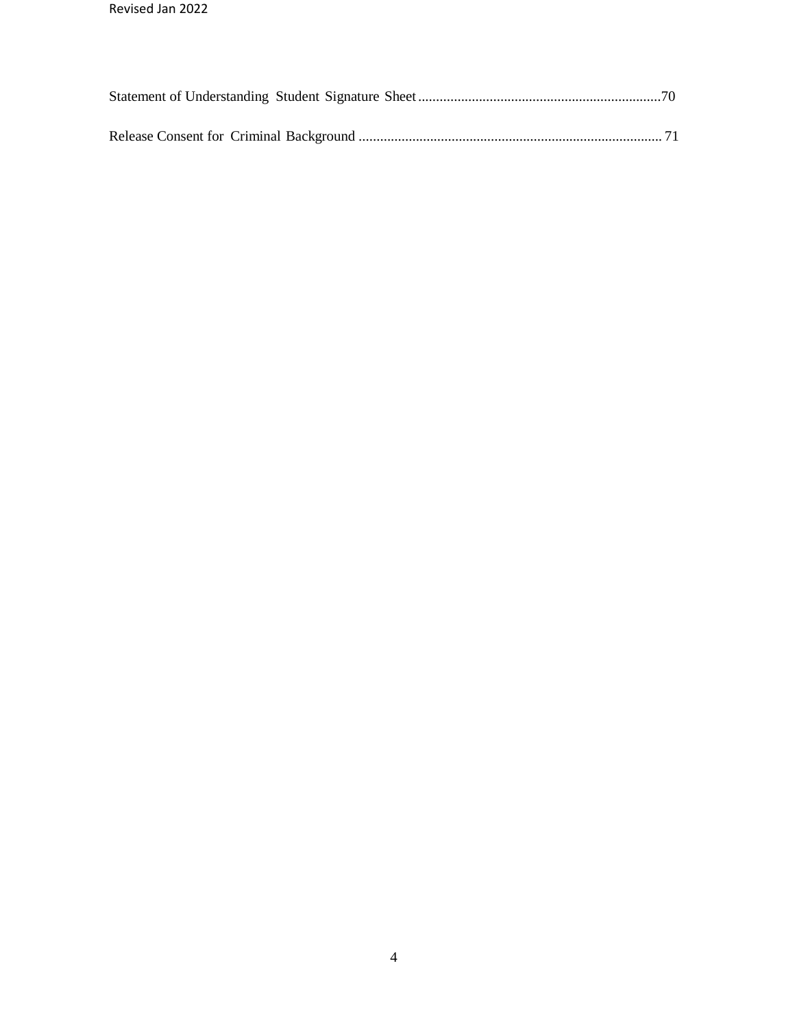Statement of Understanding Student Signature Sheet....................................................................70

Release Consent for Criminal Background ..................................................................................... 71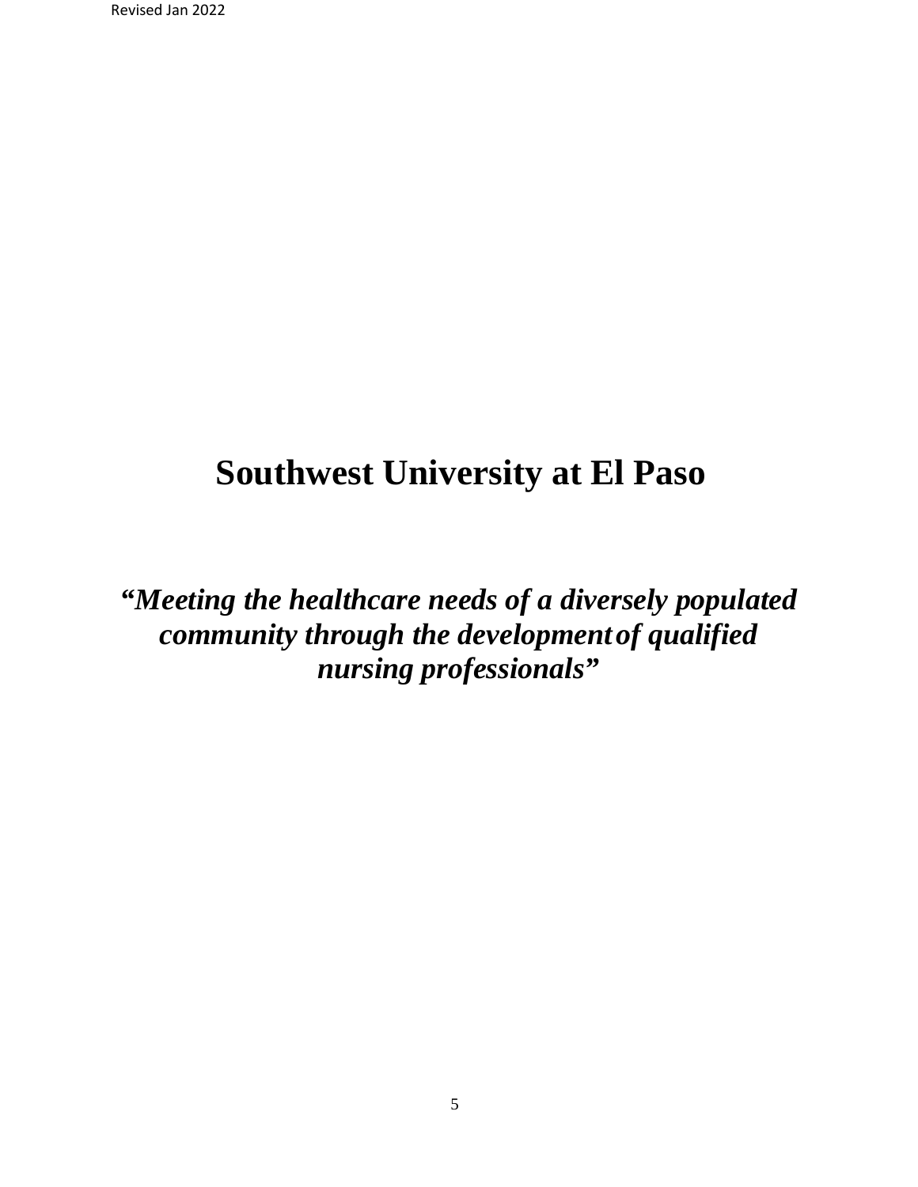# Southwest University at El Paso

***"Meeting the healthcare needs of a diversely populated community through the development of qualified nursing professionals"***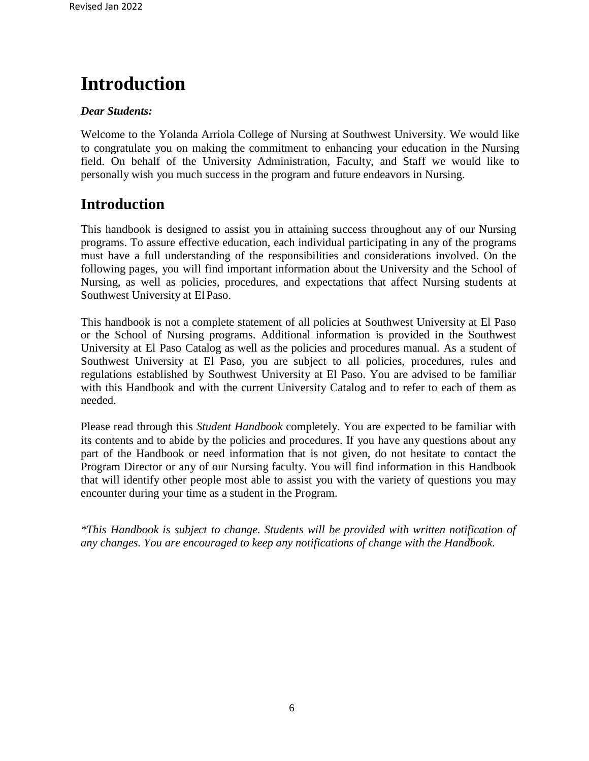# Introduction

***Dear Students:***

Welcome to the Yolanda Arriola College of Nursing at Southwest University. We would like to congratulate you on making the commitment to enhancing your education in the Nursing field. On behalf of the University Administration, Faculty, and Staff we would like to personally wish you much success in the program and future endeavors in Nursing.

## Introduction

This handbook is designed to assist you in attaining success throughout any of our Nursing programs. To assure effective education, each individual participating in any of the programs must have a full understanding of the responsibilities and considerations involved. On the following pages, you will find important information about the University and the School of Nursing, as well as policies, procedures, and expectations that affect Nursing students at Southwest University at El Paso.

This handbook is not a complete statement of all policies at Southwest University at El Paso or the School of Nursing programs. Additional information is provided in the Southwest University at El Paso Catalog as well as the policies and procedures manual. As a student of Southwest University at El Paso, you are subject to all policies, procedures, rules and regulations established by Southwest University at El Paso. You are advised to be familiar with this Handbook and with the current University Catalog and to refer to each of them as needed.

Please read through this *Student Handbook* completely. You are expected to be familiar with its contents and to abide by the policies and procedures. If you have any questions about any part of the Handbook or need information that is not given, do not hesitate to contact the Program Director or any of our Nursing faculty. You will find information in this Handbook that will identify other people most able to assist you with the variety of questions you may encounter during your time as a student in the Program.

**This Handbook is subject to change. Students will be provided with written notification of any changes. You are encouraged to keep any notifications of change with the Handbook.*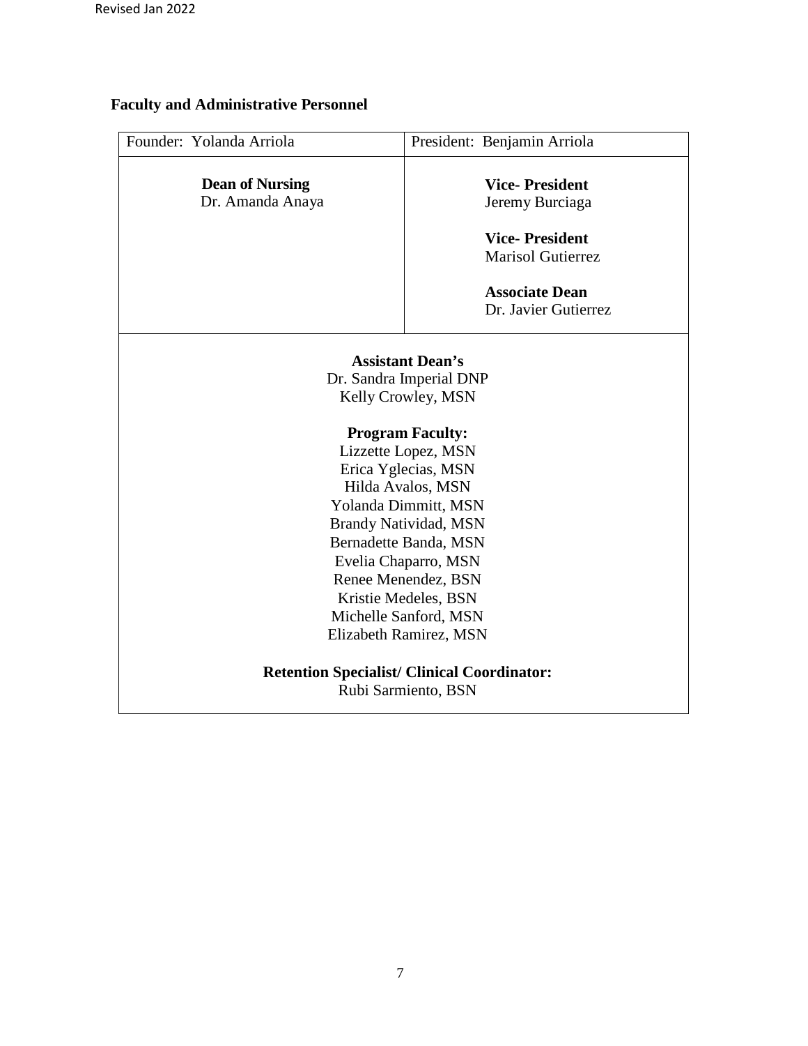## Faculty and Administrative Personnel

| Founder: Yolanda Arriola | President: Benjamin Arriola |
|---|---|
| **Dean of Nursing**<br>Dr. Amanda Anaya | **Vice- President**<br>Jeremy Burciaga<br><br>**Vice- President**<br>Marisol Gutierrez<br><br>**Associate Dean**<br>Dr. Javier Gutierrez |

**Assistant Dean's**
Dr. Sandra Imperial DNP
Kelly Crowley, MSN

**Program Faculty:**
Lizzette Lopez, MSN
Erica Yglecias, MSN
Hilda Avalos, MSN
Yolanda Dimmitt, MSN
Brandy Natividad, MSN
Bernadette Banda, MSN
Evelia Chaparro, MSN
Renee Menendez, BSN
Kristie Medeles, BSN
Michelle Sanford, MSN
Elizabeth Ramirez, MSN

**Retention Specialist/ Clinical Coordinator:**
Rubi Sarmiento, BSN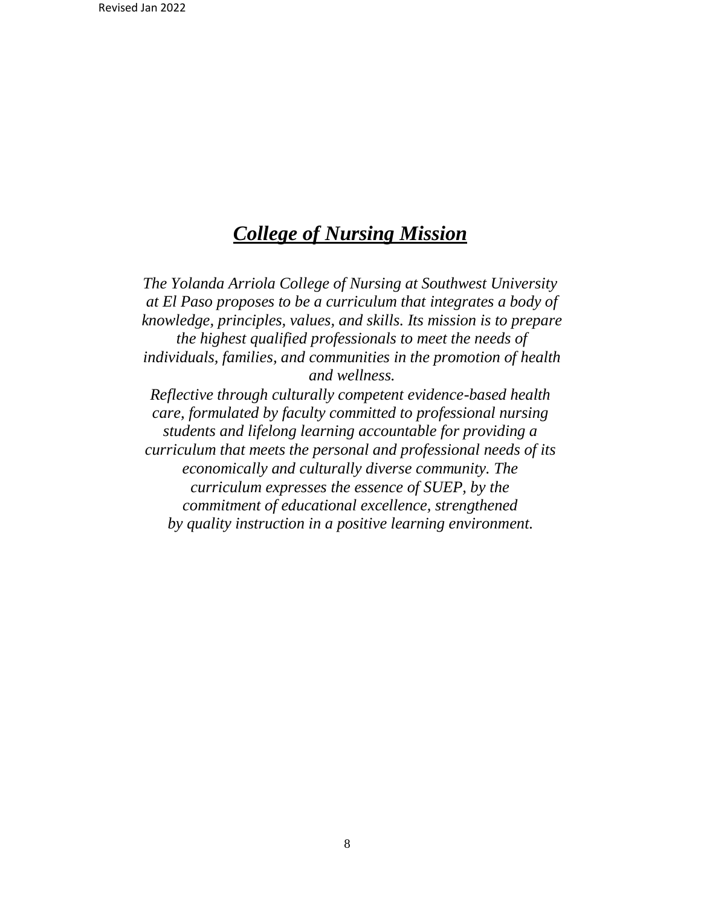# ***College of Nursing Mission***

*The Yolanda Arriola College of Nursing at Southwest University at El Paso proposes to be a curriculum that integrates a body of knowledge, principles, values, and skills. Its mission is to prepare the highest qualified professionals to meet the needs of individuals, families, and communities in the promotion of health and wellness.*

*Reflective through culturally competent evidence-based health care, formulated by faculty committed to professional nursing students and lifelong learning accountable for providing a curriculum that meets the personal and professional needs of its economically and culturally diverse community. The curriculum expresses the essence of SUEP, by the commitment of educational excellence, strengthened by quality instruction in a positive learning environment.*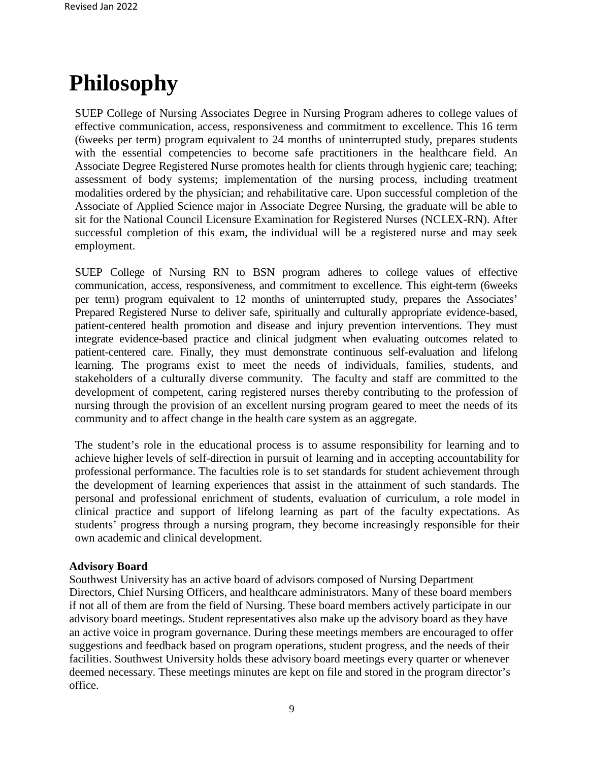# Philosophy

SUEP College of Nursing Associates Degree in Nursing Program adheres to college values of effective communication, access, responsiveness and commitment to excellence. This 16 term (6weeks per term) program equivalent to 24 months of uninterrupted study, prepares students with the essential competencies to become safe practitioners in the healthcare field. An Associate Degree Registered Nurse promotes health for clients through hygienic care; teaching; assessment of body systems; implementation of the nursing process, including treatment modalities ordered by the physician; and rehabilitative care. Upon successful completion of the Associate of Applied Science major in Associate Degree Nursing, the graduate will be able to sit for the National Council Licensure Examination for Registered Nurses (NCLEX-RN). After successful completion of this exam, the individual will be a registered nurse and may seek employment.

SUEP College of Nursing RN to BSN program adheres to college values of effective communication, access, responsiveness, and commitment to excellence. This eight-term (6weeks per term) program equivalent to 12 months of uninterrupted study, prepares the Associates' Prepared Registered Nurse to deliver safe, spiritually and culturally appropriate evidence-based, patient-centered health promotion and disease and injury prevention interventions. They must integrate evidence-based practice and clinical judgment when evaluating outcomes related to patient-centered care. Finally, they must demonstrate continuous self-evaluation and lifelong learning. The programs exist to meet the needs of individuals, families, students, and stakeholders of a culturally diverse community. The faculty and staff are committed to the development of competent, caring registered nurses thereby contributing to the profession of nursing through the provision of an excellent nursing program geared to meet the needs of its community and to affect change in the health care system as an aggregate.

The student's role in the educational process is to assume responsibility for learning and to achieve higher levels of self-direction in pursuit of learning and in accepting accountability for professional performance. The faculties role is to set standards for student achievement through the development of learning experiences that assist in the attainment of such standards. The personal and professional enrichment of students, evaluation of curriculum, a role model in clinical practice and support of lifelong learning as part of the faculty expectations. As students' progress through a nursing program, they become increasingly responsible for their own academic and clinical development.

**Advisory Board**

Southwest University has an active board of advisors composed of Nursing Department Directors, Chief Nursing Officers, and healthcare administrators. Many of these board members if not all of them are from the field of Nursing. These board members actively participate in our advisory board meetings. Student representatives also make up the advisory board as they have an active voice in program governance. During these meetings members are encouraged to offer suggestions and feedback based on program operations, student progress, and the needs of their facilities. Southwest University holds these advisory board meetings every quarter or whenever deemed necessary. These meetings minutes are kept on file and stored in the program director's office.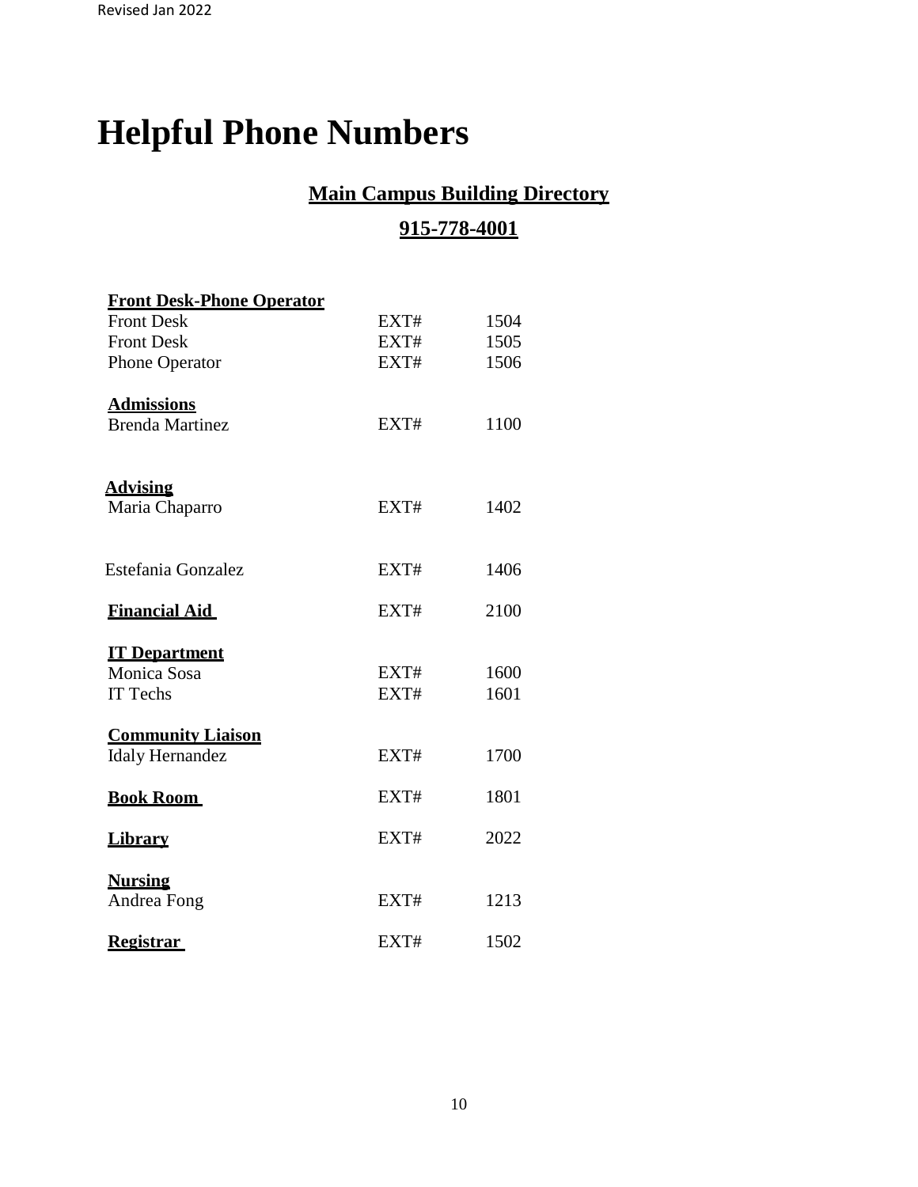# Helpful Phone Numbers

## Main Campus Building Directory

## 915-778-4001

| | | |
|---|---|---|
| **Front Desk-Phone Operator** | | |
| Front Desk | EXT# | 1504 |
| Front Desk | EXT# | 1505 |
| Phone Operator | EXT# | 1506 |
| **Admissions** | | |
| Brenda Martinez | EXT# | 1100 |
| **Advising** | | |
| Maria Chaparro | EXT# | 1402 |
| Estefania Gonzalez | EXT# | 1406 |
| **Financial Aid** | EXT# | 2100 |
| **IT Department** | | |
| Monica Sosa | EXT# | 1600 |
| IT Techs | EXT# | 1601 |
| **Community Liaison** | | |
| Idaly Hernandez | EXT# | 1700 |
| **Book Room** | EXT# | 1801 |
| **Library** | EXT# | 2022 |
| **Nursing** | | |
| Andrea Fong | EXT# | 1213 |
| **Registrar** | EXT# | 1502 |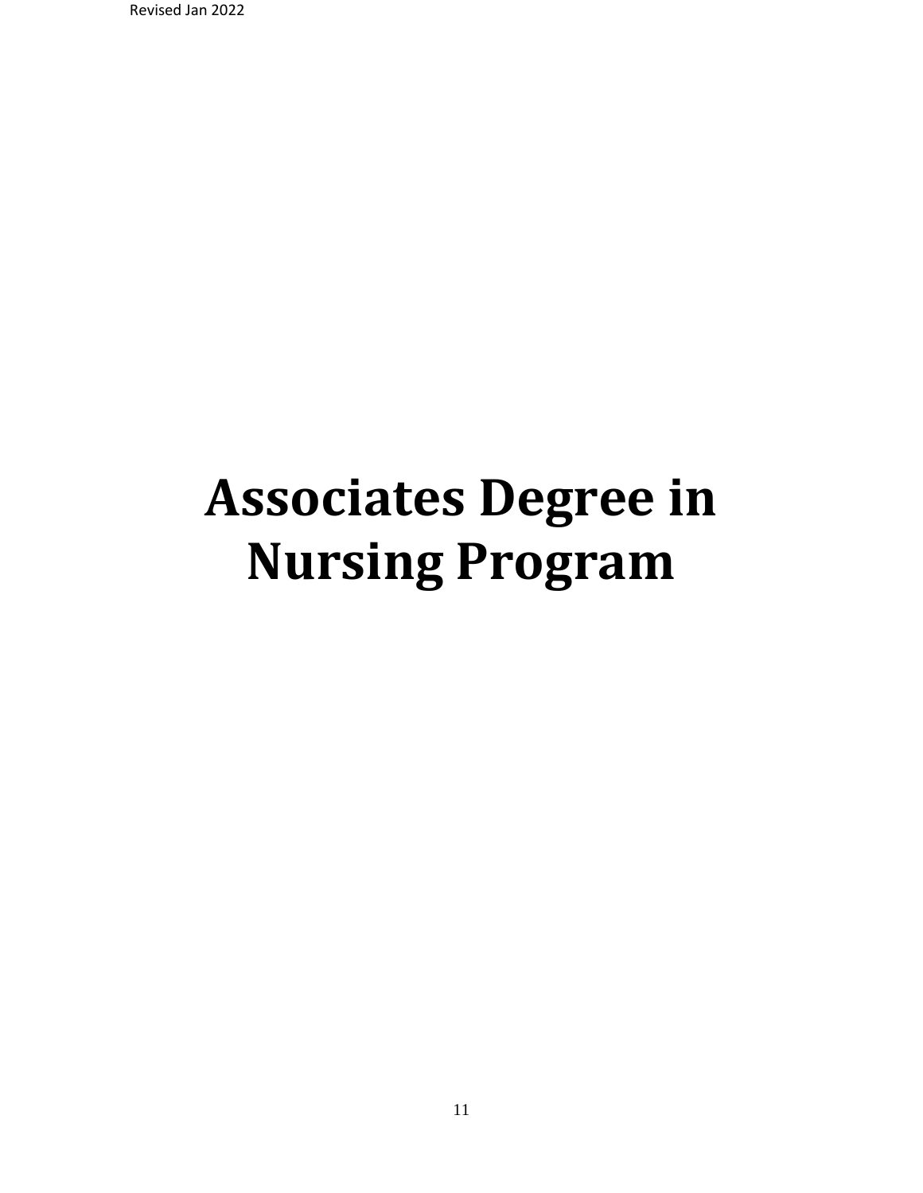# Associates Degree in Nursing Program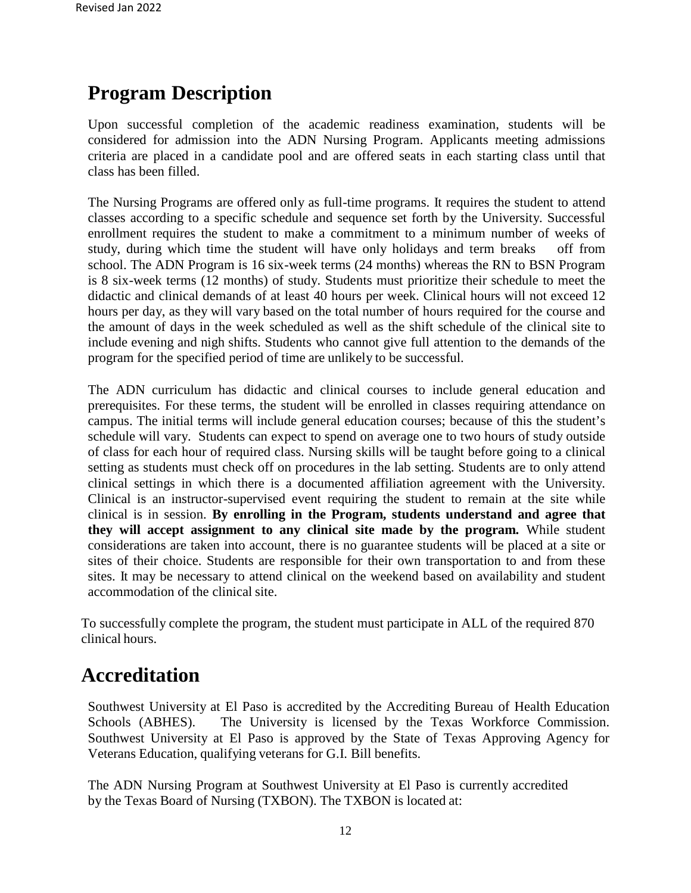# Program Description

Upon successful completion of the academic readiness examination, students will be considered for admission into the ADN Nursing Program. Applicants meeting admissions criteria are placed in a candidate pool and are offered seats in each starting class until that class has been filled.

The Nursing Programs are offered only as full-time programs. It requires the student to attend classes according to a specific schedule and sequence set forth by the University. Successful enrollment requires the student to make a commitment to a minimum number of weeks of study, during which time the student will have only holidays and term breaks off from school. The ADN Program is 16 six-week terms (24 months) whereas the RN to BSN Program is 8 six-week terms (12 months) of study. Students must prioritize their schedule to meet the didactic and clinical demands of at least 40 hours per week. Clinical hours will not exceed 12 hours per day, as they will vary based on the total number of hours required for the course and the amount of days in the week scheduled as well as the shift schedule of the clinical site to include evening and nigh shifts. Students who cannot give full attention to the demands of the program for the specified period of time are unlikely to be successful.

The ADN curriculum has didactic and clinical courses to include general education and prerequisites. For these terms, the student will be enrolled in classes requiring attendance on campus. The initial terms will include general education courses; because of this the student's schedule will vary. Students can expect to spend on average one to two hours of study outside of class for each hour of required class. Nursing skills will be taught before going to a clinical setting as students must check off on procedures in the lab setting. Students are to only attend clinical settings in which there is a documented affiliation agreement with the University. Clinical is an instructor-supervised event requiring the student to remain at the site while clinical is in session. **By enrolling in the Program, students understand and agree that they will accept assignment to any clinical site made by the program.** While student considerations are taken into account, there is no guarantee students will be placed at a site or sites of their choice. Students are responsible for their own transportation to and from these sites. It may be necessary to attend clinical on the weekend based on availability and student accommodation of the clinical site.

To successfully complete the program, the student must participate in ALL of the required 870 clinical hours.

# Accreditation

Southwest University at El Paso is accredited by the Accrediting Bureau of Health Education Schools (ABHES). The University is licensed by the Texas Workforce Commission. Southwest University at El Paso is approved by the State of Texas Approving Agency for Veterans Education, qualifying veterans for G.I. Bill benefits.

The ADN Nursing Program at Southwest University at El Paso is currently accredited by the Texas Board of Nursing (TXBON). The TXBON is located at: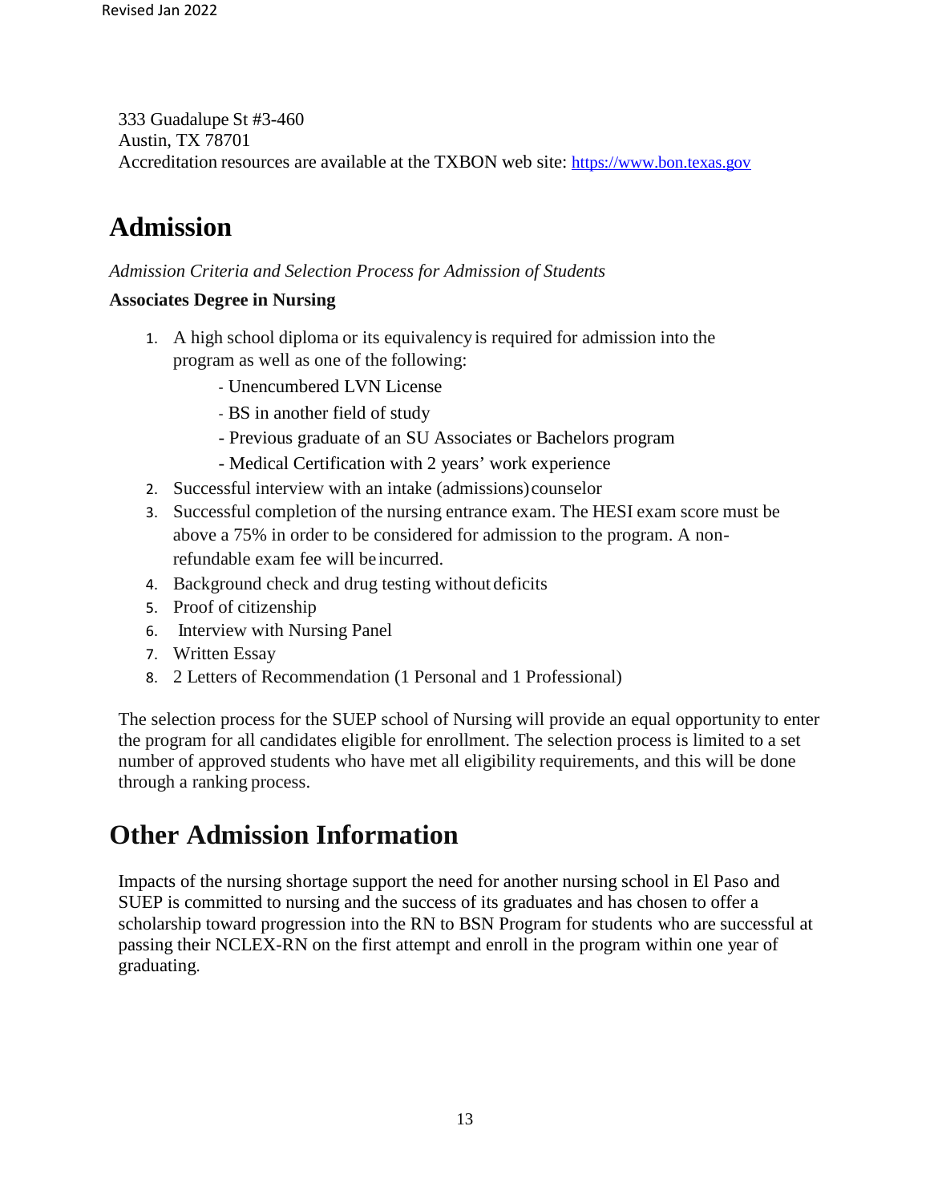333 Guadalupe St #3-460
Austin, TX 78701
Accreditation resources are available at the TXBON web site: https://www.bon.texas.gov

# Admission

*Admission Criteria and Selection Process for Admission of Students*

**Associates Degree in Nursing**

1. A high school diploma or its equivalency is required for admission into the program as well as one of the following:
   - Unencumbered LVN License
   - BS in another field of study
   - Previous graduate of an SU Associates or Bachelors program
   - Medical Certification with 2 years' work experience
2. Successful interview with an intake (admissions) counselor
3. Successful completion of the nursing entrance exam. The HESI exam score must be above a 75% in order to be considered for admission to the program. A non-refundable exam fee will be incurred.
4. Background check and drug testing without deficits
5. Proof of citizenship
6. Interview with Nursing Panel
7. Written Essay
8. 2 Letters of Recommendation (1 Personal and 1 Professional)

The selection process for the SUEP school of Nursing will provide an equal opportunity to enter the program for all candidates eligible for enrollment. The selection process is limited to a set number of approved students who have met all eligibility requirements, and this will be done through a ranking process.

# Other Admission Information

Impacts of the nursing shortage support the need for another nursing school in El Paso and SUEP is committed to nursing and the success of its graduates and has chosen to offer a scholarship toward progression into the RN to BSN Program for students who are successful at passing their NCLEX-RN on the first attempt and enroll in the program within one year of graduating.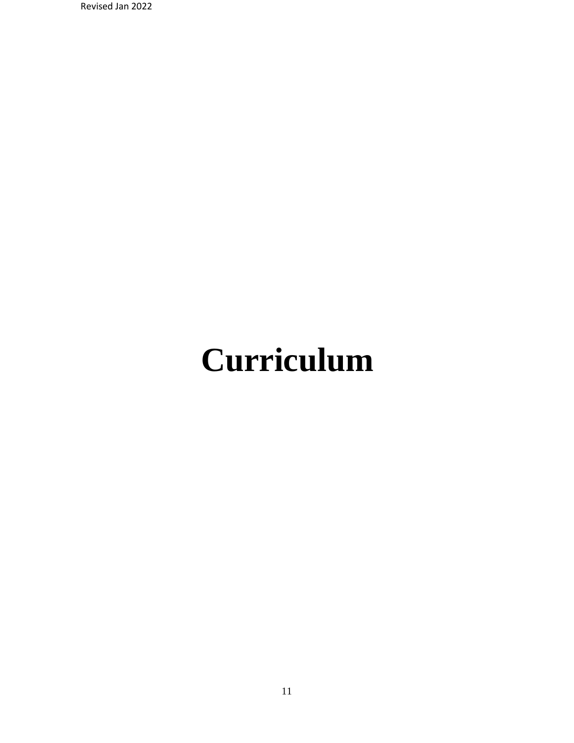# Curriculum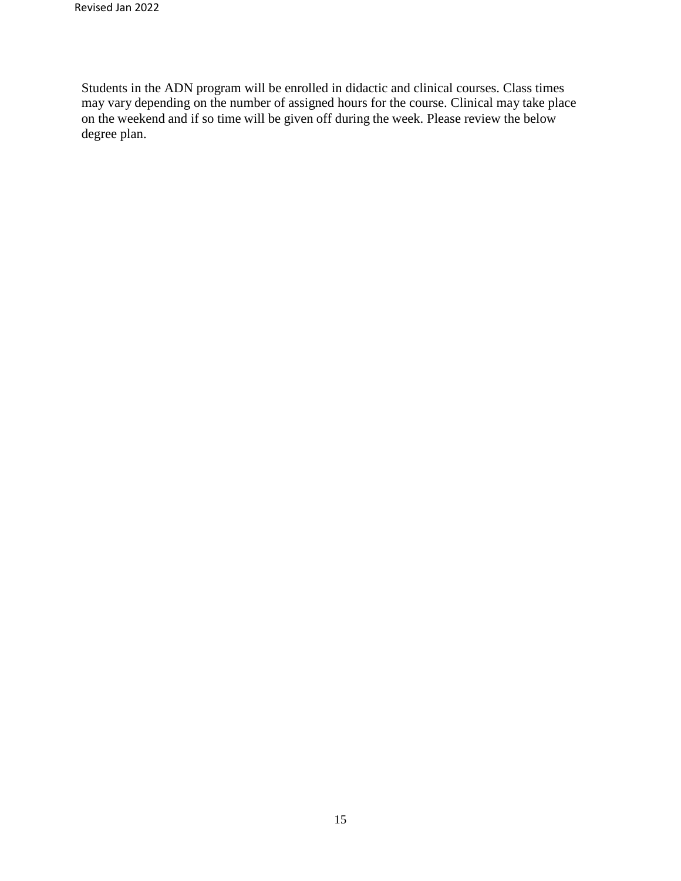Students in the ADN program will be enrolled in didactic and clinical courses. Class times may vary depending on the number of assigned hours for the course. Clinical may take place on the weekend and if so time will be given off during the week. Please review the below degree plan.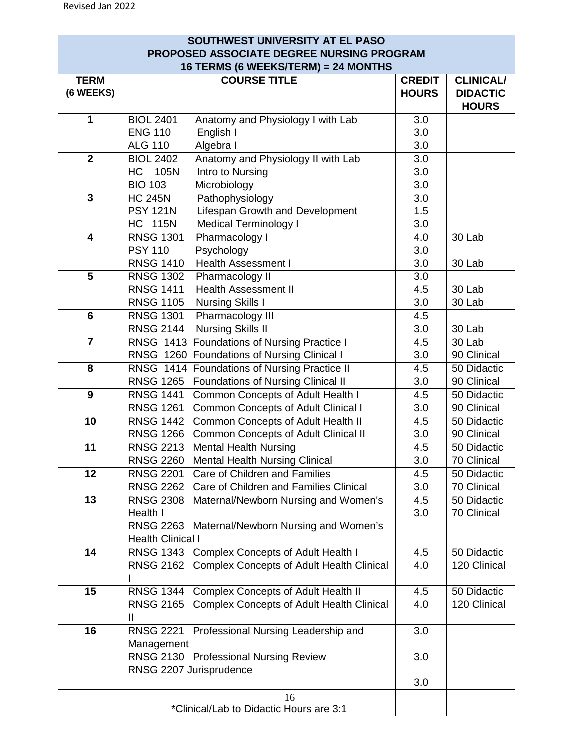Revised Jan 2022

| SOUTHWEST UNIVERSITY AT EL PASO<br>PROPOSED ASSOCIATE DEGREE NURSING PROGRAM<br>16 TERMS (6 WEEKS/TERM) = 24 MONTHS | | | |
|---|---|---|---|
| **TERM (6 WEEKS)** | **COURSE TITLE** | **CREDIT HOURS** | **CLINICAL/ DIDACTIC HOURS** |
| **1** | BIOL 2401 Anatomy and Physiology I with Lab<br>ENG 110 English I<br>ALG 110 Algebra I | 3.0<br>3.0<br>3.0 | |
| **2** | BIOL 2402 Anatomy and Physiology II with Lab<br>HC 105N Intro to Nursing<br>BIO 103 Microbiology | 3.0<br>3.0<br>3.0 | |
| **3** | HC 245N Pathophysiology<br>PSY 121N Lifespan Growth and Development<br>HC 115N Medical Terminology I | 3.0<br>1.5<br>3.0 | |
| **4** | RNSG 1301 Pharmacology I<br>PSY 110 Psychology<br>RNSG 1410 Health Assessment I | 4.0<br>3.0<br>3.0 | 30 Lab<br><br>30 Lab |
| **5** | RNSG 1302 Pharmacology II<br>RNSG 1411 Health Assessment II<br>RNSG 1105 Nursing Skills I | 3.0<br>4.5<br>3.0 | <br>30 Lab<br>30 Lab |
| **6** | RNSG 1301 Pharmacology III<br>RNSG 2144 Nursing Skills II | 4.5<br>3.0 | <br>30 Lab |
| **7** | RNSG 1413 Foundations of Nursing Practice I<br>RNSG 1260 Foundations of Nursing Clinical I | 4.5<br>3.0 | 30 Lab<br>90 Clinical |
| **8** | RNSG 1414 Foundations of Nursing Practice II<br>RNSG 1265 Foundations of Nursing Clinical II | 4.5<br>3.0 | 50 Didactic<br>90 Clinical |
| **9** | RNSG 1441 Common Concepts of Adult Health I<br>RNSG 1261 Common Concepts of Adult Clinical I | 4.5<br>3.0 | 50 Didactic<br>90 Clinical |
| **10** | RNSG 1442 Common Concepts of Adult Health II<br>RNSG 1266 Common Concepts of Adult Clinical II | 4.5<br>3.0 | 50 Didactic<br>90 Clinical |
| **11** | RNSG 2213 Mental Health Nursing<br>RNSG 2260 Mental Health Nursing Clinical | 4.5<br>3.0 | 50 Didactic<br>70 Clinical |
| **12** | RNSG 2201 Care of Children and Families<br>RNSG 2262 Care of Children and Families Clinical | 4.5<br>3.0 | 50 Didactic<br>70 Clinical |
| **13** | RNSG 2308 Maternal/Newborn Nursing and Women's Health I<br>RNSG 2263 Maternal/Newborn Nursing and Women's Health Clinical I | 4.5<br>3.0 | 50 Didactic<br>70 Clinical |
| **14** | RNSG 1343 Complex Concepts of Adult Health I<br>RNSG 2162 Complex Concepts of Adult Health Clinical I | 4.5<br>4.0 | 50 Didactic<br>120 Clinical |
| **15** | RNSG 1344 Complex Concepts of Adult Health II<br>RNSG 2165 Complex Concepts of Adult Health Clinical II | 4.5<br>4.0 | 50 Didactic<br>120 Clinical |
| **16** | RNSG 2221 Professional Nursing Leadership and Management<br>RNSG 2130 Professional Nursing Review<br>RNSG 2207 Jurisprudence | 3.0<br>3.0<br>3.0 | |
| | *Clinical/Lab to Didactic Hours are 3:1 | | |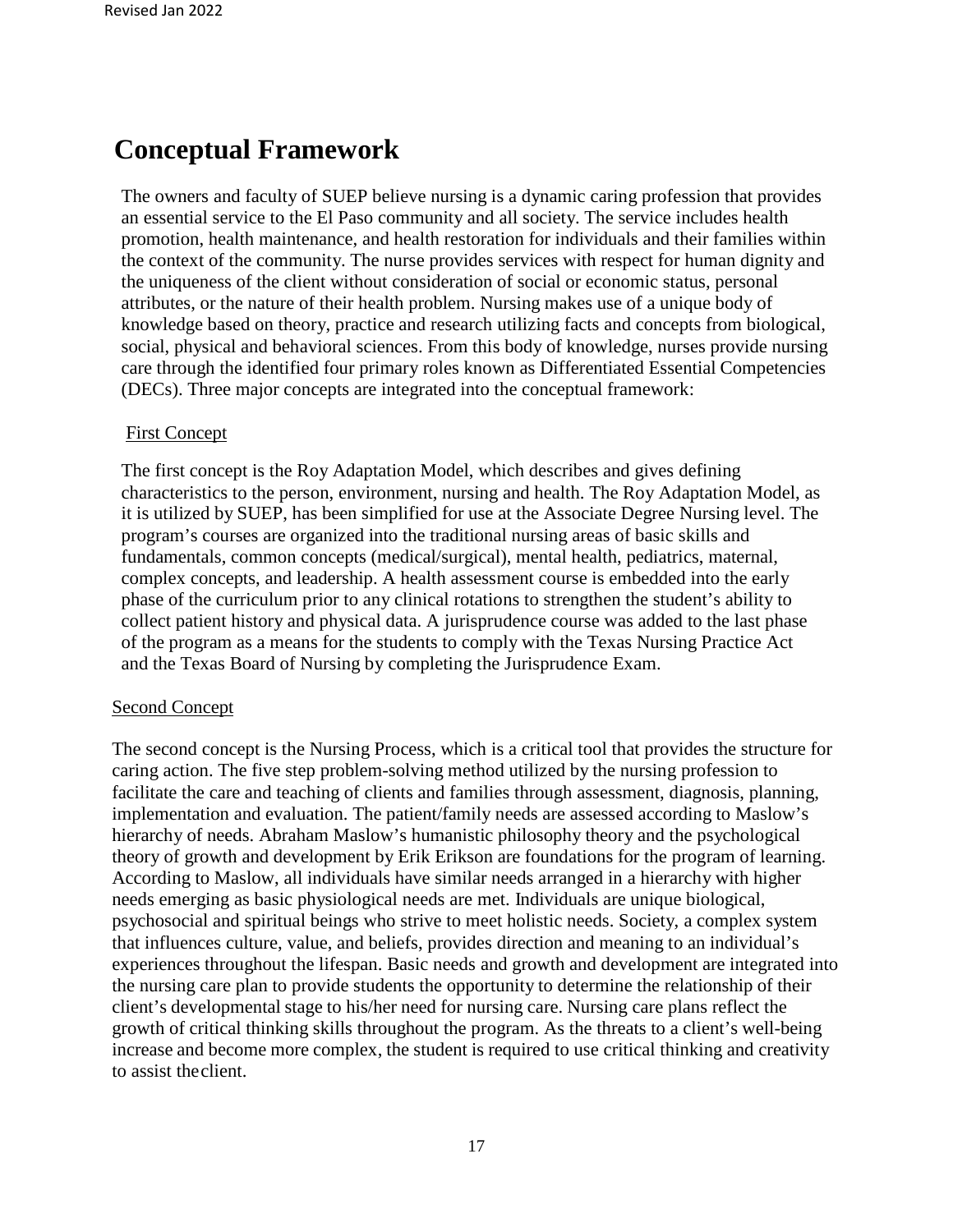# Conceptual Framework

The owners and faculty of SUEP believe nursing is a dynamic caring profession that provides an essential service to the El Paso community and all society. The service includes health promotion, health maintenance, and health restoration for individuals and their families within the context of the community. The nurse provides services with respect for human dignity and the uniqueness of the client without consideration of social or economic status, personal attributes, or the nature of their health problem. Nursing makes use of a unique body of knowledge based on theory, practice and research utilizing facts and concepts from biological, social, physical and behavioral sciences. From this body of knowledge, nurses provide nursing care through the identified four primary roles known as Differentiated Essential Competencies (DECs). Three major concepts are integrated into the conceptual framework:

<u>First Concept</u>

The first concept is the Roy Adaptation Model, which describes and gives defining characteristics to the person, environment, nursing and health. The Roy Adaptation Model, as it is utilized by SUEP, has been simplified for use at the Associate Degree Nursing level. The program's courses are organized into the traditional nursing areas of basic skills and fundamentals, common concepts (medical/surgical), mental health, pediatrics, maternal, complex concepts, and leadership. A health assessment course is embedded into the early phase of the curriculum prior to any clinical rotations to strengthen the student's ability to collect patient history and physical data. A jurisprudence course was added to the last phase of the program as a means for the students to comply with the Texas Nursing Practice Act and the Texas Board of Nursing by completing the Jurisprudence Exam.

<u>Second Concept</u>

The second concept is the Nursing Process, which is a critical tool that provides the structure for caring action. The five step problem-solving method utilized by the nursing profession to facilitate the care and teaching of clients and families through assessment, diagnosis, planning, implementation and evaluation. The patient/family needs are assessed according to Maslow's hierarchy of needs. Abraham Maslow's humanistic philosophy theory and the psychological theory of growth and development by Erik Erikson are foundations for the program of learning. According to Maslow, all individuals have similar needs arranged in a hierarchy with higher needs emerging as basic physiological needs are met. Individuals are unique biological, psychosocial and spiritual beings who strive to meet holistic needs. Society, a complex system that influences culture, value, and beliefs, provides direction and meaning to an individual's experiences throughout the lifespan. Basic needs and growth and development are integrated into the nursing care plan to provide students the opportunity to determine the relationship of their client's developmental stage to his/her need for nursing care. Nursing care plans reflect the growth of critical thinking skills throughout the program. As the threats to a client's well-being increase and become more complex, the student is required to use critical thinking and creativity to assist the client.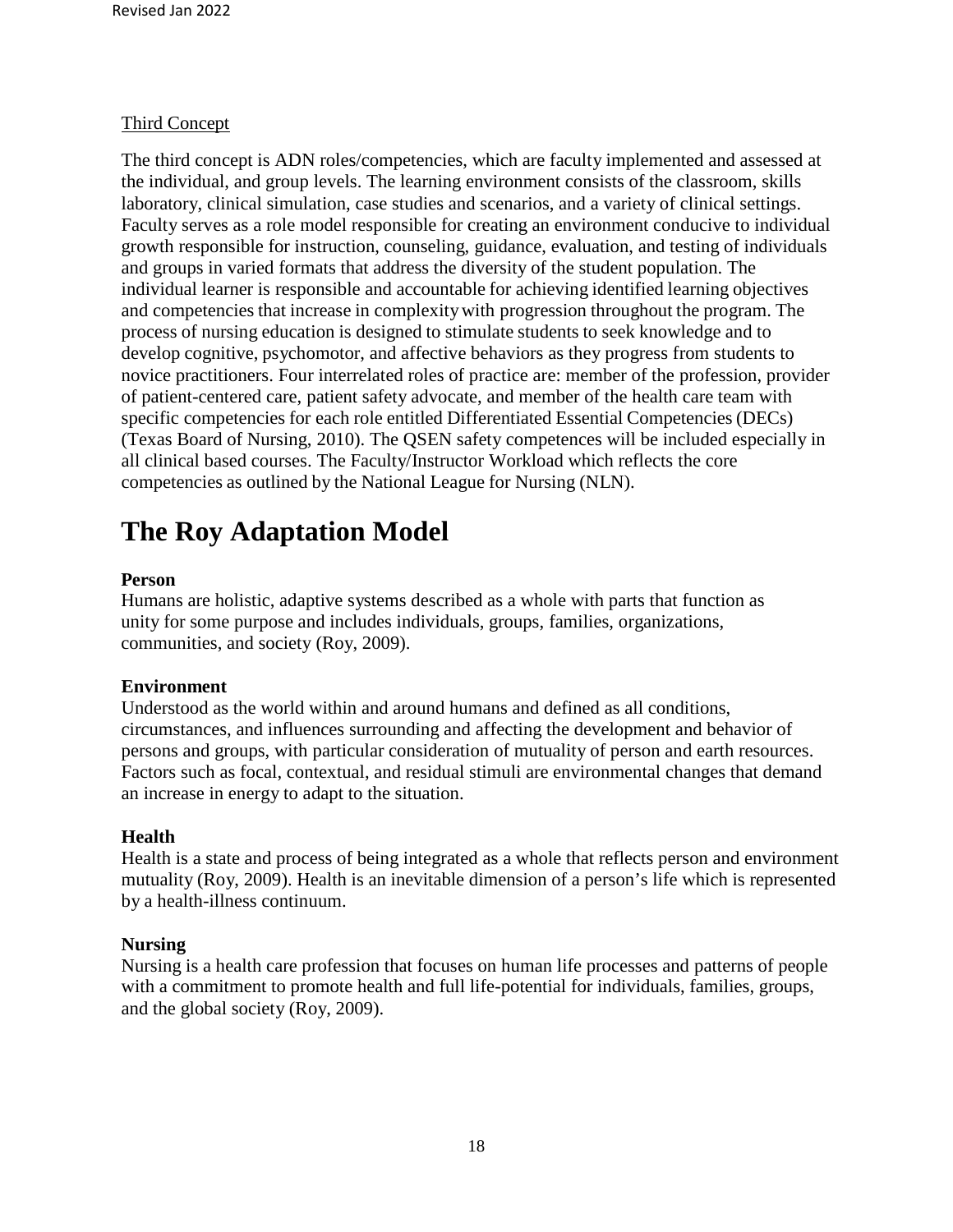Third Concept

The third concept is ADN roles/competencies, which are faculty implemented and assessed at the individual, and group levels. The learning environment consists of the classroom, skills laboratory, clinical simulation, case studies and scenarios, and a variety of clinical settings. Faculty serves as a role model responsible for creating an environment conducive to individual growth responsible for instruction, counseling, guidance, evaluation, and testing of individuals and groups in varied formats that address the diversity of the student population. The individual learner is responsible and accountable for achieving identified learning objectives and competencies that increase in complexity with progression throughout the program. The process of nursing education is designed to stimulate students to seek knowledge and to develop cognitive, psychomotor, and affective behaviors as they progress from students to novice practitioners. Four interrelated roles of practice are: member of the profession, provider of patient-centered care, patient safety advocate, and member of the health care team with specific competencies for each role entitled Differentiated Essential Competencies (DECs) (Texas Board of Nursing, 2010). The QSEN safety competences will be included especially in all clinical based courses. The Faculty/Instructor Workload which reflects the core competencies as outlined by the National League for Nursing (NLN).

# The Roy Adaptation Model

**Person**
Humans are holistic, adaptive systems described as a whole with parts that function as unity for some purpose and includes individuals, groups, families, organizations, communities, and society (Roy, 2009).

**Environment**
Understood as the world within and around humans and defined as all conditions, circumstances, and influences surrounding and affecting the development and behavior of persons and groups, with particular consideration of mutuality of person and earth resources. Factors such as focal, contextual, and residual stimuli are environmental changes that demand an increase in energy to adapt to the situation.

**Health**
Health is a state and process of being integrated as a whole that reflects person and environment mutuality (Roy, 2009). Health is an inevitable dimension of a person's life which is represented by a health-illness continuum.

**Nursing**
Nursing is a health care profession that focuses on human life processes and patterns of people with a commitment to promote health and full life-potential for individuals, families, groups, and the global society (Roy, 2009).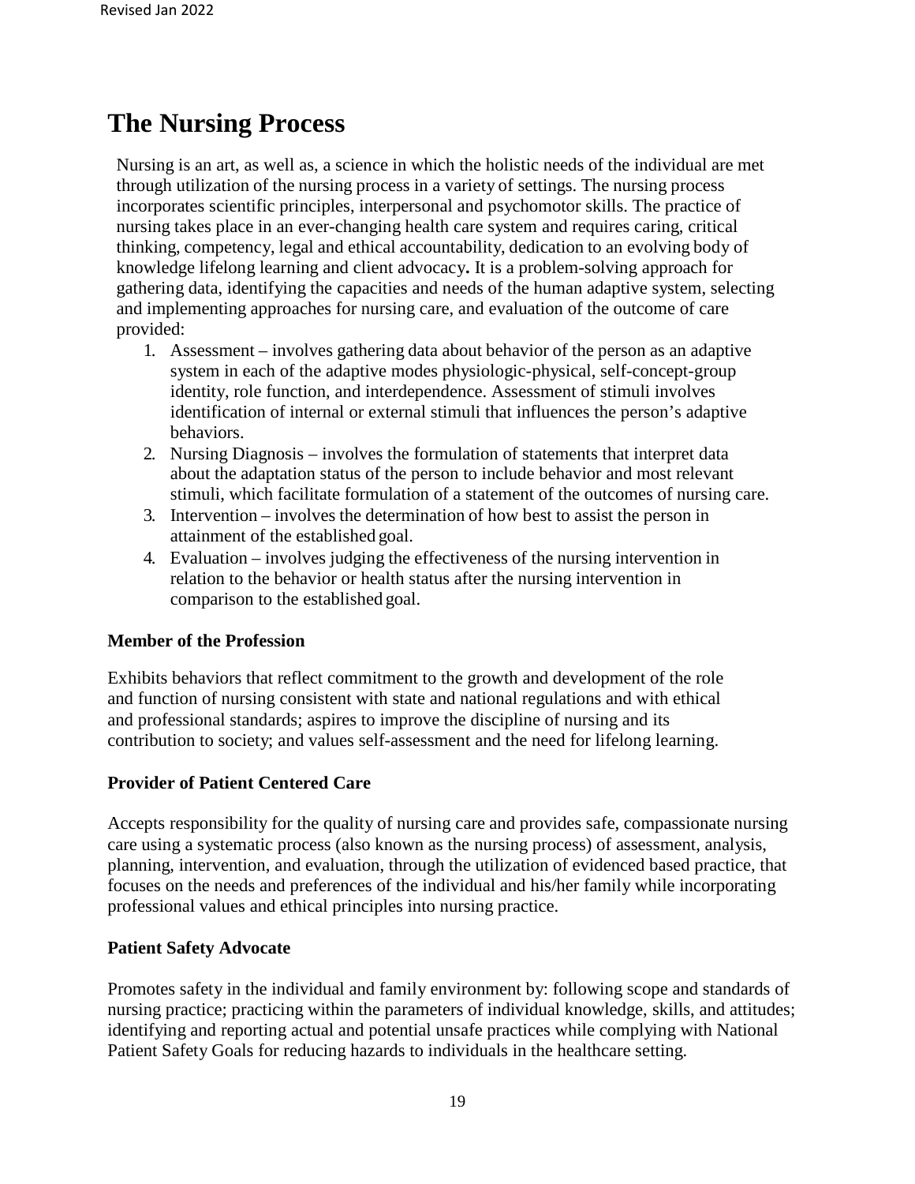# The Nursing Process

Nursing is an art, as well as, a science in which the holistic needs of the individual are met through utilization of the nursing process in a variety of settings. The nursing process incorporates scientific principles, interpersonal and psychomotor skills. The practice of nursing takes place in an ever-changing health care system and requires caring, critical thinking, competency, legal and ethical accountability, dedication to an evolving body of knowledge lifelong learning and client advocacy**.** It is a problem-solving approach for gathering data, identifying the capacities and needs of the human adaptive system, selecting and implementing approaches for nursing care, and evaluation of the outcome of care provided:

1. Assessment – involves gathering data about behavior of the person as an adaptive system in each of the adaptive modes physiologic-physical, self-concept-group identity, role function, and interdependence. Assessment of stimuli involves identification of internal or external stimuli that influences the person's adaptive behaviors.
2. Nursing Diagnosis – involves the formulation of statements that interpret data about the adaptation status of the person to include behavior and most relevant stimuli, which facilitate formulation of a statement of the outcomes of nursing care.
3. Intervention – involves the determination of how best to assist the person in attainment of the established goal.
4. Evaluation – involves judging the effectiveness of the nursing intervention in relation to the behavior or health status after the nursing intervention in comparison to the established goal.

**Member of the Profession**

Exhibits behaviors that reflect commitment to the growth and development of the role and function of nursing consistent with state and national regulations and with ethical and professional standards; aspires to improve the discipline of nursing and its contribution to society; and values self-assessment and the need for lifelong learning.

**Provider of Patient Centered Care**

Accepts responsibility for the quality of nursing care and provides safe, compassionate nursing care using a systematic process (also known as the nursing process) of assessment, analysis, planning, intervention, and evaluation, through the utilization of evidenced based practice, that focuses on the needs and preferences of the individual and his/her family while incorporating professional values and ethical principles into nursing practice.

**Patient Safety Advocate**

Promotes safety in the individual and family environment by: following scope and standards of nursing practice; practicing within the parameters of individual knowledge, skills, and attitudes; identifying and reporting actual and potential unsafe practices while complying with National Patient Safety Goals for reducing hazards to individuals in the healthcare setting.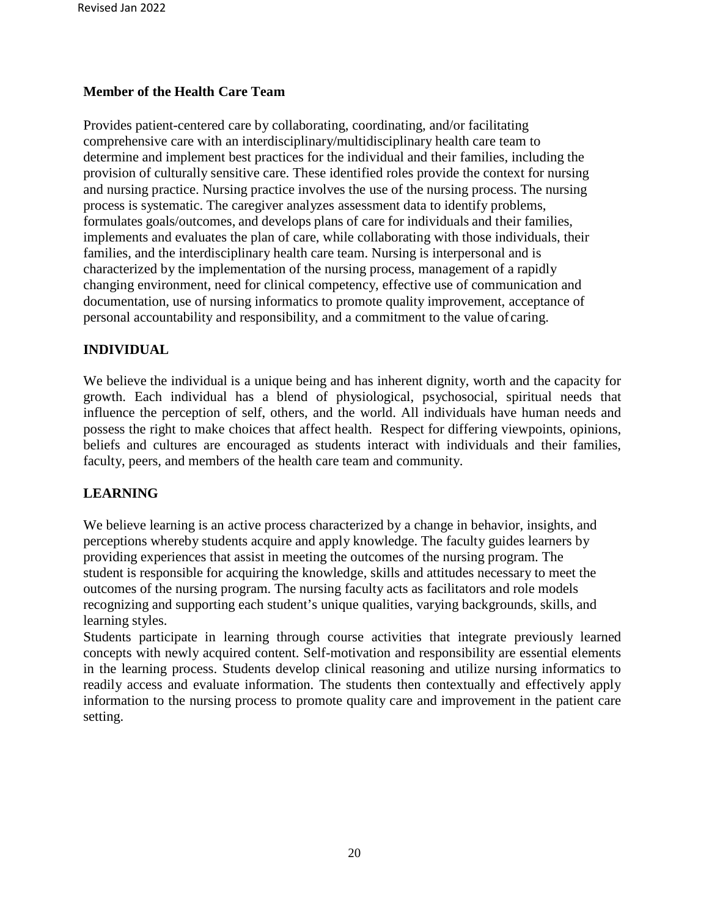**Member of the Health Care Team**

Provides patient-centered care by collaborating, coordinating, and/or facilitating comprehensive care with an interdisciplinary/multidisciplinary health care team to determine and implement best practices for the individual and their families, including the provision of culturally sensitive care. These identified roles provide the context for nursing and nursing practice. Nursing practice involves the use of the nursing process. The nursing process is systematic. The caregiver analyzes assessment data to identify problems, formulates goals/outcomes, and develops plans of care for individuals and their families, implements and evaluates the plan of care, while collaborating with those individuals, their families, and the interdisciplinary health care team. Nursing is interpersonal and is characterized by the implementation of the nursing process, management of a rapidly changing environment, need for clinical competency, effective use of communication and documentation, use of nursing informatics to promote quality improvement, acceptance of personal accountability and responsibility, and a commitment to the value of caring.

## INDIVIDUAL

We believe the individual is a unique being and has inherent dignity, worth and the capacity for growth. Each individual has a blend of physiological, psychosocial, spiritual needs that influence the perception of self, others, and the world. All individuals have human needs and possess the right to make choices that affect health. Respect for differing viewpoints, opinions, beliefs and cultures are encouraged as students interact with individuals and their families, faculty, peers, and members of the health care team and community.

## LEARNING

We believe learning is an active process characterized by a change in behavior, insights, and perceptions whereby students acquire and apply knowledge. The faculty guides learners by providing experiences that assist in meeting the outcomes of the nursing program. The student is responsible for acquiring the knowledge, skills and attitudes necessary to meet the outcomes of the nursing program. The nursing faculty acts as facilitators and role models recognizing and supporting each student's unique qualities, varying backgrounds, skills, and learning styles.

Students participate in learning through course activities that integrate previously learned concepts with newly acquired content. Self-motivation and responsibility are essential elements in the learning process. Students develop clinical reasoning and utilize nursing informatics to readily access and evaluate information. The students then contextually and effectively apply information to the nursing process to promote quality care and improvement in the patient care setting.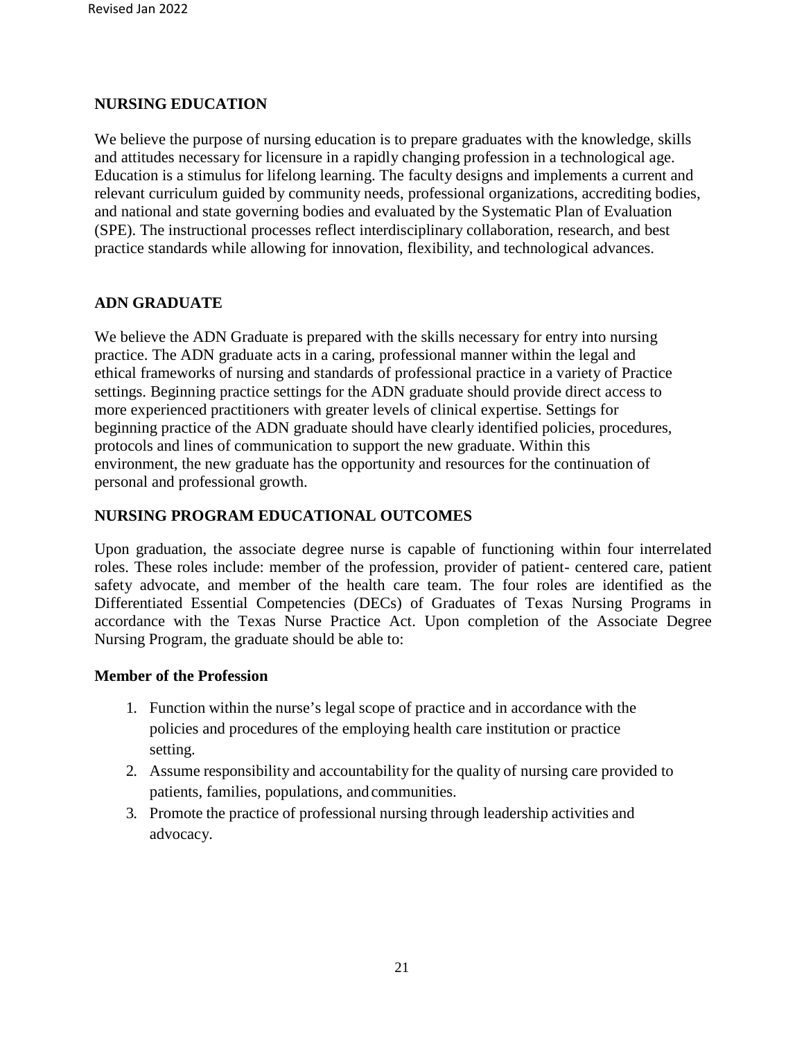## NURSING EDUCATION

We believe the purpose of nursing education is to prepare graduates with the knowledge, skills and attitudes necessary for licensure in a rapidly changing profession in a technological age. Education is a stimulus for lifelong learning. The faculty designs and implements a current and relevant curriculum guided by community needs, professional organizations, accrediting bodies, and national and state governing bodies and evaluated by the Systematic Plan of Evaluation (SPE). The instructional processes reflect interdisciplinary collaboration, research, and best practice standards while allowing for innovation, flexibility, and technological advances.

## ADN GRADUATE

We believe the ADN Graduate is prepared with the skills necessary for entry into nursing practice. The ADN graduate acts in a caring, professional manner within the legal and ethical frameworks of nursing and standards of professional practice in a variety of Practice settings. Beginning practice settings for the ADN graduate should provide direct access to more experienced practitioners with greater levels of clinical expertise. Settings for beginning practice of the ADN graduate should have clearly identified policies, procedures, protocols and lines of communication to support the new graduate. Within this environment, the new graduate has the opportunity and resources for the continuation of personal and professional growth.

## NURSING PROGRAM EDUCATIONAL OUTCOMES

Upon graduation, the associate degree nurse is capable of functioning within four interrelated roles. These roles include: member of the profession, provider of patient- centered care, patient safety advocate, and member of the health care team. The four roles are identified as the Differentiated Essential Competencies (DECs) of Graduates of Texas Nursing Programs in accordance with the Texas Nurse Practice Act. Upon completion of the Associate Degree Nursing Program, the graduate should be able to:

### Member of the Profession

1. Function within the nurse's legal scope of practice and in accordance with the policies and procedures of the employing health care institution or practice setting.
2. Assume responsibility and accountability for the quality of nursing care provided to patients, families, populations, and communities.
3. Promote the practice of professional nursing through leadership activities and advocacy.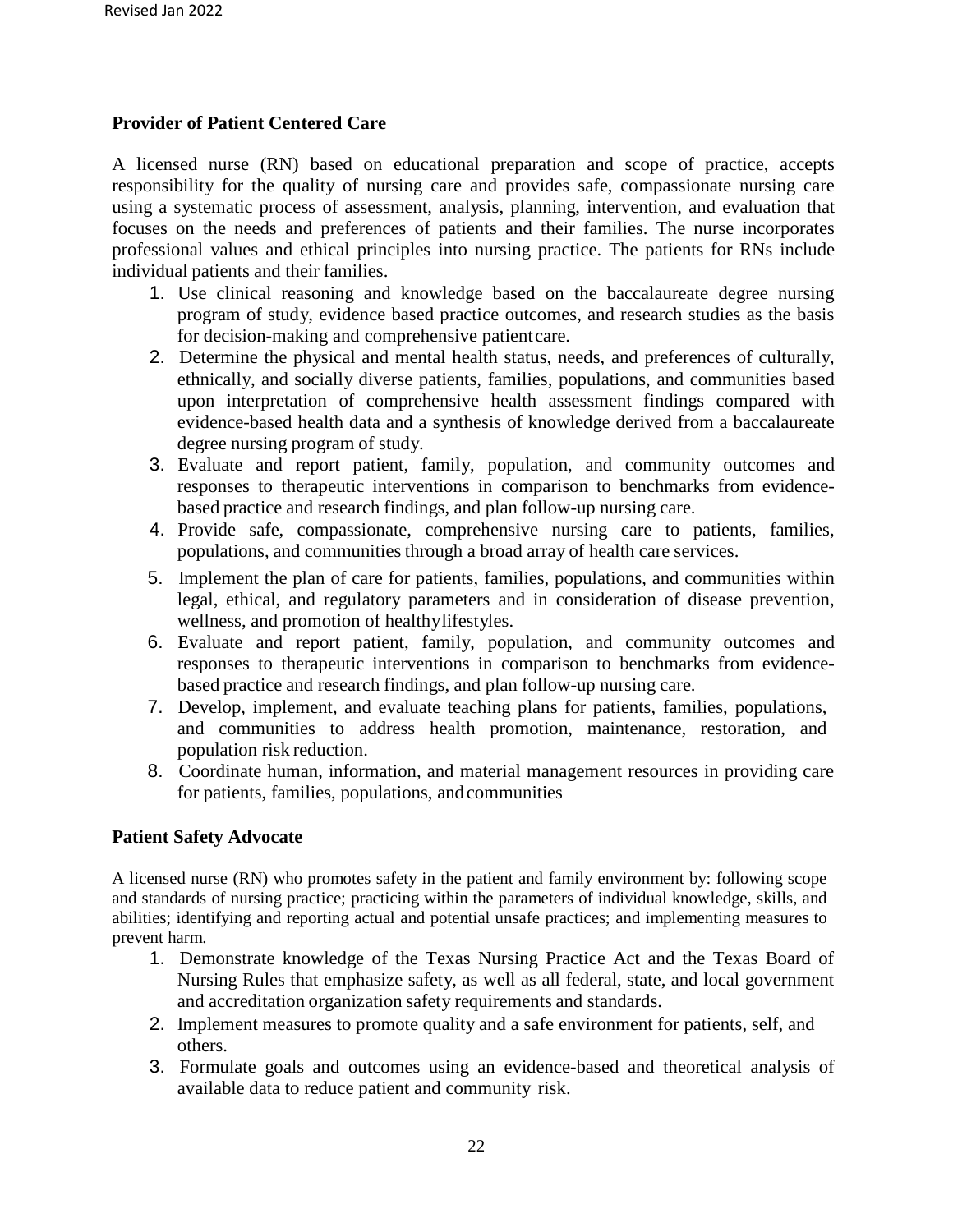## Provider of Patient Centered Care

A licensed nurse (RN) based on educational preparation and scope of practice, accepts responsibility for the quality of nursing care and provides safe, compassionate nursing care using a systematic process of assessment, analysis, planning, intervention, and evaluation that focuses on the needs and preferences of patients and their families. The nurse incorporates professional values and ethical principles into nursing practice. The patients for RNs include individual patients and their families.

1. Use clinical reasoning and knowledge based on the baccalaureate degree nursing program of study, evidence based practice outcomes, and research studies as the basis for decision-making and comprehensive patient care.
2. Determine the physical and mental health status, needs, and preferences of culturally, ethnically, and socially diverse patients, families, populations, and communities based upon interpretation of comprehensive health assessment findings compared with evidence-based health data and a synthesis of knowledge derived from a baccalaureate degree nursing program of study.
3. Evaluate and report patient, family, population, and community outcomes and responses to therapeutic interventions in comparison to benchmarks from evidence-based practice and research findings, and plan follow-up nursing care.
4. Provide safe, compassionate, comprehensive nursing care to patients, families, populations, and communities through a broad array of health care services.
5. Implement the plan of care for patients, families, populations, and communities within legal, ethical, and regulatory parameters and in consideration of disease prevention, wellness, and promotion of healthy lifestyles.
6. Evaluate and report patient, family, population, and community outcomes and responses to therapeutic interventions in comparison to benchmarks from evidence-based practice and research findings, and plan follow-up nursing care.
7. Develop, implement, and evaluate teaching plans for patients, families, populations, and communities to address health promotion, maintenance, restoration, and population risk reduction.
8. Coordinate human, information, and material management resources in providing care for patients, families, populations, and communities

## Patient Safety Advocate

A licensed nurse (RN) who promotes safety in the patient and family environment by: following scope and standards of nursing practice; practicing within the parameters of individual knowledge, skills, and abilities; identifying and reporting actual and potential unsafe practices; and implementing measures to prevent harm.

1. Demonstrate knowledge of the Texas Nursing Practice Act and the Texas Board of Nursing Rules that emphasize safety, as well as all federal, state, and local government and accreditation organization safety requirements and standards.
2. Implement measures to promote quality and a safe environment for patients, self, and others.
3. Formulate goals and outcomes using an evidence-based and theoretical analysis of available data to reduce patient and community risk.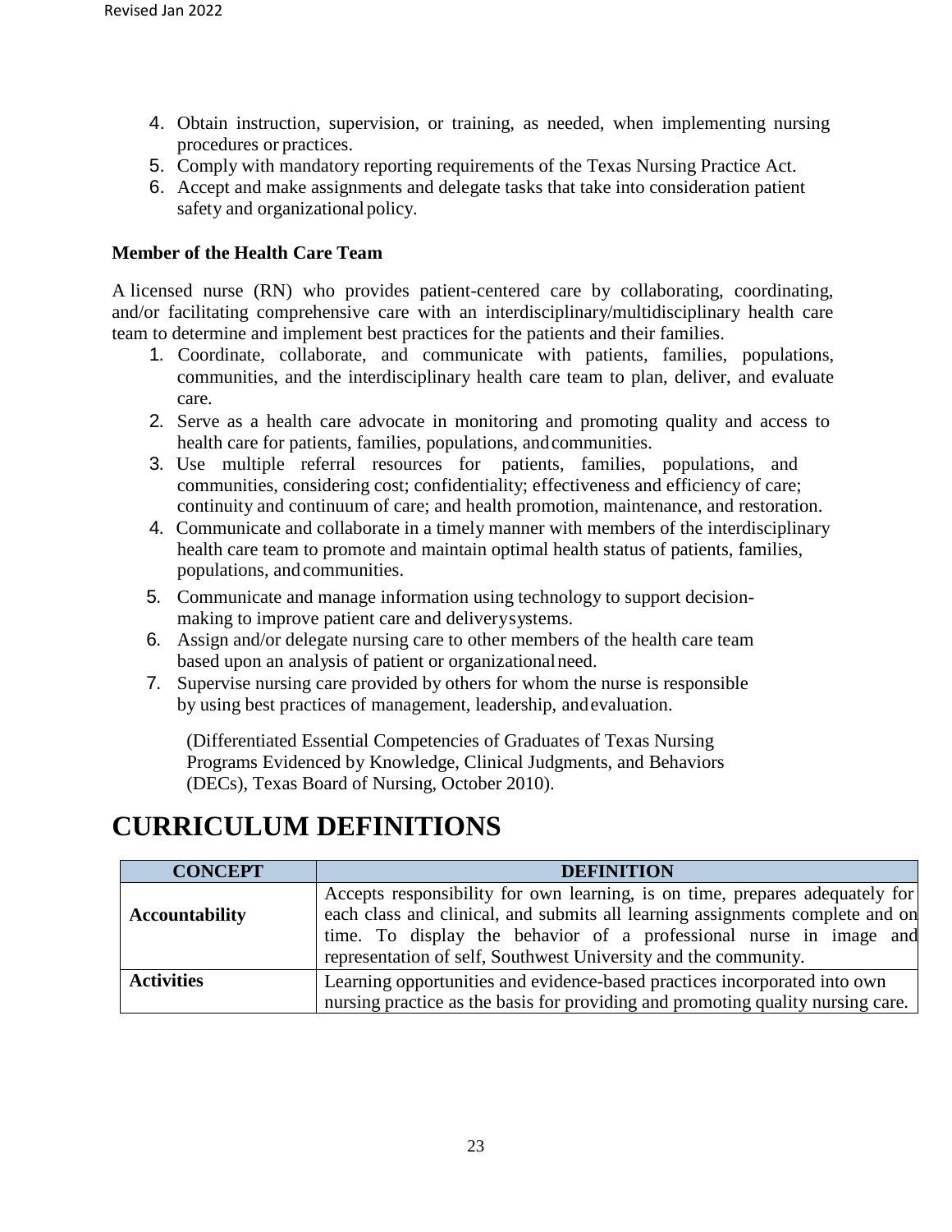4. Obtain instruction, supervision, or training, as needed, when implementing nursing procedures or practices.
5. Comply with mandatory reporting requirements of the Texas Nursing Practice Act.
6. Accept and make assignments and delegate tasks that take into consideration patient safety and organizational policy.

**Member of the Health Care Team**

A licensed nurse (RN) who provides patient-centered care by collaborating, coordinating, and/or facilitating comprehensive care with an interdisciplinary/multidisciplinary health care team to determine and implement best practices for the patients and their families.

1. Coordinate, collaborate, and communicate with patients, families, populations, communities, and the interdisciplinary health care team to plan, deliver, and evaluate care.
2. Serve as a health care advocate in monitoring and promoting quality and access to health care for patients, families, populations, and communities.
3. Use multiple referral resources for patients, families, populations, and communities, considering cost; confidentiality; effectiveness and efficiency of care; continuity and continuum of care; and health promotion, maintenance, and restoration.
4. Communicate and collaborate in a timely manner with members of the interdisciplinary health care team to promote and maintain optimal health status of patients, families, populations, and communities.
5. Communicate and manage information using technology to support decision-making to improve patient care and delivery systems.
6. Assign and/or delegate nursing care to other members of the health care team based upon an analysis of patient or organizational need.
7. Supervise nursing care provided by others for whom the nurse is responsible by using best practices of management, leadership, and evaluation.

(Differentiated Essential Competencies of Graduates of Texas Nursing Programs Evidenced by Knowledge, Clinical Judgments, and Behaviors (DECs), Texas Board of Nursing, October 2010).

# CURRICULUM DEFINITIONS

| CONCEPT | DEFINITION |
| --- | --- |
| **Accountability** | Accepts responsibility for own learning, is on time, prepares adequately for each class and clinical, and submits all learning assignments complete and on time. To display the behavior of a professional nurse in image and representation of self, Southwest University and the community. |
| **Activities** | Learning opportunities and evidence-based practices incorporated into own nursing practice as the basis for providing and promoting quality nursing care. |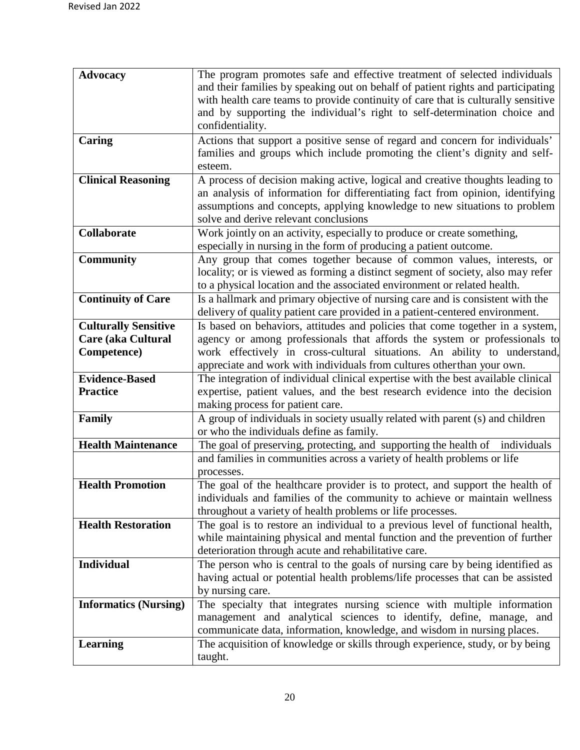| | |
|---|---|
| **Advocacy** | The program promotes safe and effective treatment of selected individuals and their families by speaking out on behalf of patient rights and participating with health care teams to provide continuity of care that is culturally sensitive and by supporting the individual's right to self-determination choice and confidentiality. |
| **Caring** | Actions that support a positive sense of regard and concern for individuals' families and groups which include promoting the client's dignity and self-esteem. |
| **Clinical Reasoning** | A process of decision making active, logical and creative thoughts leading to an analysis of information for differentiating fact from opinion, identifying assumptions and concepts, applying knowledge to new situations to problem solve and derive relevant conclusions |
| **Collaborate** | Work jointly on an activity, especially to produce or create something, especially in nursing in the form of producing a patient outcome. |
| **Community** | Any group that comes together because of common values, interests, or locality; or is viewed as forming a distinct segment of society, also may refer to a physical location and the associated environment or related health. |
| **Continuity of Care** | Is a hallmark and primary objective of nursing care and is consistent with the delivery of quality patient care provided in a patient-centered environment. |
| **Culturally Sensitive Care (aka Cultural Competence)** | Is based on behaviors, attitudes and policies that come together in a system, agency or among professionals that affords the system or professionals to work effectively in cross-cultural situations. An ability to understand, appreciate and work with individuals from cultures otherthan your own. |
| **Evidence-Based Practice** | The integration of individual clinical expertise with the best available clinical expertise, patient values, and the best research evidence into the decision making process for patient care. |
| **Family** | A group of individuals in society usually related with parent (s) and children or who the individuals define as family. |
| **Health Maintenance** | The goal of preserving, protecting, and supporting the health of individuals |
| | and families in communities across a variety of health problems or life processes. |
| **Health Promotion** | The goal of the healthcare provider is to protect, and support the health of individuals and families of the community to achieve or maintain wellness throughout a variety of health problems or life processes. |
| **Health Restoration** | The goal is to restore an individual to a previous level of functional health, while maintaining physical and mental function and the prevention of further deterioration through acute and rehabilitative care. |
| **Individual** | The person who is central to the goals of nursing care by being identified as having actual or potential health problems/life processes that can be assisted by nursing care. |
| **Informatics (Nursing)** | The specialty that integrates nursing science with multiple information management and analytical sciences to identify, define, manage, and communicate data, information, knowledge, and wisdom in nursing places. |
| **Learning** | The acquisition of knowledge or skills through experience, study, or by being taught. |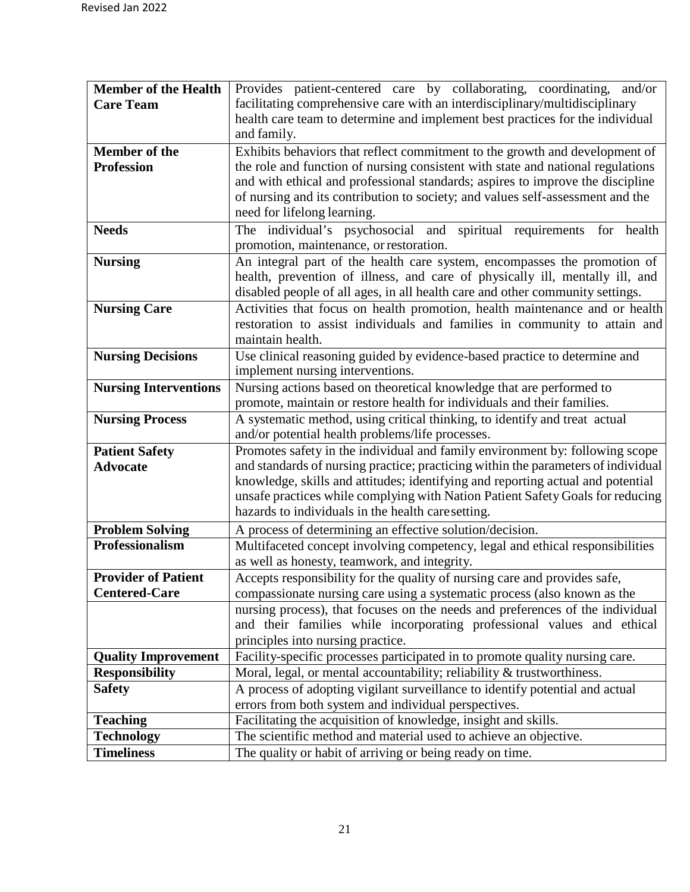| | |
|---|---|
| **Member of the Health Care Team** | Provides patient-centered care by collaborating, coordinating, and/or facilitating comprehensive care with an interdisciplinary/multidisciplinary health care team to determine and implement best practices for the individual and family. |
| **Member of the Profession** | Exhibits behaviors that reflect commitment to the growth and development of the role and function of nursing consistent with state and national regulations and with ethical and professional standards; aspires to improve the discipline of nursing and its contribution to society; and values self-assessment and the need for lifelong learning. |
| **Needs** | The individual's psychosocial and spiritual requirements for health promotion, maintenance, or restoration. |
| **Nursing** | An integral part of the health care system, encompasses the promotion of health, prevention of illness, and care of physically ill, mentally ill, and disabled people of all ages, in all health care and other community settings. |
| **Nursing Care** | Activities that focus on health promotion, health maintenance and or health restoration to assist individuals and families in community to attain and maintain health. |
| **Nursing Decisions** | Use clinical reasoning guided by evidence-based practice to determine and implement nursing interventions. |
| **Nursing Interventions** | Nursing actions based on theoretical knowledge that are performed to promote, maintain or restore health for individuals and their families. |
| **Nursing Process** | A systematic method, using critical thinking, to identify and treat actual and/or potential health problems/life processes. |
| **Patient Safety Advocate** | Promotes safety in the individual and family environment by: following scope and standards of nursing practice; practicing within the parameters of individual knowledge, skills and attitudes; identifying and reporting actual and potential unsafe practices while complying with Nation Patient Safety Goals for reducing hazards to individuals in the health care setting. |
| **Problem Solving** | A process of determining an effective solution/decision. |
| **Professionalism** | Multifaceted concept involving competency, legal and ethical responsibilities as well as honesty, teamwork, and integrity. |
| **Provider of Patient Centered-Care** | Accepts responsibility for the quality of nursing care and provides safe, compassionate nursing care using a systematic process (also known as the nursing process), that focuses on the needs and preferences of the individual and their families while incorporating professional values and ethical principles into nursing practice. |
| **Quality Improvement** | Facility-specific processes participated in to promote quality nursing care. |
| **Responsibility** | Moral, legal, or mental accountability; reliability & trustworthiness. |
| **Safety** | A process of adopting vigilant surveillance to identify potential and actual errors from both system and individual perspectives. |
| **Teaching** | Facilitating the acquisition of knowledge, insight and skills. |
| **Technology** | The scientific method and material used to achieve an objective. |
| **Timeliness** | The quality or habit of arriving or being ready on time. |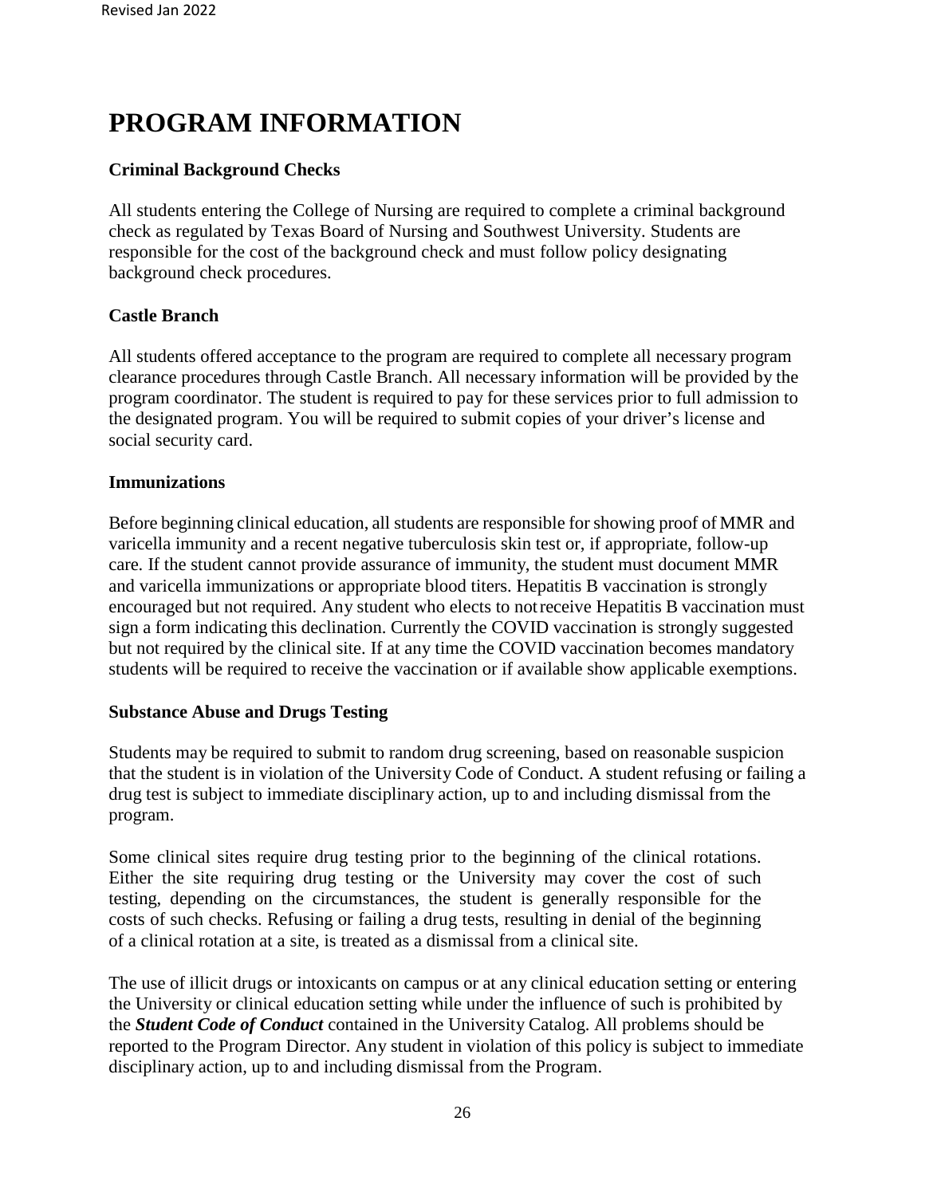# PROGRAM INFORMATION

### Criminal Background Checks

All students entering the College of Nursing are required to complete a criminal background check as regulated by Texas Board of Nursing and Southwest University. Students are responsible for the cost of the background check and must follow policy designating background check procedures.

### Castle Branch

All students offered acceptance to the program are required to complete all necessary program clearance procedures through Castle Branch. All necessary information will be provided by the program coordinator. The student is required to pay for these services prior to full admission to the designated program. You will be required to submit copies of your driver's license and social security card.

### Immunizations

Before beginning clinical education, all students are responsible for showing proof of MMR and varicella immunity and a recent negative tuberculosis skin test or, if appropriate, follow-up care. If the student cannot provide assurance of immunity, the student must document MMR and varicella immunizations or appropriate blood titers. Hepatitis B vaccination is strongly encouraged but not required. Any student who elects to not receive Hepatitis B vaccination must sign a form indicating this declination. Currently the COVID vaccination is strongly suggested but not required by the clinical site. If at any time the COVID vaccination becomes mandatory students will be required to receive the vaccination or if available show applicable exemptions.

### Substance Abuse and Drugs Testing

Students may be required to submit to random drug screening, based on reasonable suspicion that the student is in violation of the University Code of Conduct. A student refusing or failing a drug test is subject to immediate disciplinary action, up to and including dismissal from the program.

Some clinical sites require drug testing prior to the beginning of the clinical rotations. Either the site requiring drug testing or the University may cover the cost of such testing, depending on the circumstances, the student is generally responsible for the costs of such checks. Refusing or failing a drug tests, resulting in denial of the beginning of a clinical rotation at a site, is treated as a dismissal from a clinical site.

The use of illicit drugs or intoxicants on campus or at any clinical education setting or entering the University or clinical education setting while under the influence of such is prohibited by the ***Student Code of Conduct*** contained in the University Catalog. All problems should be reported to the Program Director. Any student in violation of this policy is subject to immediate disciplinary action, up to and including dismissal from the Program.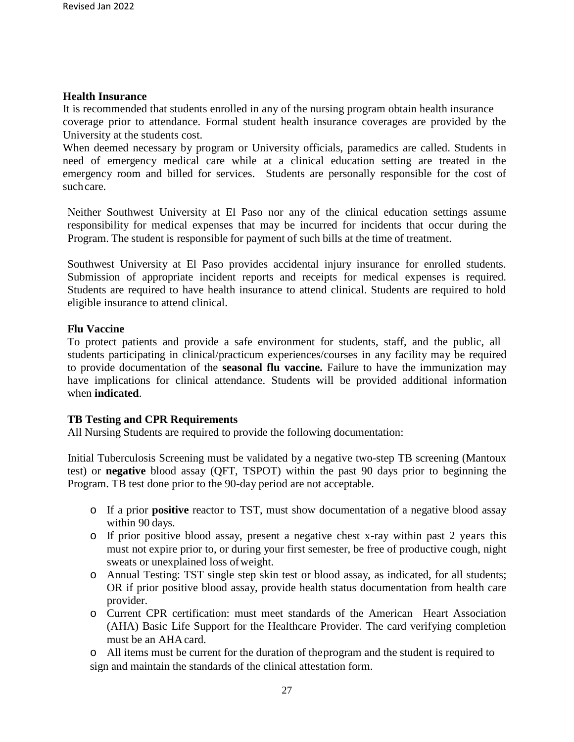**Health Insurance**

It is recommended that students enrolled in any of the nursing program obtain health insurance coverage prior to attendance. Formal student health insurance coverages are provided by the University at the students cost.

When deemed necessary by program or University officials, paramedics are called. Students in need of emergency medical care while at a clinical education setting are treated in the emergency room and billed for services. Students are personally responsible for the cost of such care.

Neither Southwest University at El Paso nor any of the clinical education settings assume responsibility for medical expenses that may be incurred for incidents that occur during the Program. The student is responsible for payment of such bills at the time of treatment.

Southwest University at El Paso provides accidental injury insurance for enrolled students. Submission of appropriate incident reports and receipts for medical expenses is required. Students are required to have health insurance to attend clinical. Students are required to hold eligible insurance to attend clinical.

**Flu Vaccine**

To protect patients and provide a safe environment for students, staff, and the public, all students participating in clinical/practicum experiences/courses in any facility may be required to provide documentation of the **seasonal flu vaccine.** Failure to have the immunization may have implications for clinical attendance. Students will be provided additional information when **indicated**.

**TB Testing and CPR Requirements**

All Nursing Students are required to provide the following documentation:

Initial Tuberculosis Screening must be validated by a negative two-step TB screening (Mantoux test) or **negative** blood assay (QFT, TSPOT) within the past 90 days prior to beginning the Program. TB test done prior to the 90-day period are not acceptable.

- If a prior **positive** reactor to TST, must show documentation of a negative blood assay within 90 days.
- If prior positive blood assay, present a negative chest x-ray within past 2 years this must not expire prior to, or during your first semester, be free of productive cough, night sweats or unexplained loss of weight.
- Annual Testing: TST single step skin test or blood assay, as indicated, for all students; OR if prior positive blood assay, provide health status documentation from health care provider.
- Current CPR certification: must meet standards of the American Heart Association (AHA) Basic Life Support for the Healthcare Provider. The card verifying completion must be an AHA card.
- All items must be current for the duration of the program and the student is required to sign and maintain the standards of the clinical attestation form.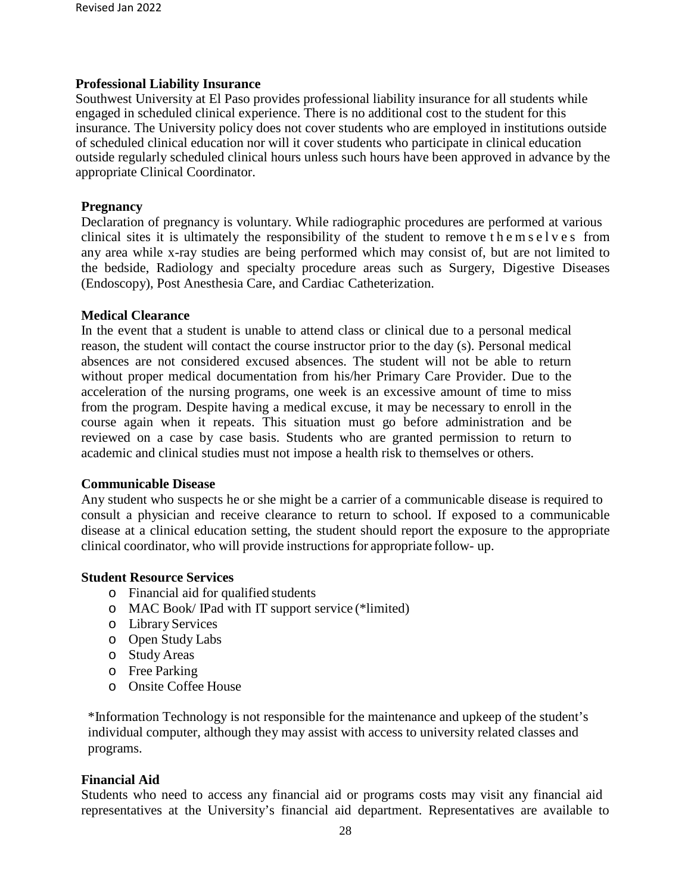### Professional Liability Insurance

Southwest University at El Paso provides professional liability insurance for all students while engaged in scheduled clinical experience. There is no additional cost to the student for this insurance. The University policy does not cover students who are employed in institutions outside of scheduled clinical education nor will it cover students who participate in clinical education outside regularly scheduled clinical hours unless such hours have been approved in advance by the appropriate Clinical Coordinator.

### Pregnancy

Declaration of pregnancy is voluntary. While radiographic procedures are performed at various clinical sites it is ultimately the responsibility of the student to remove themselves from any area while x-ray studies are being performed which may consist of, but are not limited to the bedside, Radiology and specialty procedure areas such as Surgery, Digestive Diseases (Endoscopy), Post Anesthesia Care, and Cardiac Catheterization.

### Medical Clearance

In the event that a student is unable to attend class or clinical due to a personal medical reason, the student will contact the course instructor prior to the day (s). Personal medical absences are not considered excused absences. The student will not be able to return without proper medical documentation from his/her Primary Care Provider. Due to the acceleration of the nursing programs, one week is an excessive amount of time to miss from the program. Despite having a medical excuse, it may be necessary to enroll in the course again when it repeats. This situation must go before administration and be reviewed on a case by case basis. Students who are granted permission to return to academic and clinical studies must not impose a health risk to themselves or others.

### Communicable Disease

Any student who suspects he or she might be a carrier of a communicable disease is required to consult a physician and receive clearance to return to school. If exposed to a communicable disease at a clinical education setting, the student should report the exposure to the appropriate clinical coordinator, who will provide instructions for appropriate follow- up.

### Student Resource Services

- Financial aid for qualified students
- MAC Book/ IPad with IT support service (*limited)
- Library Services
- Open Study Labs
- Study Areas
- Free Parking
- Onsite Coffee House

*Information Technology is not responsible for the maintenance and upkeep of the student's individual computer, although they may assist with access to university related classes and programs.

### Financial Aid

Students who need to access any financial aid or programs costs may visit any financial aid representatives at the University's financial aid department. Representatives are available to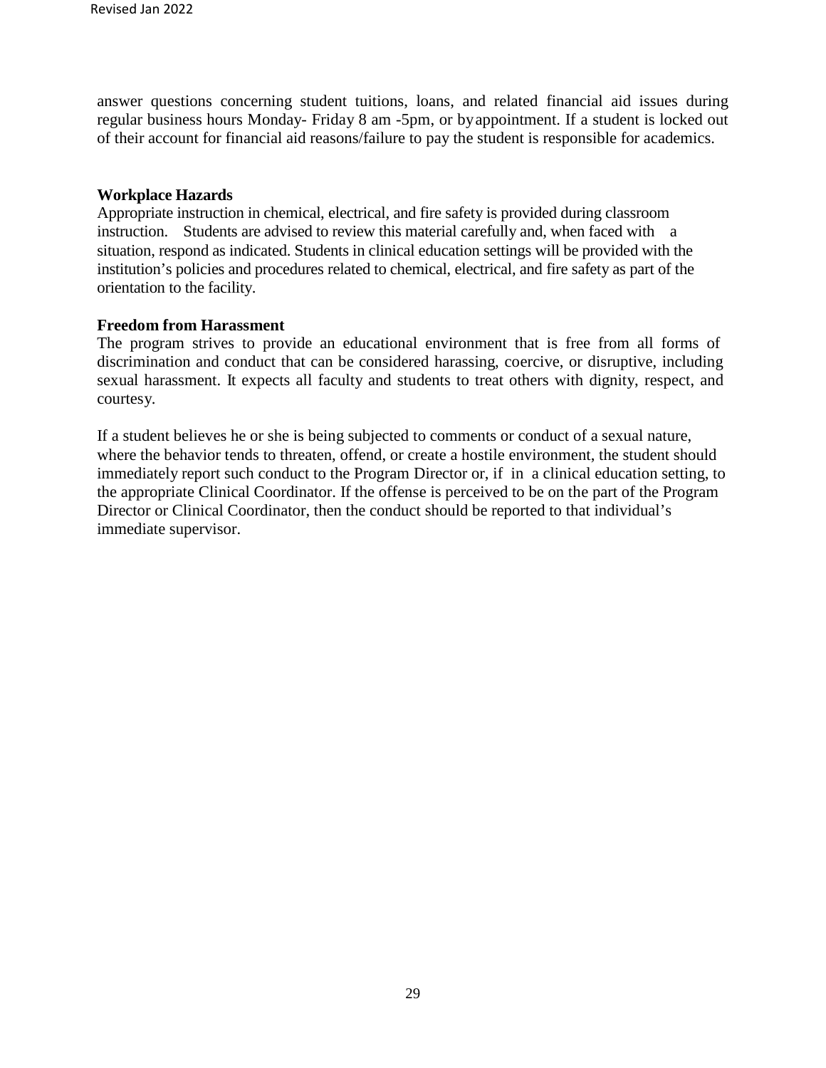answer questions concerning student tuitions, loans, and related financial aid issues during regular business hours Monday- Friday 8 am -5pm, or by appointment. If a student is locked out of their account for financial aid reasons/failure to pay the student is responsible for academics.

**Workplace Hazards**

Appropriate instruction in chemical, electrical, and fire safety is provided during classroom instruction. Students are advised to review this material carefully and, when faced with a situation, respond as indicated. Students in clinical education settings will be provided with the institution's policies and procedures related to chemical, electrical, and fire safety as part of the orientation to the facility.

**Freedom from Harassment**

The program strives to provide an educational environment that is free from all forms of discrimination and conduct that can be considered harassing, coercive, or disruptive, including sexual harassment. It expects all faculty and students to treat others with dignity, respect, and courtesy.

If a student believes he or she is being subjected to comments or conduct of a sexual nature, where the behavior tends to threaten, offend, or create a hostile environment, the student should immediately report such conduct to the Program Director or, if in a clinical education setting, to the appropriate Clinical Coordinator. If the offense is perceived to be on the part of the Program Director or Clinical Coordinator, then the conduct should be reported to that individual's immediate supervisor.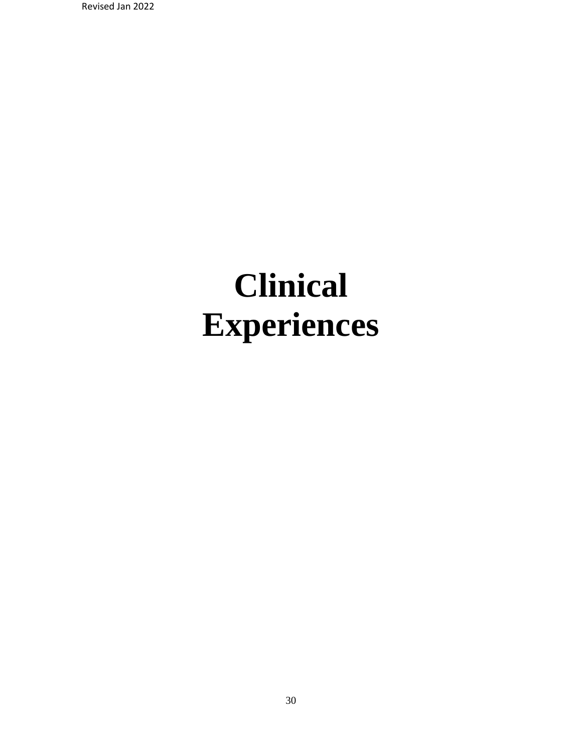# Clinical Experiences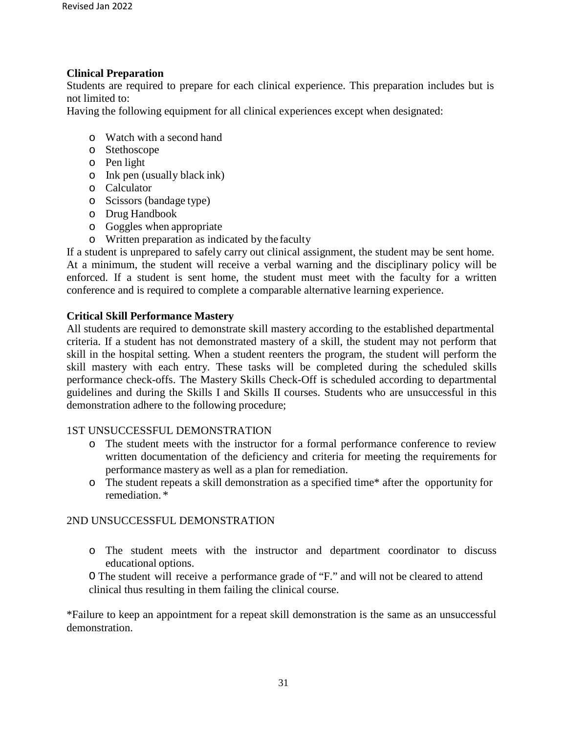### Clinical Preparation

Students are required to prepare for each clinical experience. This preparation includes but is not limited to:

Having the following equipment for all clinical experiences except when designated:

- Watch with a second hand
- Stethoscope
- Pen light
- Ink pen (usually black ink)
- Calculator
- Scissors (bandage type)
- Drug Handbook
- Goggles when appropriate
- Written preparation as indicated by the faculty

If a student is unprepared to safely carry out clinical assignment, the student may be sent home. At a minimum, the student will receive a verbal warning and the disciplinary policy will be enforced. If a student is sent home, the student must meet with the faculty for a written conference and is required to complete a comparable alternative learning experience.

### Critical Skill Performance Mastery

All students are required to demonstrate skill mastery according to the established departmental criteria. If a student has not demonstrated mastery of a skill, the student may not perform that skill in the hospital setting. When a student reenters the program, the student will perform the skill mastery with each entry. These tasks will be completed during the scheduled skills performance check-offs. The Mastery Skills Check-Off is scheduled according to departmental guidelines and during the Skills I and Skills II courses. Students who are unsuccessful in this demonstration adhere to the following procedure;

1ST UNSUCCESSFUL DEMONSTRATION

- The student meets with the instructor for a formal performance conference to review written documentation of the deficiency and criteria for meeting the requirements for performance mastery as well as a plan for remediation.
- The student repeats a skill demonstration as a specified time* after the opportunity for remediation. *

2ND UNSUCCESSFUL DEMONSTRATION

- The student meets with the instructor and department coordinator to discuss educational options.
- The student will receive a performance grade of "F." and will not be cleared to attend clinical thus resulting in them failing the clinical course.

*Failure to keep an appointment for a repeat skill demonstration is the same as an unsuccessful demonstration.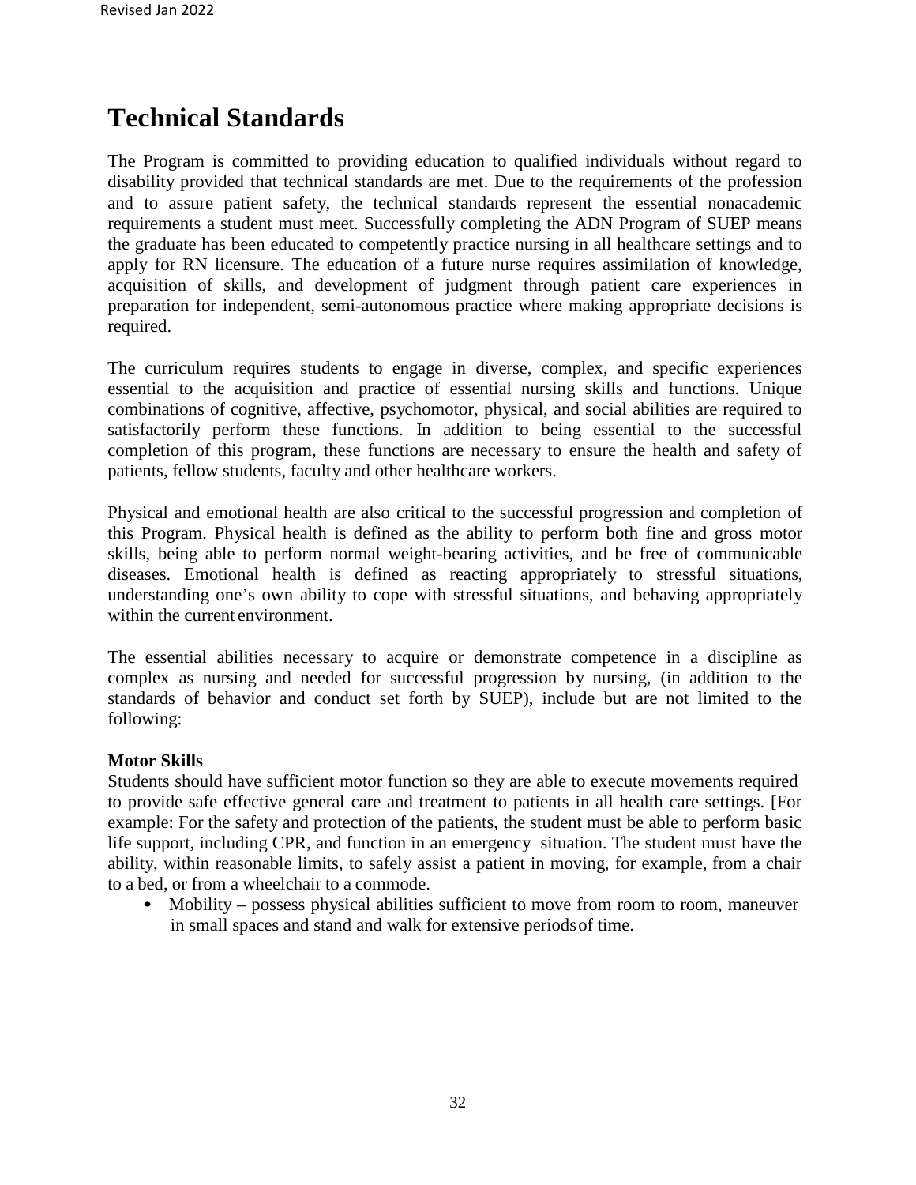# Technical Standards

The Program is committed to providing education to qualified individuals without regard to disability provided that technical standards are met. Due to the requirements of the profession and to assure patient safety, the technical standards represent the essential nonacademic requirements a student must meet. Successfully completing the ADN Program of SUEP means the graduate has been educated to competently practice nursing in all healthcare settings and to apply for RN licensure. The education of a future nurse requires assimilation of knowledge, acquisition of skills, and development of judgment through patient care experiences in preparation for independent, semi-autonomous practice where making appropriate decisions is required.

The curriculum requires students to engage in diverse, complex, and specific experiences essential to the acquisition and practice of essential nursing skills and functions. Unique combinations of cognitive, affective, psychomotor, physical, and social abilities are required to satisfactorily perform these functions. In addition to being essential to the successful completion of this program, these functions are necessary to ensure the health and safety of patients, fellow students, faculty and other healthcare workers.

Physical and emotional health are also critical to the successful progression and completion of this Program. Physical health is defined as the ability to perform both fine and gross motor skills, being able to perform normal weight-bearing activities, and be free of communicable diseases. Emotional health is defined as reacting appropriately to stressful situations, understanding one's own ability to cope with stressful situations, and behaving appropriately within the current environment.

The essential abilities necessary to acquire or demonstrate competence in a discipline as complex as nursing and needed for successful progression by nursing, (in addition to the standards of behavior and conduct set forth by SUEP), include but are not limited to the following:

**Motor Skills**

Students should have sufficient motor function so they are able to execute movements required to provide safe effective general care and treatment to patients in all health care settings. [For example: For the safety and protection of the patients, the student must be able to perform basic life support, including CPR, and function in an emergency situation. The student must have the ability, within reasonable limits, to safely assist a patient in moving, for example, from a chair to a bed, or from a wheelchair to a commode.

- Mobility – possess physical abilities sufficient to move from room to room, maneuver in small spaces and stand and walk for extensive periods of time.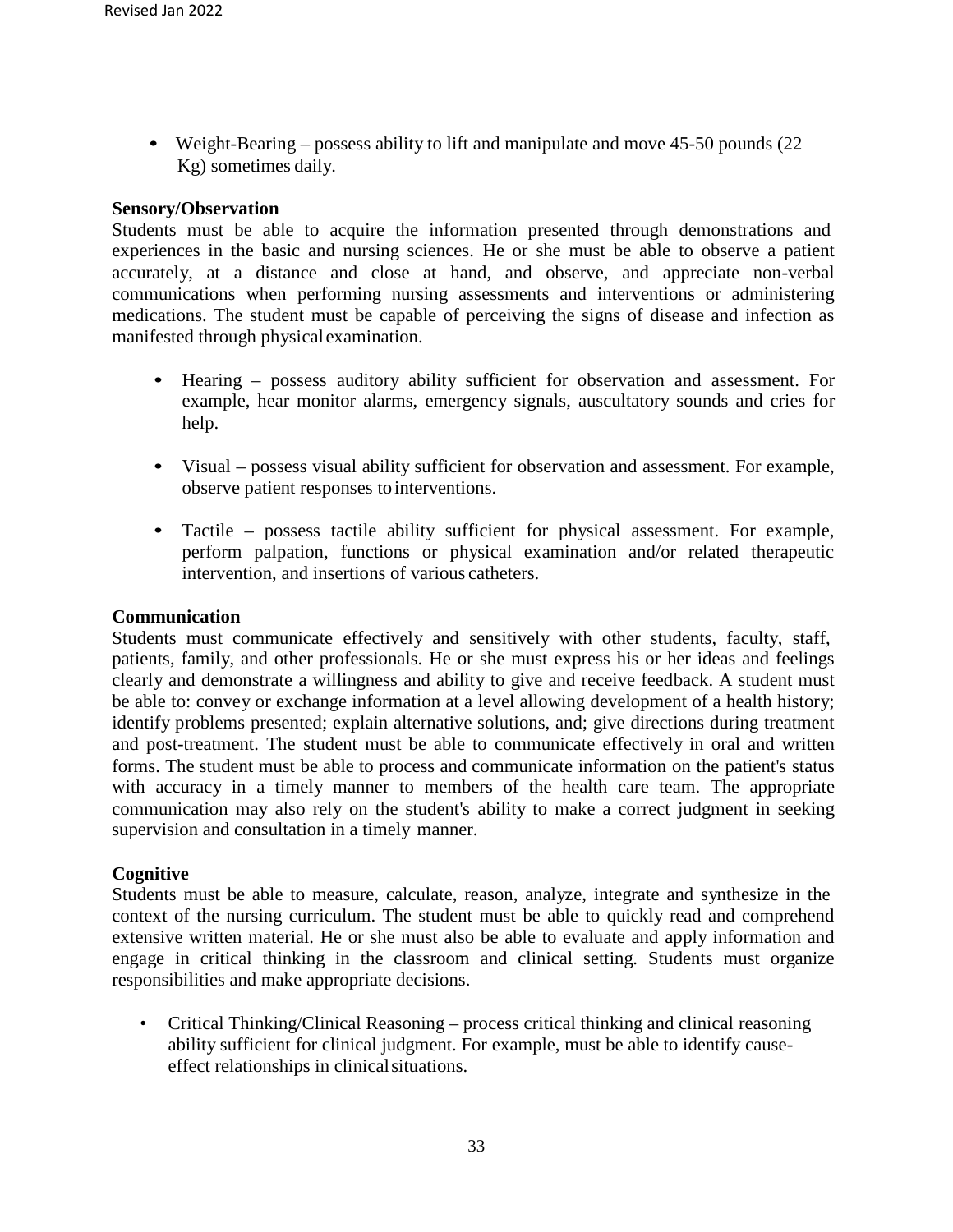- Weight-Bearing – possess ability to lift and manipulate and move 45-50 pounds (22 Kg) sometimes daily.

**Sensory/Observation**

Students must be able to acquire the information presented through demonstrations and experiences in the basic and nursing sciences. He or she must be able to observe a patient accurately, at a distance and close at hand, and observe, and appreciate non-verbal communications when performing nursing assessments and interventions or administering medications. The student must be capable of perceiving the signs of disease and infection as manifested through physical examination.

- Hearing – possess auditory ability sufficient for observation and assessment. For example, hear monitor alarms, emergency signals, auscultatory sounds and cries for help.
- Visual – possess visual ability sufficient for observation and assessment. For example, observe patient responses to interventions.
- Tactile – possess tactile ability sufficient for physical assessment. For example, perform palpation, functions or physical examination and/or related therapeutic intervention, and insertions of various catheters.

**Communication**

Students must communicate effectively and sensitively with other students, faculty, staff, patients, family, and other professionals. He or she must express his or her ideas and feelings clearly and demonstrate a willingness and ability to give and receive feedback. A student must be able to: convey or exchange information at a level allowing development of a health history; identify problems presented; explain alternative solutions, and; give directions during treatment and post-treatment. The student must be able to communicate effectively in oral and written forms. The student must be able to process and communicate information on the patient's status with accuracy in a timely manner to members of the health care team. The appropriate communication may also rely on the student's ability to make a correct judgment in seeking supervision and consultation in a timely manner.

**Cognitive**

Students must be able to measure, calculate, reason, analyze, integrate and synthesize in the context of the nursing curriculum. The student must be able to quickly read and comprehend extensive written material. He or she must also be able to evaluate and apply information and engage in critical thinking in the classroom and clinical setting. Students must organize responsibilities and make appropriate decisions.

- Critical Thinking/Clinical Reasoning – process critical thinking and clinical reasoning ability sufficient for clinical judgment. For example, must be able to identify cause-effect relationships in clinical situations.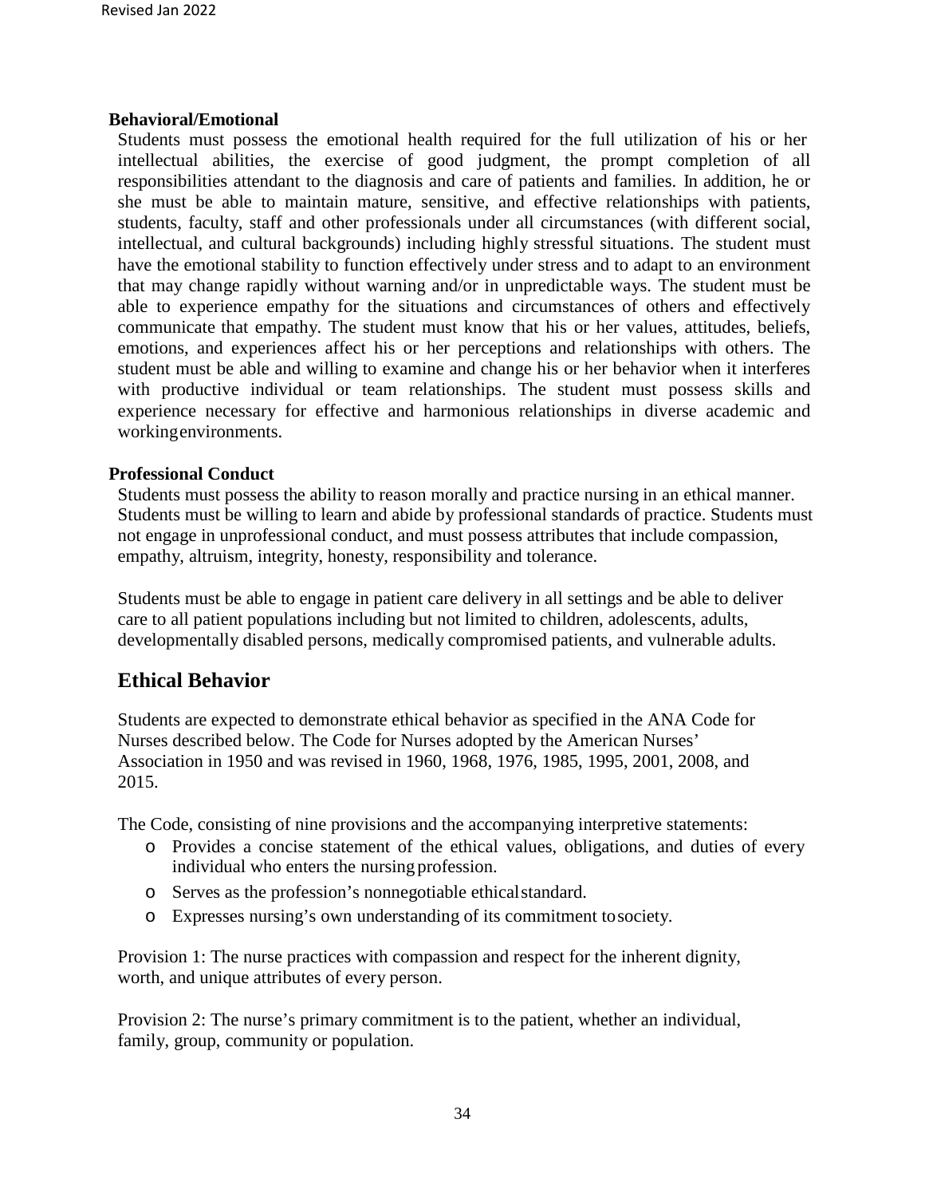**Behavioral/Emotional**

Students must possess the emotional health required for the full utilization of his or her intellectual abilities, the exercise of good judgment, the prompt completion of all responsibilities attendant to the diagnosis and care of patients and families. In addition, he or she must be able to maintain mature, sensitive, and effective relationships with patients, students, faculty, staff and other professionals under all circumstances (with different social, intellectual, and cultural backgrounds) including highly stressful situations. The student must have the emotional stability to function effectively under stress and to adapt to an environment that may change rapidly without warning and/or in unpredictable ways. The student must be able to experience empathy for the situations and circumstances of others and effectively communicate that empathy. The student must know that his or her values, attitudes, beliefs, emotions, and experiences affect his or her perceptions and relationships with others. The student must be able and willing to examine and change his or her behavior when it interferes with productive individual or team relationships. The student must possess skills and experience necessary for effective and harmonious relationships in diverse academic and working environments.

**Professional Conduct**

Students must possess the ability to reason morally and practice nursing in an ethical manner. Students must be willing to learn and abide by professional standards of practice. Students must not engage in unprofessional conduct, and must possess attributes that include compassion, empathy, altruism, integrity, honesty, responsibility and tolerance.

Students must be able to engage in patient care delivery in all settings and be able to deliver care to all patient populations including but not limited to children, adolescents, adults, developmentally disabled persons, medically compromised patients, and vulnerable adults.

## Ethical Behavior

Students are expected to demonstrate ethical behavior as specified in the ANA Code for Nurses described below. The Code for Nurses adopted by the American Nurses' Association in 1950 and was revised in 1960, 1968, 1976, 1985, 1995, 2001, 2008, and 2015.

The Code, consisting of nine provisions and the accompanying interpretive statements:

- Provides a concise statement of the ethical values, obligations, and duties of every individual who enters the nursing profession.
- Serves as the profession's nonnegotiable ethical standard.
- Expresses nursing's own understanding of its commitment to society.

Provision 1: The nurse practices with compassion and respect for the inherent dignity, worth, and unique attributes of every person.

Provision 2: The nurse's primary commitment is to the patient, whether an individual, family, group, community or population.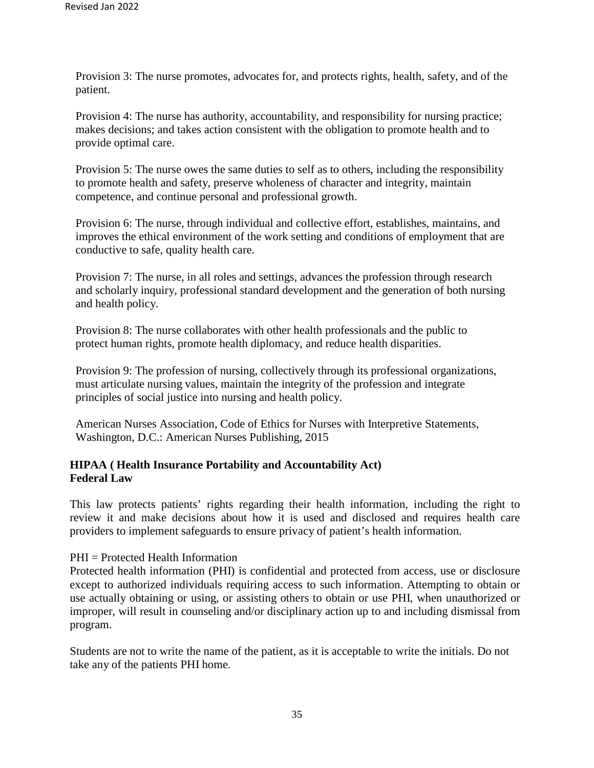Provision 3: The nurse promotes, advocates for, and protects rights, health, safety, and of the patient.

Provision 4: The nurse has authority, accountability, and responsibility for nursing practice; makes decisions; and takes action consistent with the obligation to promote health and to provide optimal care.

Provision 5: The nurse owes the same duties to self as to others, including the responsibility to promote health and safety, preserve wholeness of character and integrity, maintain competence, and continue personal and professional growth.

Provision 6: The nurse, through individual and collective effort, establishes, maintains, and improves the ethical environment of the work setting and conditions of employment that are conductive to safe, quality health care.

Provision 7: The nurse, in all roles and settings, advances the profession through research and scholarly inquiry, professional standard development and the generation of both nursing and health policy.

Provision 8: The nurse collaborates with other health professionals and the public to protect human rights, promote health diplomacy, and reduce health disparities.

Provision 9: The profession of nursing, collectively through its professional organizations, must articulate nursing values, maintain the integrity of the profession and integrate principles of social justice into nursing and health policy.

American Nurses Association, Code of Ethics for Nurses with Interpretive Statements, Washington, D.C.: American Nurses Publishing, 2015

**HIPAA ( Health Insurance Portability and Accountability Act)**
**Federal Law**

This law protects patients' rights regarding their health information, including the right to review it and make decisions about how it is used and disclosed and requires health care providers to implement safeguards to ensure privacy of patient's health information.

PHI = Protected Health Information

Protected health information (PHI) is confidential and protected from access, use or disclosure except to authorized individuals requiring access to such information. Attempting to obtain or use actually obtaining or using, or assisting others to obtain or use PHI, when unauthorized or improper, will result in counseling and/or disciplinary action up to and including dismissal from program.

Students are not to write the name of the patient, as it is acceptable to write the initials. Do not take any of the patients PHI home.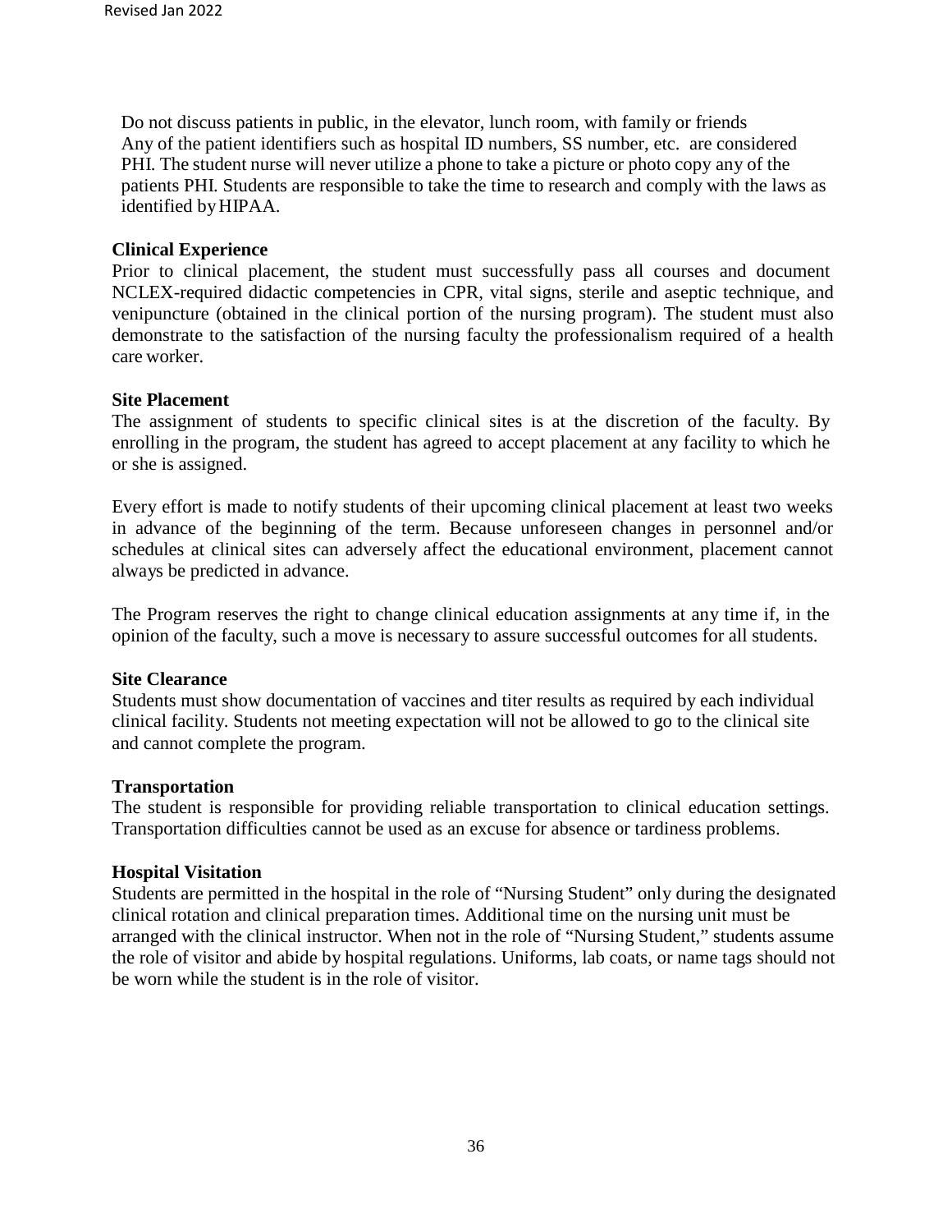Do not discuss patients in public, in the elevator, lunch room, with family or friends
Any of the patient identifiers such as hospital ID numbers, SS number, etc. are considered PHI. The student nurse will never utilize a phone to take a picture or photo copy any of the patients PHI. Students are responsible to take the time to research and comply with the laws as identified by HIPAA.

**Clinical Experience**

Prior to clinical placement, the student must successfully pass all courses and document NCLEX-required didactic competencies in CPR, vital signs, sterile and aseptic technique, and venipuncture (obtained in the clinical portion of the nursing program). The student must also demonstrate to the satisfaction of the nursing faculty the professionalism required of a health care worker.

**Site Placement**

The assignment of students to specific clinical sites is at the discretion of the faculty. By enrolling in the program, the student has agreed to accept placement at any facility to which he or she is assigned.

Every effort is made to notify students of their upcoming clinical placement at least two weeks in advance of the beginning of the term. Because unforeseen changes in personnel and/or schedules at clinical sites can adversely affect the educational environment, placement cannot always be predicted in advance.

The Program reserves the right to change clinical education assignments at any time if, in the opinion of the faculty, such a move is necessary to assure successful outcomes for all students.

**Site Clearance**

Students must show documentation of vaccines and titer results as required by each individual clinical facility. Students not meeting expectation will not be allowed to go to the clinical site and cannot complete the program.

**Transportation**

The student is responsible for providing reliable transportation to clinical education settings. Transportation difficulties cannot be used as an excuse for absence or tardiness problems.

**Hospital Visitation**

Students are permitted in the hospital in the role of "Nursing Student" only during the designated clinical rotation and clinical preparation times. Additional time on the nursing unit must be arranged with the clinical instructor. When not in the role of "Nursing Student," students assume the role of visitor and abide by hospital regulations. Uniforms, lab coats, or name tags should not be worn while the student is in the role of visitor.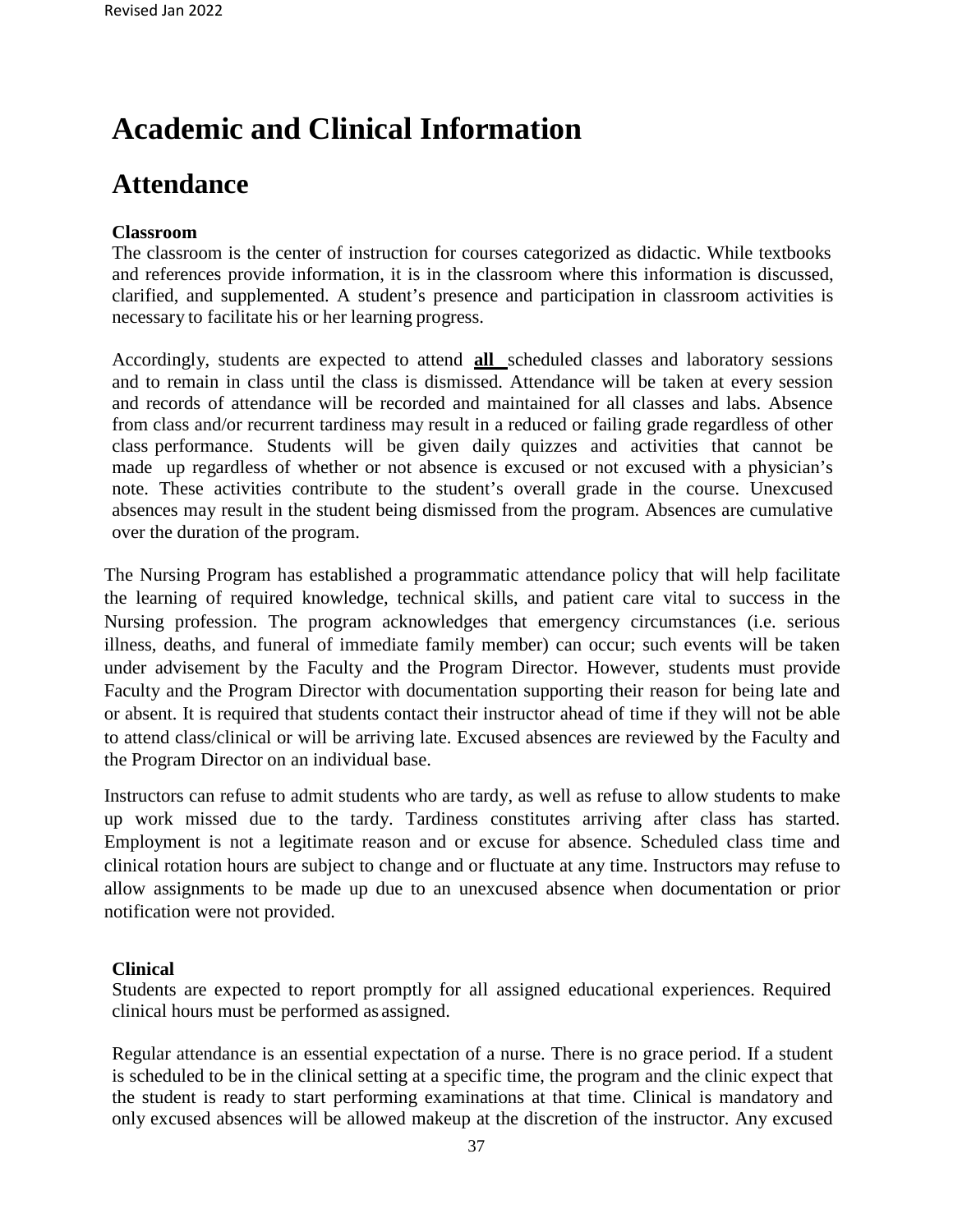# Academic and Clinical Information

## Attendance

**Classroom**

The classroom is the center of instruction for courses categorized as didactic. While textbooks and references provide information, it is in the classroom where this information is discussed, clarified, and supplemented. A student's presence and participation in classroom activities is necessary to facilitate his or her learning progress.

Accordingly, students are expected to attend **all** scheduled classes and laboratory sessions and to remain in class until the class is dismissed. Attendance will be taken at every session and records of attendance will be recorded and maintained for all classes and labs. Absence from class and/or recurrent tardiness may result in a reduced or failing grade regardless of other class performance. Students will be given daily quizzes and activities that cannot be made up regardless of whether or not absence is excused or not excused with a physician's note. These activities contribute to the student's overall grade in the course. Unexcused absences may result in the student being dismissed from the program. Absences are cumulative over the duration of the program.

The Nursing Program has established a programmatic attendance policy that will help facilitate the learning of required knowledge, technical skills, and patient care vital to success in the Nursing profession. The program acknowledges that emergency circumstances (i.e. serious illness, deaths, and funeral of immediate family member) can occur; such events will be taken under advisement by the Faculty and the Program Director. However, students must provide Faculty and the Program Director with documentation supporting their reason for being late and or absent. It is required that students contact their instructor ahead of time if they will not be able to attend class/clinical or will be arriving late. Excused absences are reviewed by the Faculty and the Program Director on an individual base.

Instructors can refuse to admit students who are tardy, as well as refuse to allow students to make up work missed due to the tardy. Tardiness constitutes arriving after class has started. Employment is not a legitimate reason and or excuse for absence. Scheduled class time and clinical rotation hours are subject to change and or fluctuate at any time. Instructors may refuse to allow assignments to be made up due to an unexcused absence when documentation or prior notification were not provided.

**Clinical**

Students are expected to report promptly for all assigned educational experiences. Required clinical hours must be performed as assigned.

Regular attendance is an essential expectation of a nurse. There is no grace period. If a student is scheduled to be in the clinical setting at a specific time, the program and the clinic expect that the student is ready to start performing examinations at that time. Clinical is mandatory and only excused absences will be allowed makeup at the discretion of the instructor. Any excused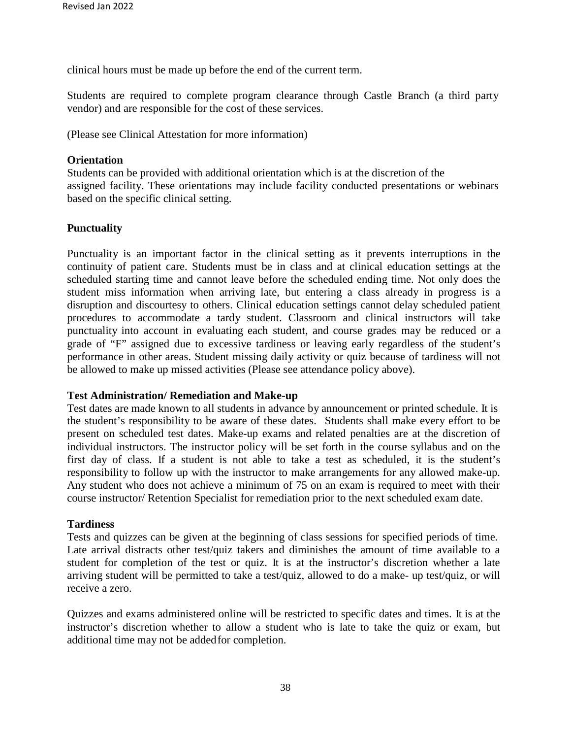clinical hours must be made up before the end of the current term.

Students are required to complete program clearance through Castle Branch (a third party vendor) and are responsible for the cost of these services.

(Please see Clinical Attestation for more information)

**Orientation**

Students can be provided with additional orientation which is at the discretion of the assigned facility. These orientations may include facility conducted presentations or webinars based on the specific clinical setting.

**Punctuality**

Punctuality is an important factor in the clinical setting as it prevents interruptions in the continuity of patient care. Students must be in class and at clinical education settings at the scheduled starting time and cannot leave before the scheduled ending time. Not only does the student miss information when arriving late, but entering a class already in progress is a disruption and discourtesy to others. Clinical education settings cannot delay scheduled patient procedures to accommodate a tardy student. Classroom and clinical instructors will take punctuality into account in evaluating each student, and course grades may be reduced or a grade of "F" assigned due to excessive tardiness or leaving early regardless of the student's performance in other areas. Student missing daily activity or quiz because of tardiness will not be allowed to make up missed activities (Please see attendance policy above).

**Test Administration/ Remediation and Make-up**

Test dates are made known to all students in advance by announcement or printed schedule. It is the student's responsibility to be aware of these dates. Students shall make every effort to be present on scheduled test dates. Make-up exams and related penalties are at the discretion of individual instructors. The instructor policy will be set forth in the course syllabus and on the first day of class. If a student is not able to take a test as scheduled, it is the student's responsibility to follow up with the instructor to make arrangements for any allowed make-up. Any student who does not achieve a minimum of 75 on an exam is required to meet with their course instructor/ Retention Specialist for remediation prior to the next scheduled exam date.

**Tardiness**

Tests and quizzes can be given at the beginning of class sessions for specified periods of time. Late arrival distracts other test/quiz takers and diminishes the amount of time available to a student for completion of the test or quiz. It is at the instructor's discretion whether a late arriving student will be permitted to take a test/quiz, allowed to do a make- up test/quiz, or will receive a zero.

Quizzes and exams administered online will be restricted to specific dates and times. It is at the instructor's discretion whether to allow a student who is late to take the quiz or exam, but additional time may not be added for completion.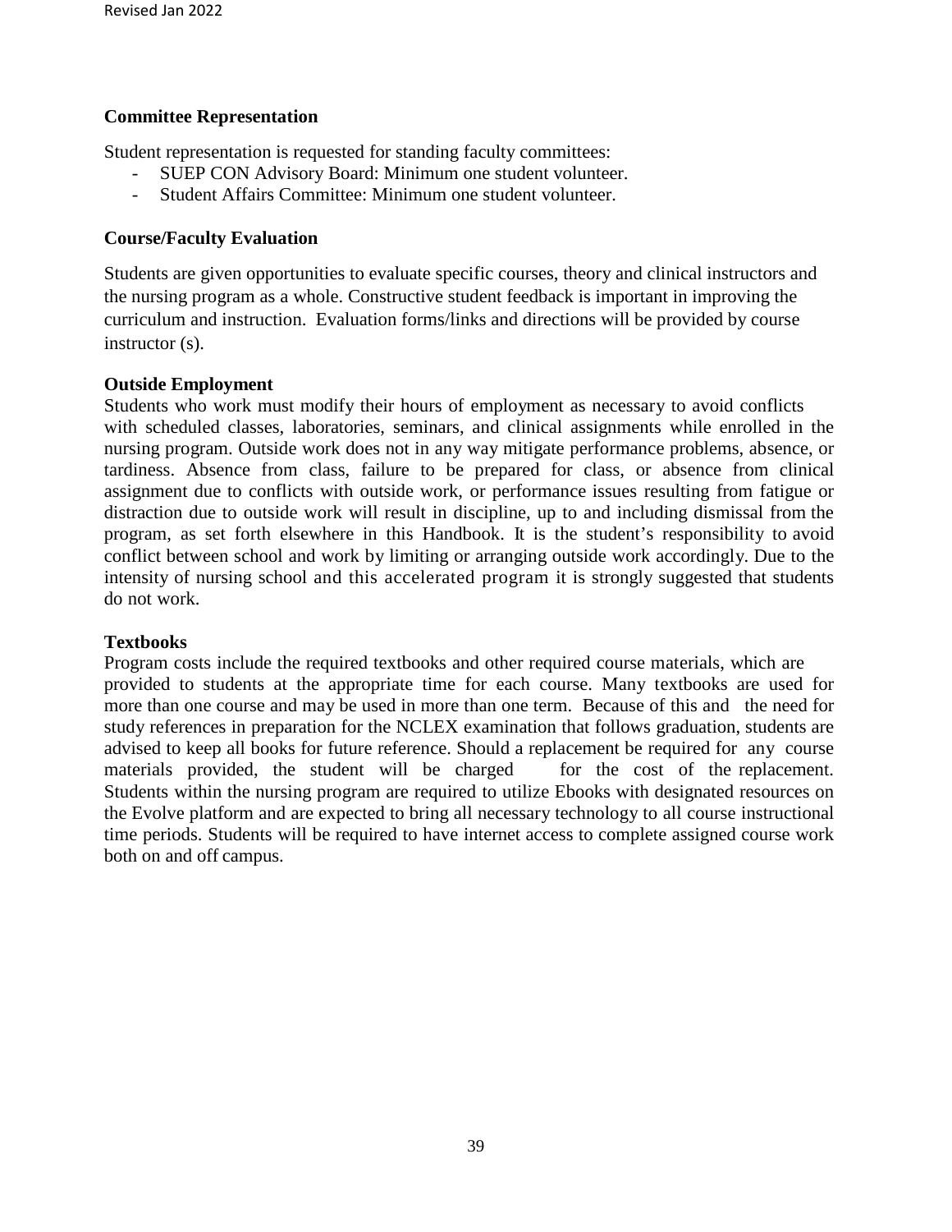### Committee Representation

Student representation is requested for standing faculty committees:

- SUEP CON Advisory Board: Minimum one student volunteer.
- Student Affairs Committee: Minimum one student volunteer.

### Course/Faculty Evaluation

Students are given opportunities to evaluate specific courses, theory and clinical instructors and the nursing program as a whole. Constructive student feedback is important in improving the curriculum and instruction. Evaluation forms/links and directions will be provided by course instructor (s).

### Outside Employment

Students who work must modify their hours of employment as necessary to avoid conflicts with scheduled classes, laboratories, seminars, and clinical assignments while enrolled in the nursing program. Outside work does not in any way mitigate performance problems, absence, or tardiness. Absence from class, failure to be prepared for class, or absence from clinical assignment due to conflicts with outside work, or performance issues resulting from fatigue or distraction due to outside work will result in discipline, up to and including dismissal from the program, as set forth elsewhere in this Handbook. It is the student's responsibility to avoid conflict between school and work by limiting or arranging outside work accordingly. Due to the intensity of nursing school and this accelerated program it is strongly suggested that students do not work.

### Textbooks

Program costs include the required textbooks and other required course materials, which are provided to students at the appropriate time for each course. Many textbooks are used for more than one course and may be used in more than one term. Because of this and the need for study references in preparation for the NCLEX examination that follows graduation, students are advised to keep all books for future reference. Should a replacement be required for any course materials provided, the student will be charged for the cost of the replacement. Students within the nursing program are required to utilize Ebooks with designated resources on the Evolve platform and are expected to bring all necessary technology to all course instructional time periods. Students will be required to have internet access to complete assigned course work both on and off campus.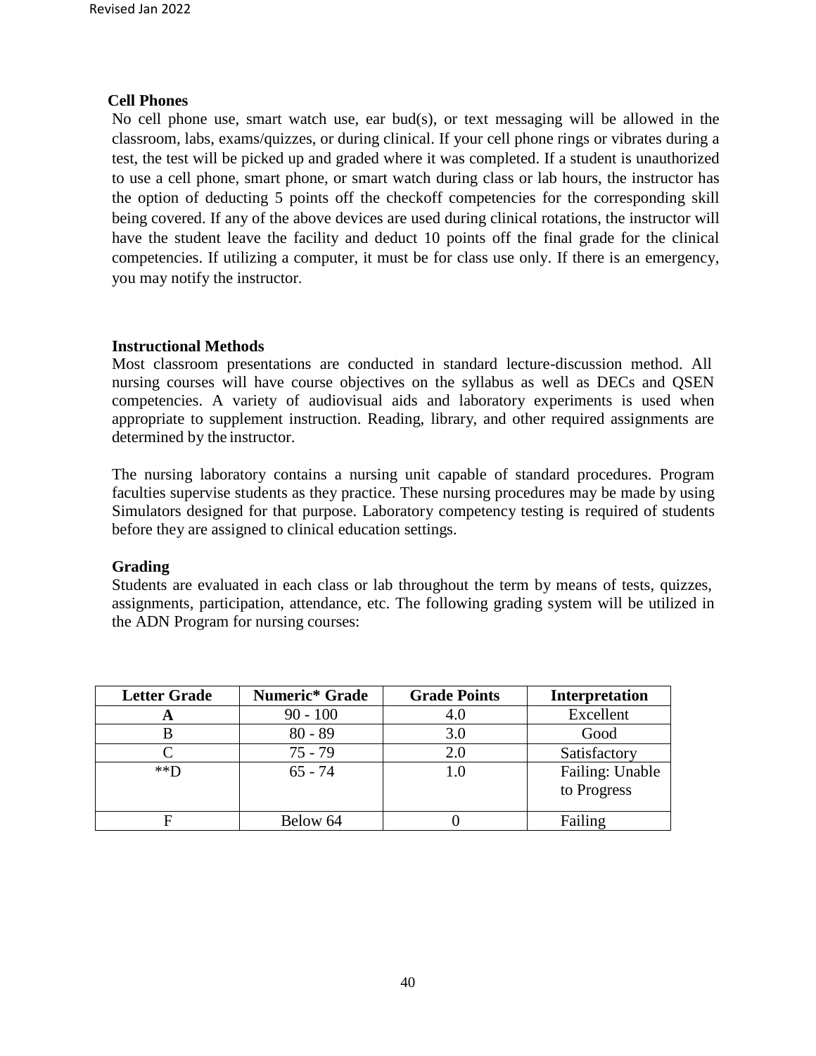**Cell Phones**

No cell phone use, smart watch use, ear bud(s), or text messaging will be allowed in the classroom, labs, exams/quizzes, or during clinical. If your cell phone rings or vibrates during a test, the test will be picked up and graded where it was completed. If a student is unauthorized to use a cell phone, smart phone, or smart watch during class or lab hours, the instructor has the option of deducting 5 points off the checkoff competencies for the corresponding skill being covered. If any of the above devices are used during clinical rotations, the instructor will have the student leave the facility and deduct 10 points off the final grade for the clinical competencies. If utilizing a computer, it must be for class use only. If there is an emergency, you may notify the instructor.

**Instructional Methods**

Most classroom presentations are conducted in standard lecture-discussion method. All nursing courses will have course objectives on the syllabus as well as DECs and QSEN competencies. A variety of audiovisual aids and laboratory experiments is used when appropriate to supplement instruction. Reading, library, and other required assignments are determined by the instructor.

The nursing laboratory contains a nursing unit capable of standard procedures. Program faculties supervise students as they practice. These nursing procedures may be made by using Simulators designed for that purpose. Laboratory competency testing is required of students before they are assigned to clinical education settings.

**Grading**

Students are evaluated in each class or lab throughout the term by means of tests, quizzes, assignments, participation, attendance, etc. The following grading system will be utilized in the ADN Program for nursing courses:

| Letter Grade | Numeric* Grade | Grade Points | Interpretation |
|---|---|---|---|
| **A** | 90 - 100 | 4.0 | Excellent |
| B | 80 - 89 | 3.0 | Good |
| C | 75 - 79 | 2.0 | Satisfactory |
| **D | 65 - 74 | 1.0 | Failing: Unable to Progress |
| F | Below 64 | 0 | Failing |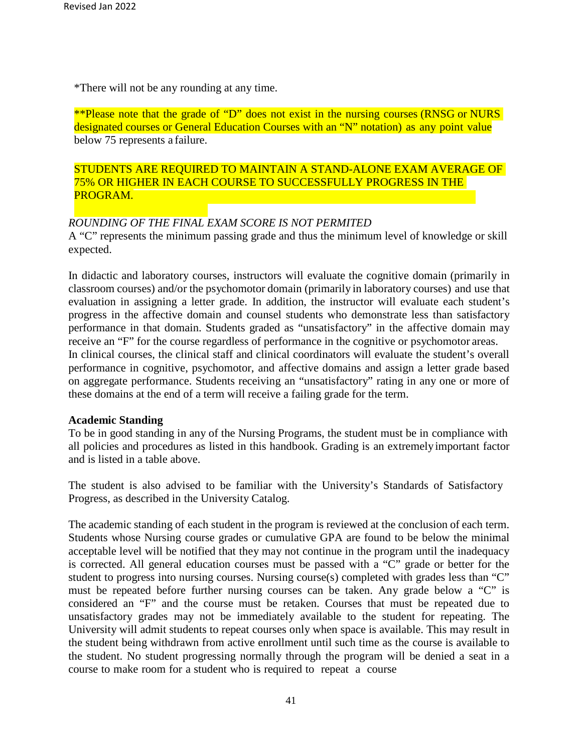*There will not be any rounding at any time.

**Please note that the grade of "D" does not exist in the nursing courses (RNSG or NURS designated courses or General Education Courses with an "N" notation) as any point value below 75 represents a failure.

STUDENTS ARE REQUIRED TO MAINTAIN A STAND-ALONE EXAM AVERAGE OF 75% OR HIGHER IN EACH COURSE TO SUCCESSFULLY PROGRESS IN THE PROGRAM.

*ROUNDING OF THE FINAL EXAM SCORE IS NOT PERMITED*

A "C" represents the minimum passing grade and thus the minimum level of knowledge or skill expected.

In didactic and laboratory courses, instructors will evaluate the cognitive domain (primarily in classroom courses) and/or the psychomotor domain (primarily in laboratory courses) and use that evaluation in assigning a letter grade. In addition, the instructor will evaluate each student's progress in the affective domain and counsel students who demonstrate less than satisfactory performance in that domain. Students graded as "unsatisfactory" in the affective domain may receive an "F" for the course regardless of performance in the cognitive or psychomotor areas. In clinical courses, the clinical staff and clinical coordinators will evaluate the student's overall performance in cognitive, psychomotor, and affective domains and assign a letter grade based on aggregate performance. Students receiving an "unsatisfactory" rating in any one or more of these domains at the end of a term will receive a failing grade for the term.

**Academic Standing**

To be in good standing in any of the Nursing Programs, the student must be in compliance with all policies and procedures as listed in this handbook. Grading is an extremely important factor and is listed in a table above.

The student is also advised to be familiar with the University's Standards of Satisfactory Progress, as described in the University Catalog.

The academic standing of each student in the program is reviewed at the conclusion of each term. Students whose Nursing course grades or cumulative GPA are found to be below the minimal acceptable level will be notified that they may not continue in the program until the inadequacy is corrected. All general education courses must be passed with a "C" grade or better for the student to progress into nursing courses. Nursing course(s) completed with grades less than "C" must be repeated before further nursing courses can be taken. Any grade below a "C" is considered an "F" and the course must be retaken. Courses that must be repeated due to unsatisfactory grades may not be immediately available to the student for repeating. The University will admit students to repeat courses only when space is available. This may result in the student being withdrawn from active enrollment until such time as the course is available to the student. No student progressing normally through the program will be denied a seat in a course to make room for a student who is required to repeat a course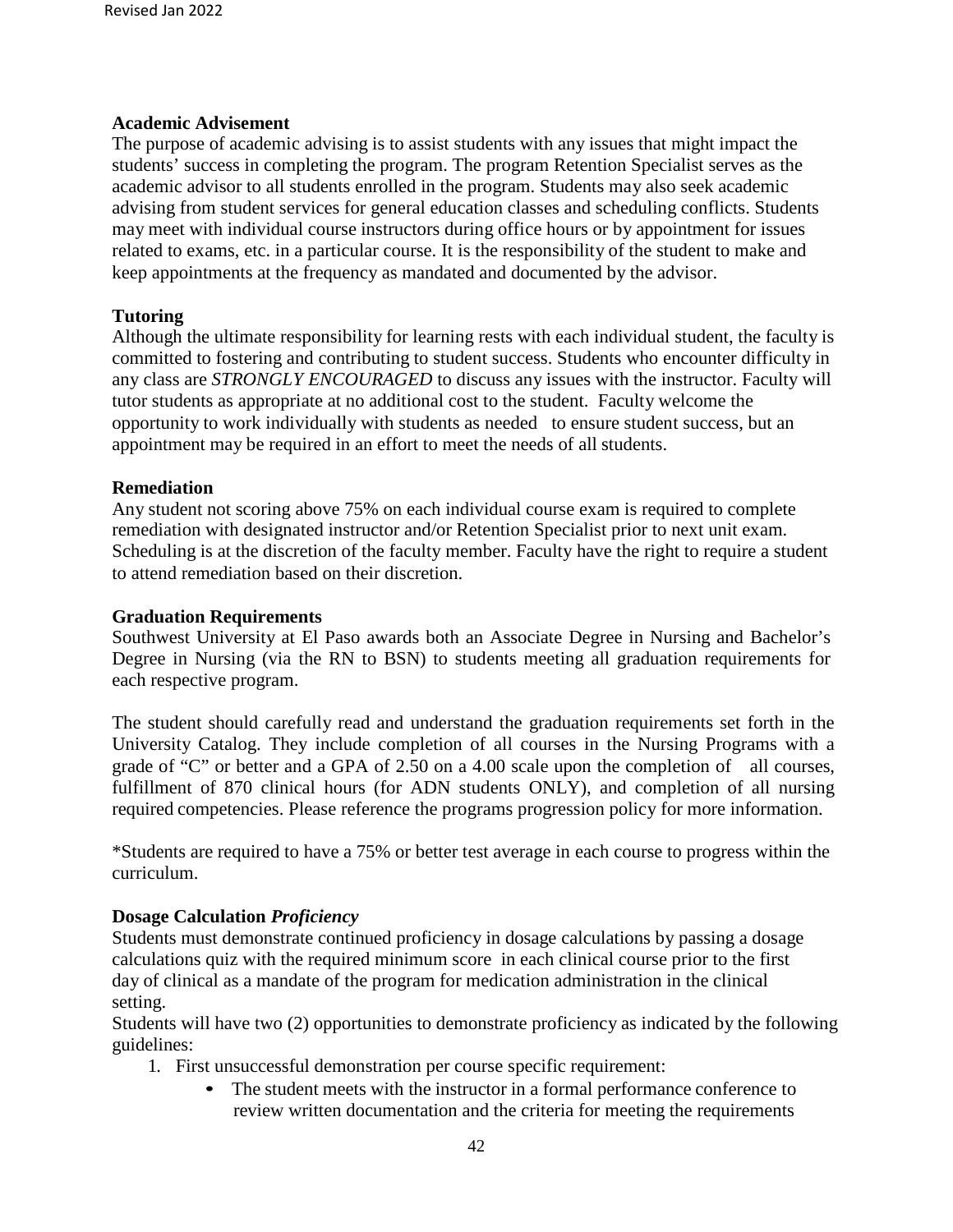**Academic Advisement**

The purpose of academic advising is to assist students with any issues that might impact the students' success in completing the program. The program Retention Specialist serves as the academic advisor to all students enrolled in the program. Students may also seek academic advising from student services for general education classes and scheduling conflicts. Students may meet with individual course instructors during office hours or by appointment for issues related to exams, etc. in a particular course. It is the responsibility of the student to make and keep appointments at the frequency as mandated and documented by the advisor.

**Tutoring**

Although the ultimate responsibility for learning rests with each individual student, the faculty is committed to fostering and contributing to student success. Students who encounter difficulty in any class are *STRONGLY ENCOURAGED* to discuss any issues with the instructor. Faculty will tutor students as appropriate at no additional cost to the student. Faculty welcome the opportunity to work individually with students as needed to ensure student success, but an appointment may be required in an effort to meet the needs of all students.

**Remediation**

Any student not scoring above 75% on each individual course exam is required to complete remediation with designated instructor and/or Retention Specialist prior to next unit exam. Scheduling is at the discretion of the faculty member. Faculty have the right to require a student to attend remediation based on their discretion.

**Graduation Requirements**

Southwest University at El Paso awards both an Associate Degree in Nursing and Bachelor's Degree in Nursing (via the RN to BSN) to students meeting all graduation requirements for each respective program.

The student should carefully read and understand the graduation requirements set forth in the University Catalog. They include completion of all courses in the Nursing Programs with a grade of "C" or better and a GPA of 2.50 on a 4.00 scale upon the completion of all courses, fulfillment of 870 clinical hours (for ADN students ONLY), and completion of all nursing required competencies. Please reference the programs progression policy for more information.

*Students are required to have a 75% or better test average in each course to progress within the curriculum.

**Dosage Calculation *Proficiency***

Students must demonstrate continued proficiency in dosage calculations by passing a dosage calculations quiz with the required minimum score in each clinical course prior to the first day of clinical as a mandate of the program for medication administration in the clinical setting.

Students will have two (2) opportunities to demonstrate proficiency as indicated by the following guidelines:

1. First unsuccessful demonstration per course specific requirement:
    - The student meets with the instructor in a formal performance conference to review written documentation and the criteria for meeting the requirements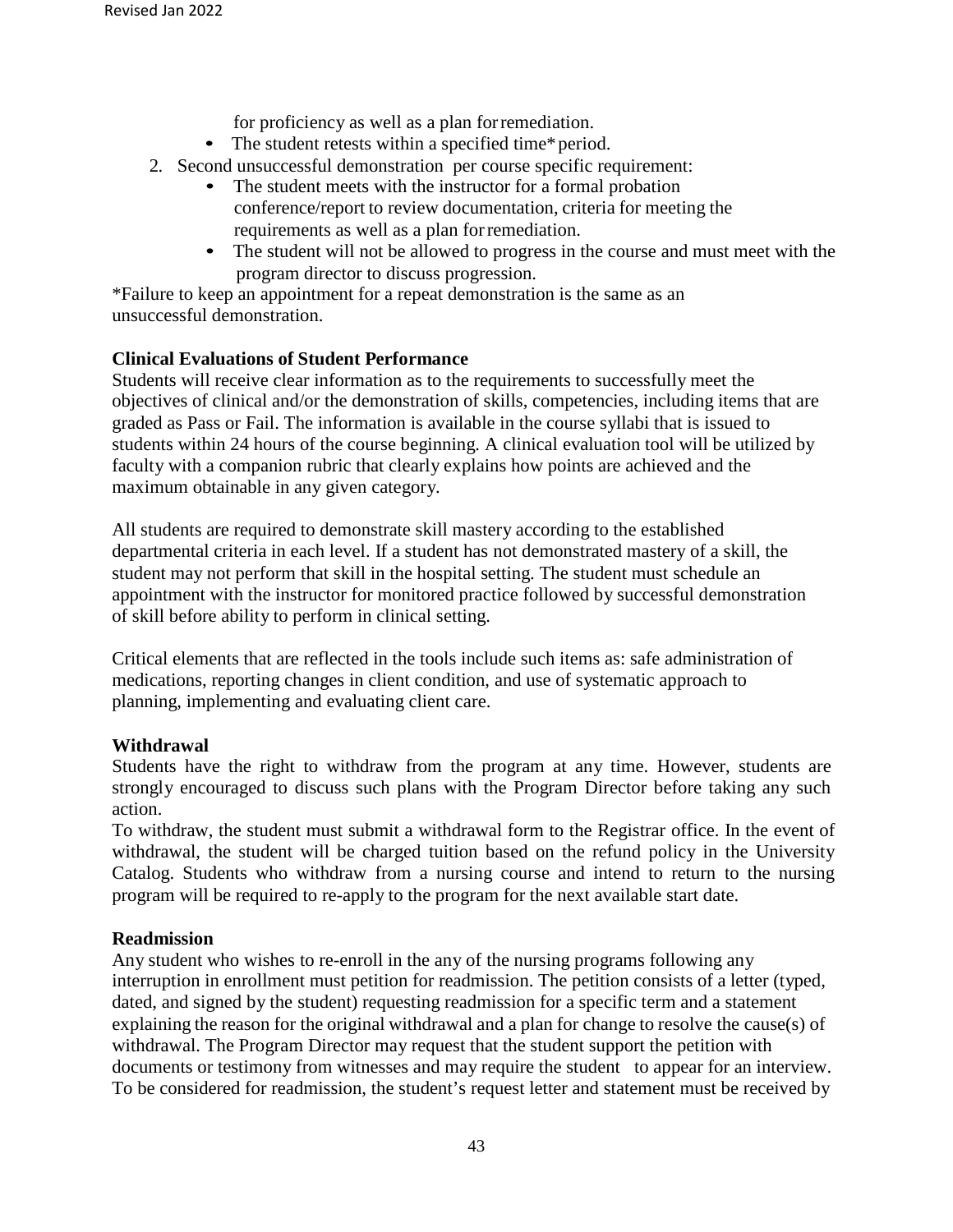for proficiency as well as a plan for remediation.

- The student retests within a specified time* period.

2. Second unsuccessful demonstration per course specific requirement:
   - The student meets with the instructor for a formal probation conference/report to review documentation, criteria for meeting the requirements as well as a plan for remediation.
   - The student will not be allowed to progress in the course and must meet with the program director to discuss progression.

*Failure to keep an appointment for a repeat demonstration is the same as an unsuccessful demonstration.

**Clinical Evaluations of Student Performance**

Students will receive clear information as to the requirements to successfully meet the objectives of clinical and/or the demonstration of skills, competencies, including items that are graded as Pass or Fail. The information is available in the course syllabi that is issued to students within 24 hours of the course beginning. A clinical evaluation tool will be utilized by faculty with a companion rubric that clearly explains how points are achieved and the maximum obtainable in any given category.

All students are required to demonstrate skill mastery according to the established departmental criteria in each level. If a student has not demonstrated mastery of a skill, the student may not perform that skill in the hospital setting. The student must schedule an appointment with the instructor for monitored practice followed by successful demonstration of skill before ability to perform in clinical setting.

Critical elements that are reflected in the tools include such items as: safe administration of medications, reporting changes in client condition, and use of systematic approach to planning, implementing and evaluating client care.

**Withdrawal**

Students have the right to withdraw from the program at any time. However, students are strongly encouraged to discuss such plans with the Program Director before taking any such action.

To withdraw, the student must submit a withdrawal form to the Registrar office. In the event of withdrawal, the student will be charged tuition based on the refund policy in the University Catalog. Students who withdraw from a nursing course and intend to return to the nursing program will be required to re-apply to the program for the next available start date.

**Readmission**

Any student who wishes to re-enroll in the any of the nursing programs following any interruption in enrollment must petition for readmission. The petition consists of a letter (typed, dated, and signed by the student) requesting readmission for a specific term and a statement explaining the reason for the original withdrawal and a plan for change to resolve the cause(s) of withdrawal. The Program Director may request that the student support the petition with documents or testimony from witnesses and may require the student to appear for an interview. To be considered for readmission, the student's request letter and statement must be received by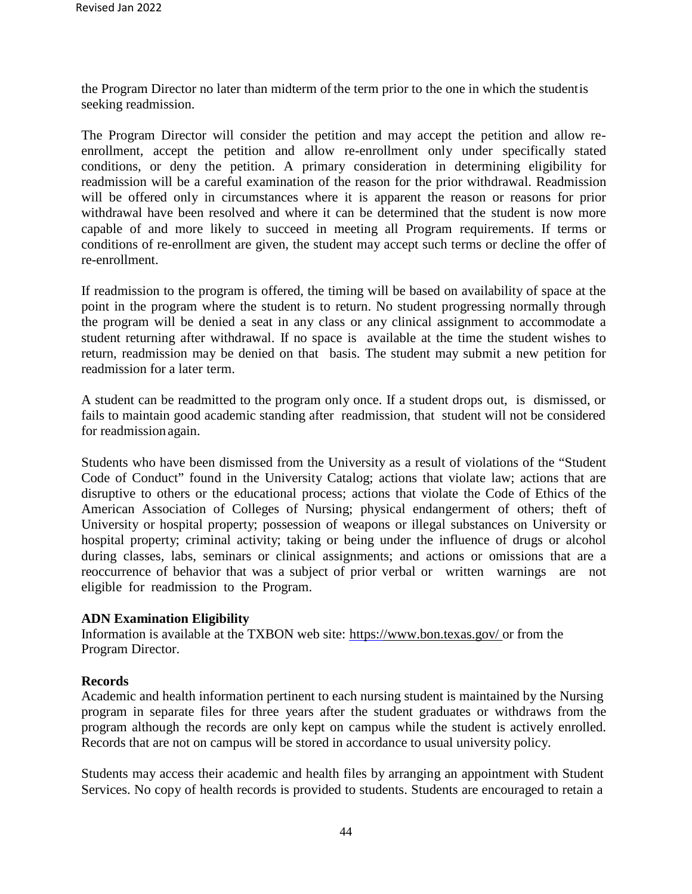the Program Director no later than midterm of the term prior to the one in which the student is seeking readmission.

The Program Director will consider the petition and may accept the petition and allow re-enrollment, accept the petition and allow re-enrollment only under specifically stated conditions, or deny the petition. A primary consideration in determining eligibility for readmission will be a careful examination of the reason for the prior withdrawal. Readmission will be offered only in circumstances where it is apparent the reason or reasons for prior withdrawal have been resolved and where it can be determined that the student is now more capable of and more likely to succeed in meeting all Program requirements. If terms or conditions of re-enrollment are given, the student may accept such terms or decline the offer of re-enrollment.

If readmission to the program is offered, the timing will be based on availability of space at the point in the program where the student is to return. No student progressing normally through the program will be denied a seat in any class or any clinical assignment to accommodate a student returning after withdrawal. If no space is available at the time the student wishes to return, readmission may be denied on that basis. The student may submit a new petition for readmission for a later term.

A student can be readmitted to the program only once. If a student drops out, is dismissed, or fails to maintain good academic standing after readmission, that student will not be considered for readmission again.

Students who have been dismissed from the University as a result of violations of the "Student Code of Conduct" found in the University Catalog; actions that violate law; actions that are disruptive to others or the educational process; actions that violate the Code of Ethics of the American Association of Colleges of Nursing; physical endangerment of others; theft of University or hospital property; possession of weapons or illegal substances on University or hospital property; criminal activity; taking or being under the influence of drugs or alcohol during classes, labs, seminars or clinical assignments; and actions or omissions that are a reoccurrence of behavior that was a subject of prior verbal or written warnings are not eligible for readmission to the Program.

**ADN Examination Eligibility**

Information is available at the TXBON web site: https://www.bon.texas.gov/ or from the Program Director.

**Records**

Academic and health information pertinent to each nursing student is maintained by the Nursing program in separate files for three years after the student graduates or withdraws from the program although the records are only kept on campus while the student is actively enrolled. Records that are not on campus will be stored in accordance to usual university policy.

Students may access their academic and health files by arranging an appointment with Student Services. No copy of health records is provided to students. Students are encouraged to retain a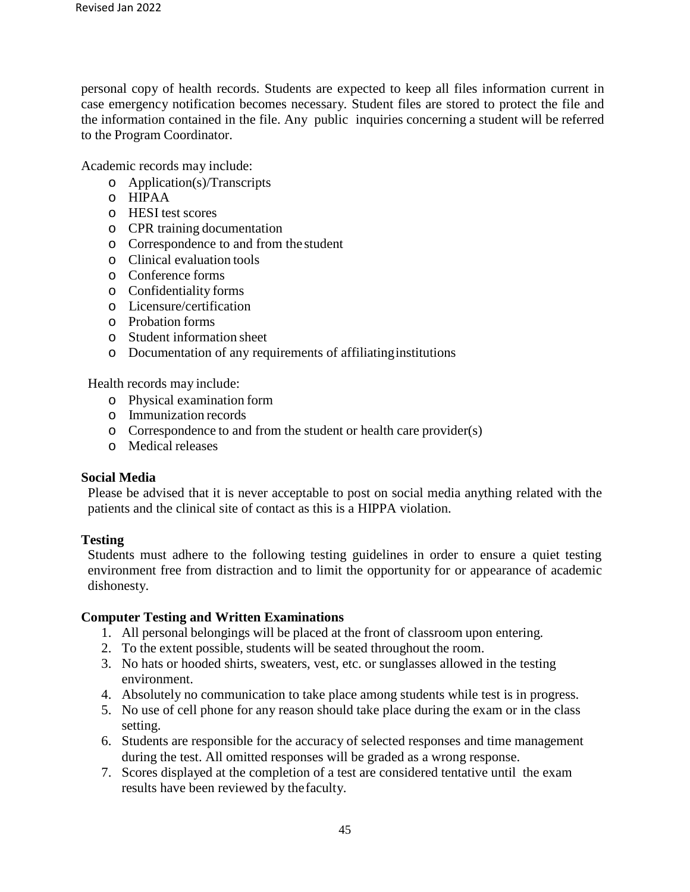personal copy of health records. Students are expected to keep all files information current in case emergency notification becomes necessary. Student files are stored to protect the file and the information contained in the file. Any public inquiries concerning a student will be referred to the Program Coordinator.

Academic records may include:

- Application(s)/Transcripts
- HIPAA
- HESI test scores
- CPR training documentation
- Correspondence to and from the student
- Clinical evaluation tools
- Conference forms
- Confidentiality forms
- Licensure/certification
- Probation forms
- Student information sheet
- Documentation of any requirements of affiliating institutions

Health records may include:

- Physical examination form
- Immunization records
- Correspondence to and from the student or health care provider(s)
- Medical releases

**Social Media**

Please be advised that it is never acceptable to post on social media anything related with the patients and the clinical site of contact as this is a HIPPA violation.

**Testing**

Students must adhere to the following testing guidelines in order to ensure a quiet testing environment free from distraction and to limit the opportunity for or appearance of academic dishonesty.

**Computer Testing and Written Examinations**

1. All personal belongings will be placed at the front of classroom upon entering.
2. To the extent possible, students will be seated throughout the room.
3. No hats or hooded shirts, sweaters, vest, etc. or sunglasses allowed in the testing environment.
4. Absolutely no communication to take place among students while test is in progress.
5. No use of cell phone for any reason should take place during the exam or in the class setting.
6. Students are responsible for the accuracy of selected responses and time management during the test. All omitted responses will be graded as a wrong response.
7. Scores displayed at the completion of a test are considered tentative until the exam results have been reviewed by the faculty.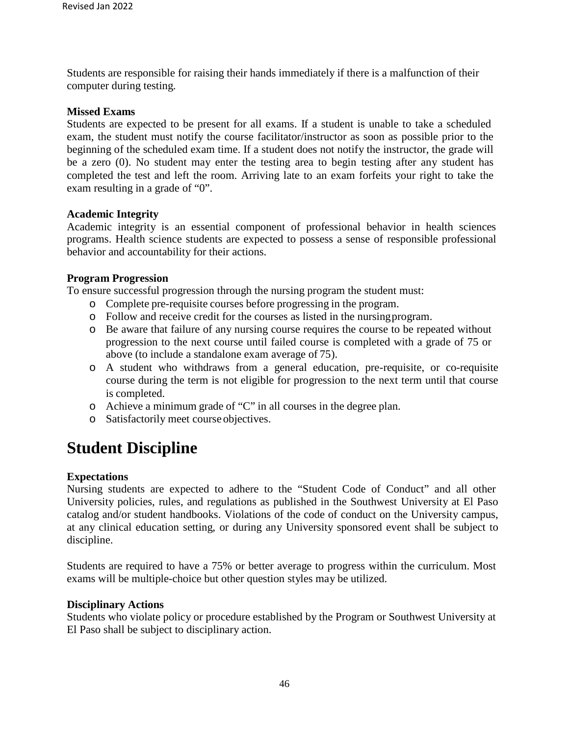Students are responsible for raising their hands immediately if there is a malfunction of their computer during testing.

**Missed Exams**

Students are expected to be present for all exams. If a student is unable to take a scheduled exam, the student must notify the course facilitator/instructor as soon as possible prior to the beginning of the scheduled exam time. If a student does not notify the instructor, the grade will be a zero (0). No student may enter the testing area to begin testing after any student has completed the test and left the room. Arriving late to an exam forfeits your right to take the exam resulting in a grade of "0".

**Academic Integrity**

Academic integrity is an essential component of professional behavior in health sciences programs. Health science students are expected to possess a sense of responsible professional behavior and accountability for their actions.

**Program Progression**

To ensure successful progression through the nursing program the student must:

- Complete pre-requisite courses before progressing in the program.
- Follow and receive credit for the courses as listed in the nursing program.
- Be aware that failure of any nursing course requires the course to be repeated without progression to the next course until failed course is completed with a grade of 75 or above (to include a standalone exam average of 75).
- A student who withdraws from a general education, pre-requisite, or co-requisite course during the term is not eligible for progression to the next term until that course is completed.
- Achieve a minimum grade of "C" in all courses in the degree plan.
- Satisfactorily meet course objectives.

# Student Discipline

**Expectations**

Nursing students are expected to adhere to the "Student Code of Conduct" and all other University policies, rules, and regulations as published in the Southwest University at El Paso catalog and/or student handbooks. Violations of the code of conduct on the University campus, at any clinical education setting, or during any University sponsored event shall be subject to discipline.

Students are required to have a 75% or better average to progress within the curriculum. Most exams will be multiple-choice but other question styles may be utilized.

**Disciplinary Actions**

Students who violate policy or procedure established by the Program or Southwest University at El Paso shall be subject to disciplinary action.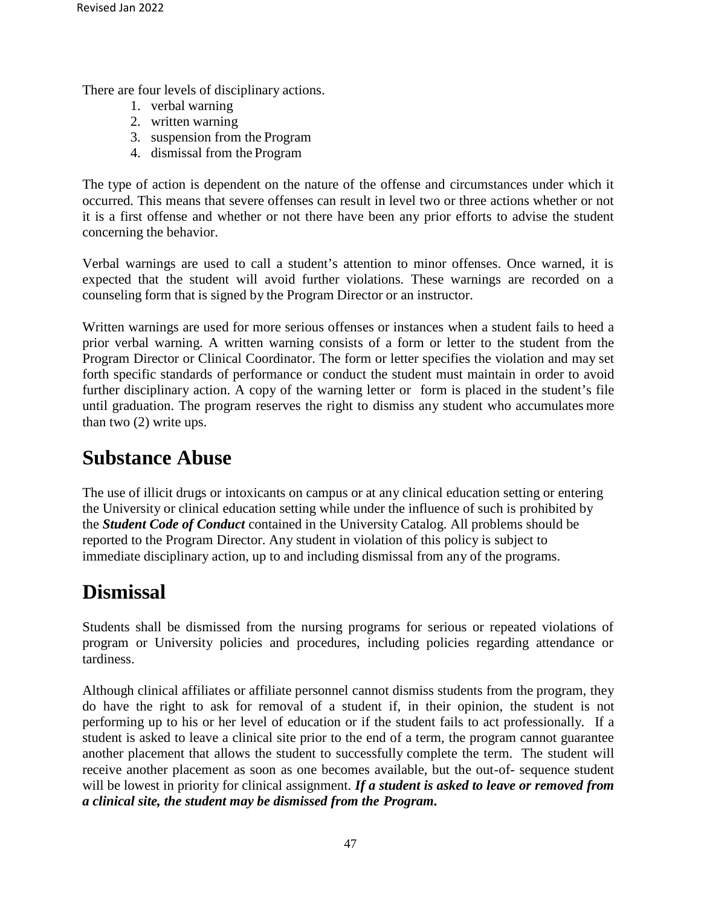There are four levels of disciplinary actions.

1. verbal warning
2. written warning
3. suspension from the Program
4. dismissal from the Program

The type of action is dependent on the nature of the offense and circumstances under which it occurred. This means that severe offenses can result in level two or three actions whether or not it is a first offense and whether or not there have been any prior efforts to advise the student concerning the behavior.

Verbal warnings are used to call a student's attention to minor offenses. Once warned, it is expected that the student will avoid further violations. These warnings are recorded on a counseling form that is signed by the Program Director or an instructor.

Written warnings are used for more serious offenses or instances when a student fails to heed a prior verbal warning. A written warning consists of a form or letter to the student from the Program Director or Clinical Coordinator. The form or letter specifies the violation and may set forth specific standards of performance or conduct the student must maintain in order to avoid further disciplinary action. A copy of the warning letter or form is placed in the student's file until graduation. The program reserves the right to dismiss any student who accumulates more than two (2) write ups.

# Substance Abuse

The use of illicit drugs or intoxicants on campus or at any clinical education setting or entering the University or clinical education setting while under the influence of such is prohibited by the ***Student Code of Conduct*** contained in the University Catalog. All problems should be reported to the Program Director. Any student in violation of this policy is subject to immediate disciplinary action, up to and including dismissal from any of the programs.

# Dismissal

Students shall be dismissed from the nursing programs for serious or repeated violations of program or University policies and procedures, including policies regarding attendance or tardiness.

Although clinical affiliates or affiliate personnel cannot dismiss students from the program, they do have the right to ask for removal of a student if, in their opinion, the student is not performing up to his or her level of education or if the student fails to act professionally. If a student is asked to leave a clinical site prior to the end of a term, the program cannot guarantee another placement that allows the student to successfully complete the term. The student will receive another placement as soon as one becomes available, but the out-of- sequence student will be lowest in priority for clinical assignment. ***If a student is asked to leave or removed from a clinical site, the student may be dismissed from the Program.***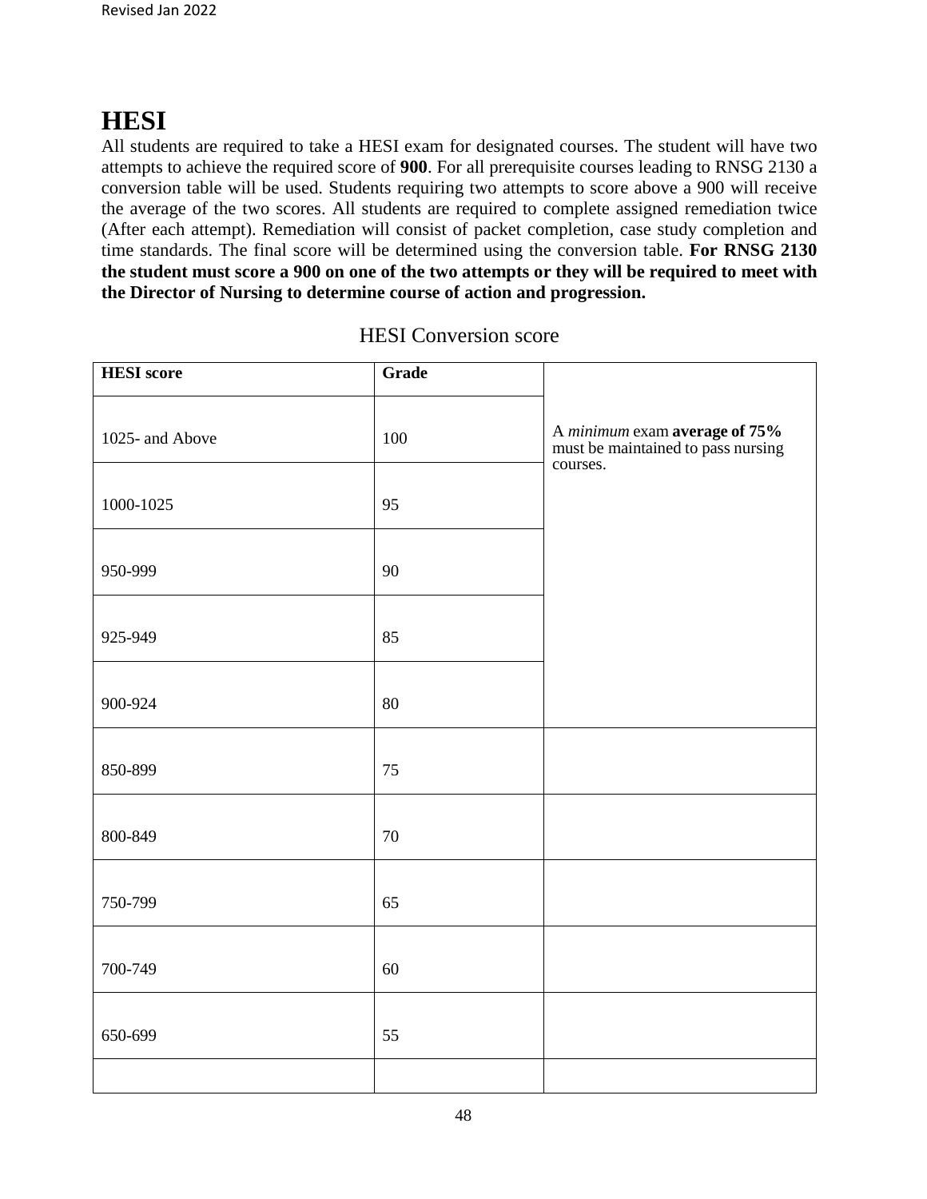# HESI

All students are required to take a HESI exam for designated courses. The student will have two attempts to achieve the required score of **900**. For all prerequisite courses leading to RNSG 2130 a conversion table will be used. Students requiring two attempts to score above a 900 will receive the average of the two scores. All students are required to complete assigned remediation twice (After each attempt). Remediation will consist of packet completion, case study completion and time standards. The final score will be determined using the conversion table. **For RNSG 2130 the student must score a 900 on one of the two attempts or they will be required to meet with the Director of Nursing to determine course of action and progression.**

HESI Conversion score

| **HESI score** | **Grade** | |
|---|---|---|
| 1025- and Above | 100 | A *minimum* exam **average of 75%** must be maintained to pass nursing courses. |
| 1000-1025 | 95 | |
| 950-999 | 90 | |
| 925-949 | 85 | |
| 900-924 | 80 | |
| 850-899 | 75 | |
| 800-849 | 70 | |
| 750-799 | 65 | |
| 700-749 | 60 | |
| 650-699 | 55 | |
| | | |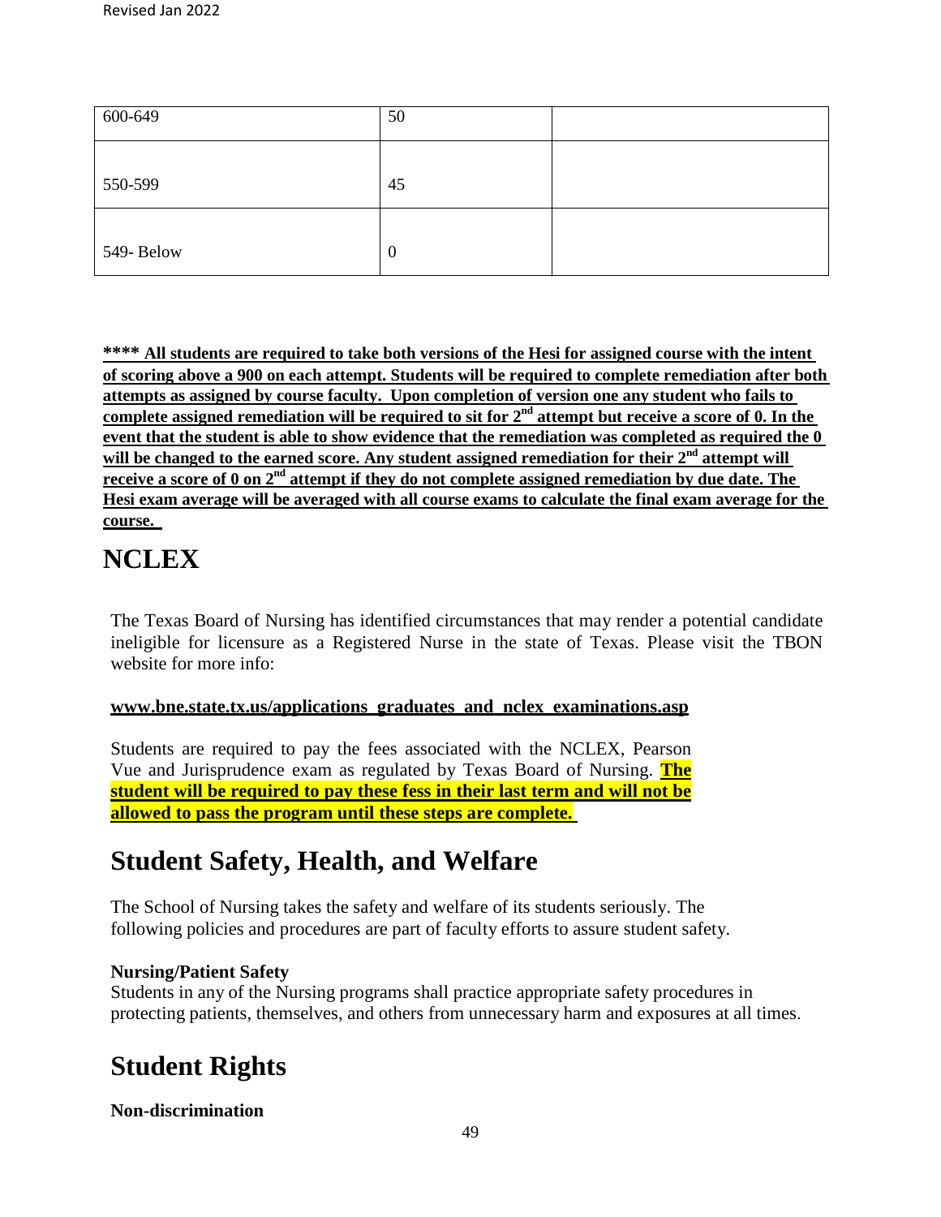| | | |
|---|---|---|
| 600-649 | 50 | |
| 550-599 | 45 | |
| 549- Below | 0 | |

**<u>**** All students are required to take both versions of the Hesi for assigned course with the intent of scoring above a 900 on each attempt. Students will be required to complete remediation after both attempts as assigned by course faculty. Upon completion of version one any student who fails to complete assigned remediation will be required to sit for 2nd attempt but receive a score of 0. In the event that the student is able to show evidence that the remediation was completed as required the 0 will be changed to the earned score. Any student assigned remediation for their 2nd attempt will receive a score of 0 on 2nd attempt if they do not complete assigned remediation by due date. The Hesi exam average will be averaged with all course exams to calculate the final exam average for the course.</u>**

# NCLEX

The Texas Board of Nursing has identified circumstances that may render a potential candidate ineligible for licensure as a Registered Nurse in the state of Texas. Please visit the TBON website for more info:

**<u>www.bne.state.tx.us/applications_graduates_and_nclex_examinations.asp</u>**

Students are required to pay the fees associated with the NCLEX, Pearson Vue and Jurisprudence exam as regulated by Texas Board of Nursing. **<u>The student will be required to pay these fess in their last term and will not be allowed to pass the program until these steps are complete.</u>**

# Student Safety, Health, and Welfare

The School of Nursing takes the safety and welfare of its students seriously. The following policies and procedures are part of faculty efforts to assure student safety.

**Nursing/Patient Safety**
Students in any of the Nursing programs shall practice appropriate safety procedures in protecting patients, themselves, and others from unnecessary harm and exposures at all times.

# Student Rights

**Non-discrimination**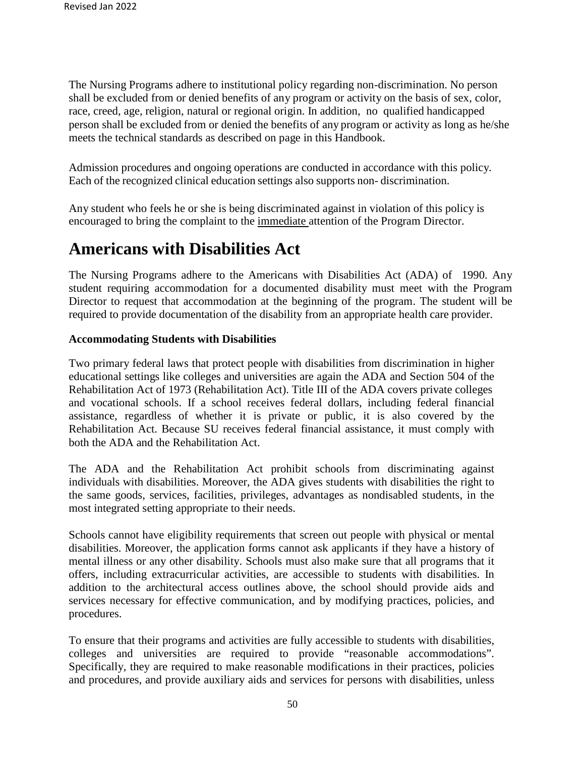The Nursing Programs adhere to institutional policy regarding non-discrimination. No person shall be excluded from or denied benefits of any program or activity on the basis of sex, color, race, creed, age, religion, natural or regional origin. In addition, no qualified handicapped person shall be excluded from or denied the benefits of any program or activity as long as he/she meets the technical standards as described on page in this Handbook.

Admission procedures and ongoing operations are conducted in accordance with this policy. Each of the recognized clinical education settings also supports non- discrimination.

Any student who feels he or she is being discriminated against in violation of this policy is encouraged to bring the complaint to the immediate attention of the Program Director.

# Americans with Disabilities Act

The Nursing Programs adhere to the Americans with Disabilities Act (ADA) of 1990. Any student requiring accommodation for a documented disability must meet with the Program Director to request that accommodation at the beginning of the program. The student will be required to provide documentation of the disability from an appropriate health care provider.

**Accommodating Students with Disabilities**

Two primary federal laws that protect people with disabilities from discrimination in higher educational settings like colleges and universities are again the ADA and Section 504 of the Rehabilitation Act of 1973 (Rehabilitation Act). Title III of the ADA covers private colleges and vocational schools. If a school receives federal dollars, including federal financial assistance, regardless of whether it is private or public, it is also covered by the Rehabilitation Act. Because SU receives federal financial assistance, it must comply with both the ADA and the Rehabilitation Act.

The ADA and the Rehabilitation Act prohibit schools from discriminating against individuals with disabilities. Moreover, the ADA gives students with disabilities the right to the same goods, services, facilities, privileges, advantages as nondisabled students, in the most integrated setting appropriate to their needs.

Schools cannot have eligibility requirements that screen out people with physical or mental disabilities. Moreover, the application forms cannot ask applicants if they have a history of mental illness or any other disability. Schools must also make sure that all programs that it offers, including extracurricular activities, are accessible to students with disabilities. In addition to the architectural access outlines above, the school should provide aids and services necessary for effective communication, and by modifying practices, policies, and procedures.

To ensure that their programs and activities are fully accessible to students with disabilities, colleges and universities are required to provide "reasonable accommodations". Specifically, they are required to make reasonable modifications in their practices, policies and procedures, and provide auxiliary aids and services for persons with disabilities, unless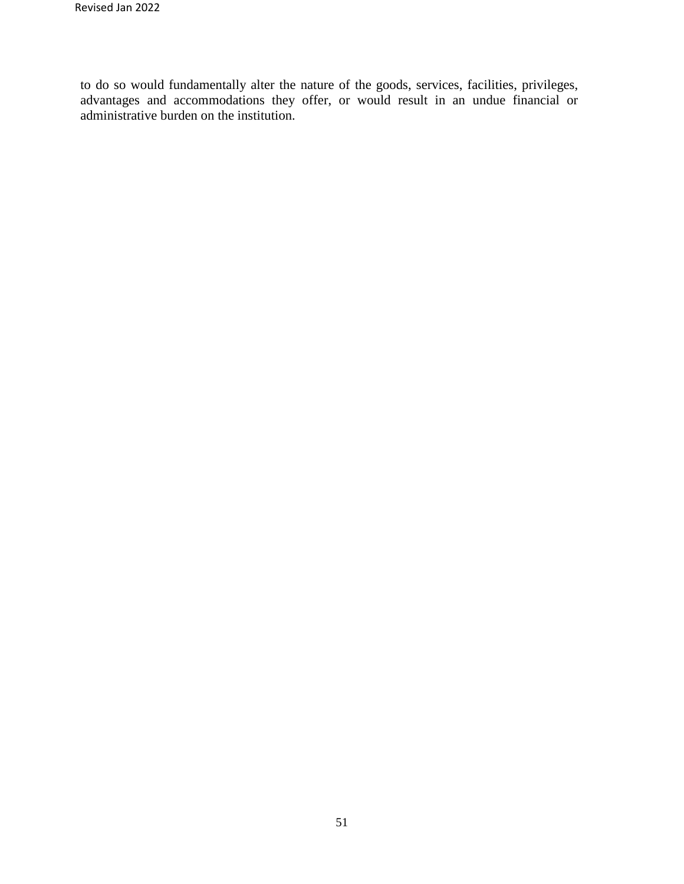to do so would fundamentally alter the nature of the goods, services, facilities, privileges, advantages and accommodations they offer, or would result in an undue financial or administrative burden on the institution.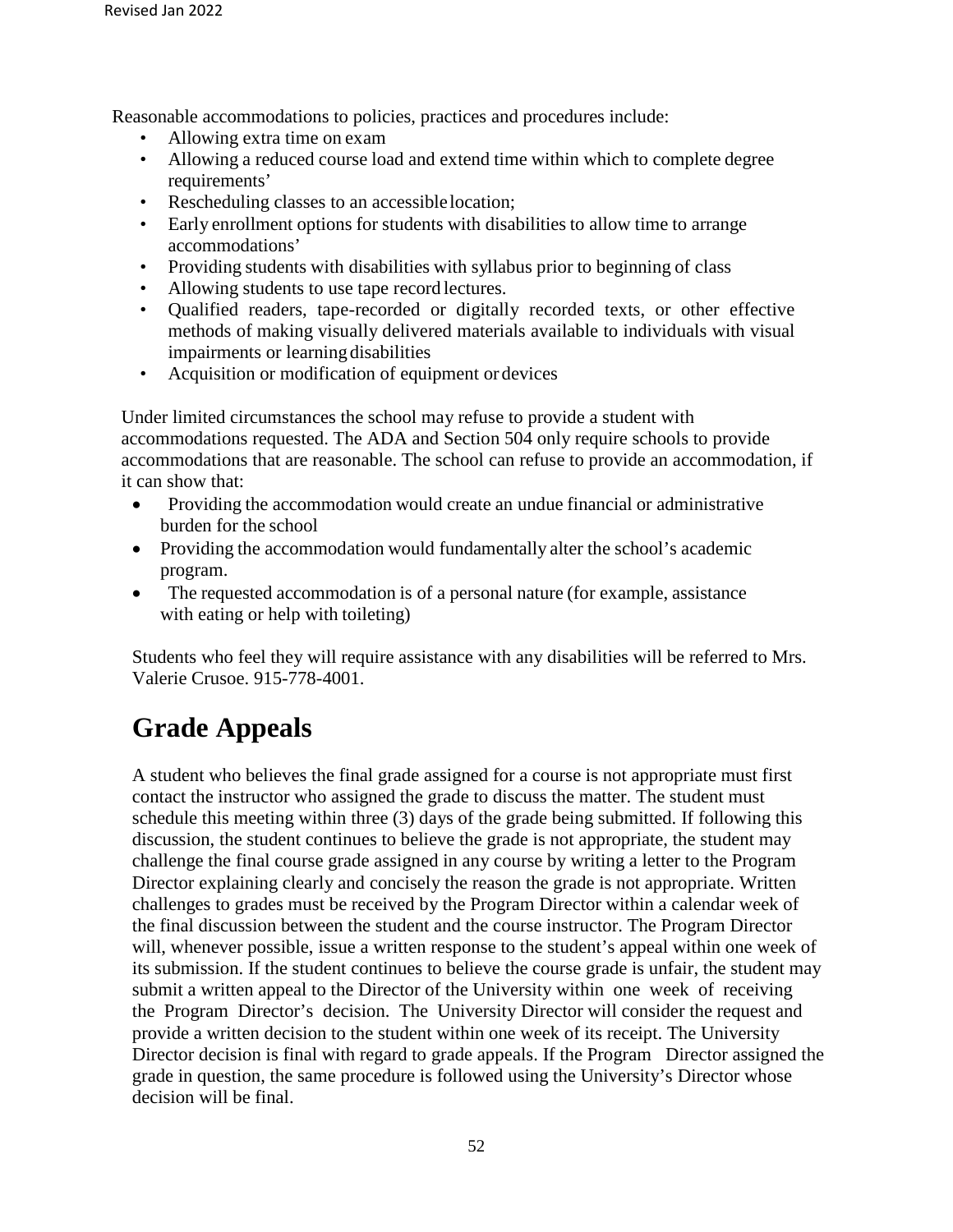Reasonable accommodations to policies, practices and procedures include:

- Allowing extra time on exam
- Allowing a reduced course load and extend time within which to complete degree requirements'
- Rescheduling classes to an accessible location;
- Early enrollment options for students with disabilities to allow time to arrange accommodations'
- Providing students with disabilities with syllabus prior to beginning of class
- Allowing students to use tape record lectures.
- Qualified readers, tape-recorded or digitally recorded texts, or other effective methods of making visually delivered materials available to individuals with visual impairments or learning disabilities
- Acquisition or modification of equipment or devices

Under limited circumstances the school may refuse to provide a student with accommodations requested. The ADA and Section 504 only require schools to provide accommodations that are reasonable. The school can refuse to provide an accommodation, if it can show that:

- Providing the accommodation would create an undue financial or administrative burden for the school
- Providing the accommodation would fundamentally alter the school's academic program.
- The requested accommodation is of a personal nature (for example, assistance with eating or help with toileting)

Students who feel they will require assistance with any disabilities will be referred to Mrs. Valerie Crusoe. 915-778-4001.

# Grade Appeals

A student who believes the final grade assigned for a course is not appropriate must first contact the instructor who assigned the grade to discuss the matter. The student must schedule this meeting within three (3) days of the grade being submitted. If following this discussion, the student continues to believe the grade is not appropriate, the student may challenge the final course grade assigned in any course by writing a letter to the Program Director explaining clearly and concisely the reason the grade is not appropriate. Written challenges to grades must be received by the Program Director within a calendar week of the final discussion between the student and the course instructor. The Program Director will, whenever possible, issue a written response to the student's appeal within one week of its submission. If the student continues to believe the course grade is unfair, the student may submit a written appeal to the Director of the University within one week of receiving the Program Director's decision. The University Director will consider the request and provide a written decision to the student within one week of its receipt. The University Director decision is final with regard to grade appeals. If the Program Director assigned the grade in question, the same procedure is followed using the University's Director whose decision will be final.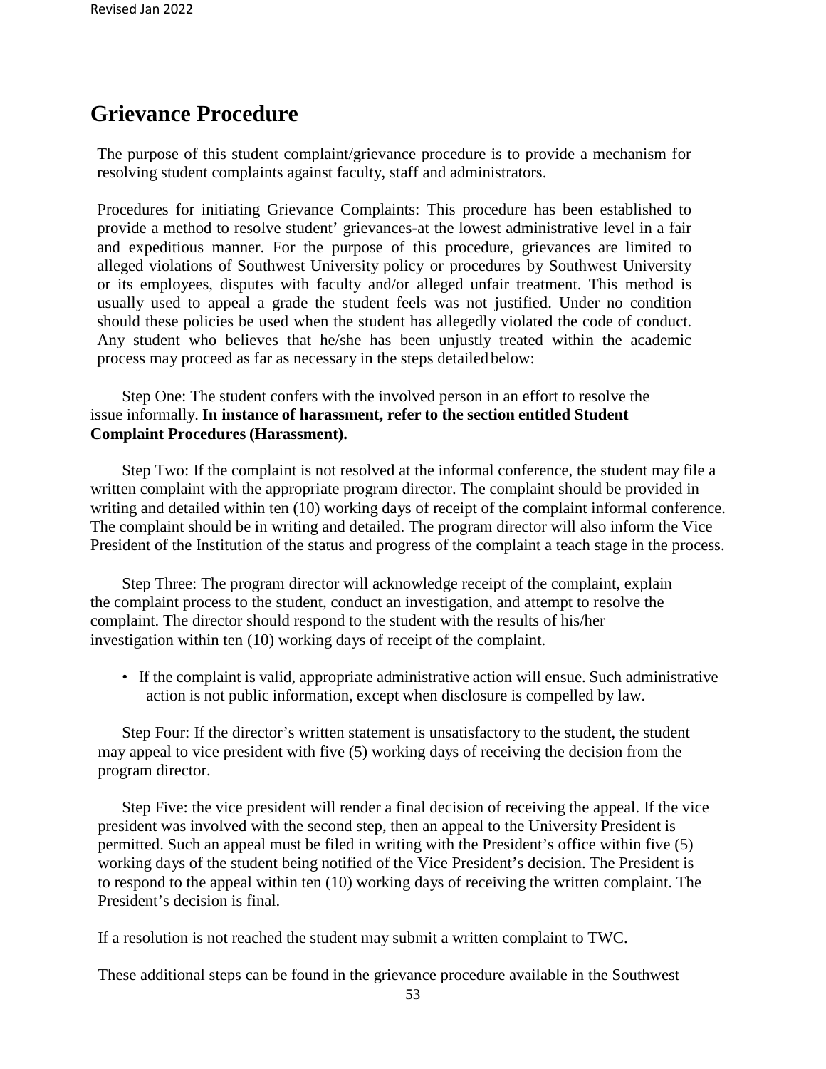# Grievance Procedure

The purpose of this student complaint/grievance procedure is to provide a mechanism for resolving student complaints against faculty, staff and administrators.

Procedures for initiating Grievance Complaints: This procedure has been established to provide a method to resolve student' grievances-at the lowest administrative level in a fair and expeditious manner. For the purpose of this procedure, grievances are limited to alleged violations of Southwest University policy or procedures by Southwest University or its employees, disputes with faculty and/or alleged unfair treatment. This method is usually used to appeal a grade the student feels was not justified. Under no condition should these policies be used when the student has allegedly violated the code of conduct. Any student who believes that he/she has been unjustly treated within the academic process may proceed as far as necessary in the steps detailed below:

Step One: The student confers with the involved person in an effort to resolve the issue informally. **In instance of harassment, refer to the section entitled Student Complaint Procedures (Harassment).**

Step Two: If the complaint is not resolved at the informal conference, the student may file a written complaint with the appropriate program director. The complaint should be provided in writing and detailed within ten (10) working days of receipt of the complaint informal conference. The complaint should be in writing and detailed. The program director will also inform the Vice President of the Institution of the status and progress of the complaint a teach stage in the process.

Step Three: The program director will acknowledge receipt of the complaint, explain the complaint process to the student, conduct an investigation, and attempt to resolve the complaint. The director should respond to the student with the results of his/her investigation within ten (10) working days of receipt of the complaint.

- If the complaint is valid, appropriate administrative action will ensue. Such administrative action is not public information, except when disclosure is compelled by law.

Step Four: If the director's written statement is unsatisfactory to the student, the student may appeal to vice president with five (5) working days of receiving the decision from the program director.

Step Five: the vice president will render a final decision of receiving the appeal. If the vice president was involved with the second step, then an appeal to the University President is permitted. Such an appeal must be filed in writing with the President's office within five (5) working days of the student being notified of the Vice President's decision. The President is to respond to the appeal within ten (10) working days of receiving the written complaint. The President's decision is final.

If a resolution is not reached the student may submit a written complaint to TWC.

These additional steps can be found in the grievance procedure available in the Southwest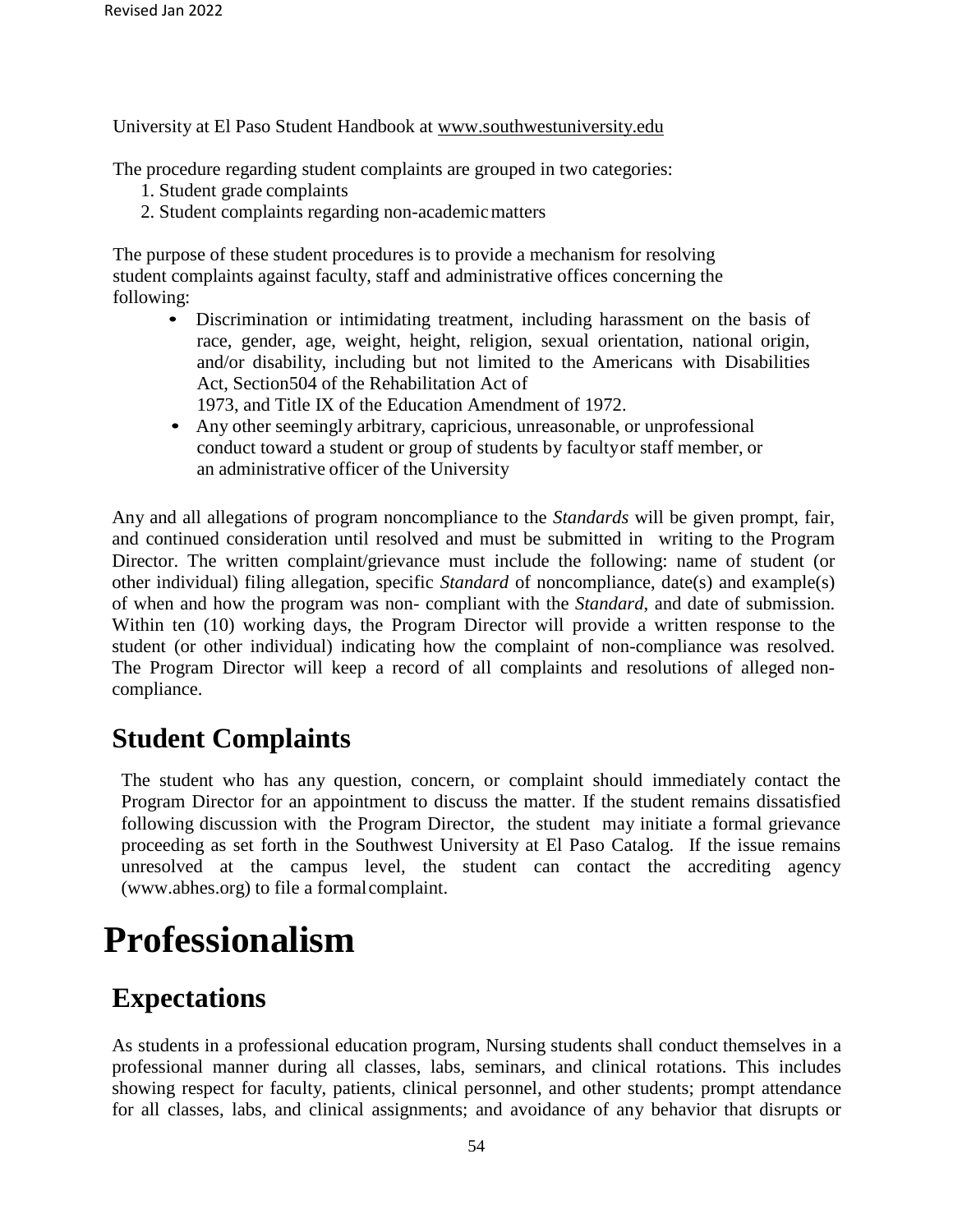University at El Paso Student Handbook at www.southwestuniversity.edu

The procedure regarding student complaints are grouped in two categories:

1. Student grade complaints
2. Student complaints regarding non-academic matters

The purpose of these student procedures is to provide a mechanism for resolving student complaints against faculty, staff and administrative offices concerning the following:

- Discrimination or intimidating treatment, including harassment on the basis of race, gender, age, weight, height, religion, sexual orientation, national origin, and/or disability, including but not limited to the Americans with Disabilities Act, Section504 of the Rehabilitation Act of 1973, and Title IX of the Education Amendment of 1972.
- Any other seemingly arbitrary, capricious, unreasonable, or unprofessional conduct toward a student or group of students by facultyor staff member, or an administrative officer of the University

Any and all allegations of program noncompliance to the *Standards* will be given prompt, fair, and continued consideration until resolved and must be submitted in writing to the Program Director. The written complaint/grievance must include the following: name of student (or other individual) filing allegation, specific *Standard* of noncompliance, date(s) and example(s) of when and how the program was non- compliant with the *Standard*, and date of submission. Within ten (10) working days, the Program Director will provide a written response to the student (or other individual) indicating how the complaint of non-compliance was resolved. The Program Director will keep a record of all complaints and resolutions of alleged non-compliance.

## Student Complaints

The student who has any question, concern, or complaint should immediately contact the Program Director for an appointment to discuss the matter. If the student remains dissatisfied following discussion with the Program Director, the student may initiate a formal grievance proceeding as set forth in the Southwest University at El Paso Catalog. If the issue remains unresolved at the campus level, the student can contact the accrediting agency (www.abhes.org) to file a formalcomplaint.

# Professionalism

## Expectations

As students in a professional education program, Nursing students shall conduct themselves in a professional manner during all classes, labs, seminars, and clinical rotations. This includes showing respect for faculty, patients, clinical personnel, and other students; prompt attendance for all classes, labs, and clinical assignments; and avoidance of any behavior that disrupts or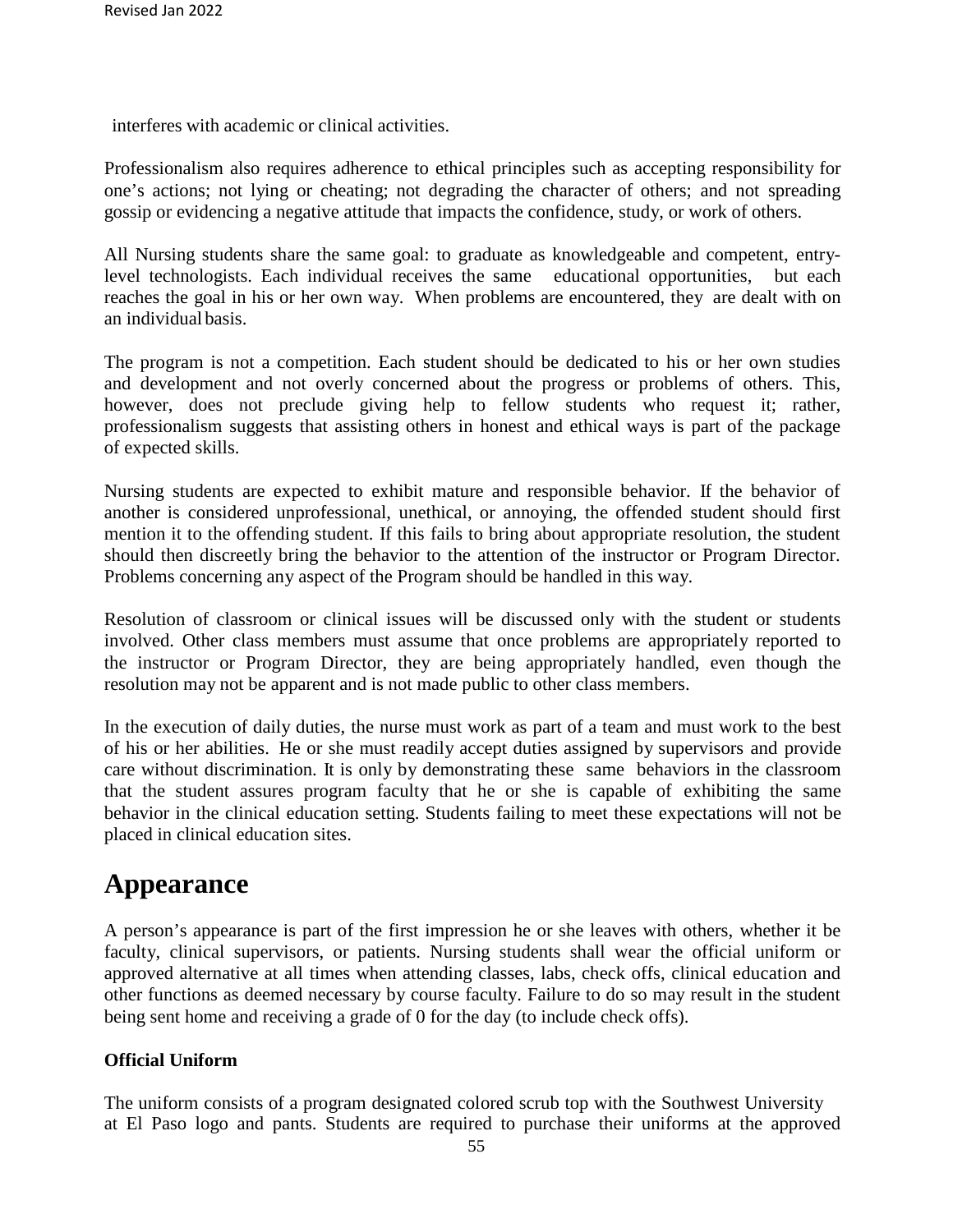interferes with academic or clinical activities.

Professionalism also requires adherence to ethical principles such as accepting responsibility for one's actions; not lying or cheating; not degrading the character of others; and not spreading gossip or evidencing a negative attitude that impacts the confidence, study, or work of others.

All Nursing students share the same goal: to graduate as knowledgeable and competent, entry-level technologists. Each individual receives the same educational opportunities, but each reaches the goal in his or her own way. When problems are encountered, they are dealt with on an individual basis.

The program is not a competition. Each student should be dedicated to his or her own studies and development and not overly concerned about the progress or problems of others. This, however, does not preclude giving help to fellow students who request it; rather, professionalism suggests that assisting others in honest and ethical ways is part of the package of expected skills.

Nursing students are expected to exhibit mature and responsible behavior. If the behavior of another is considered unprofessional, unethical, or annoying, the offended student should first mention it to the offending student. If this fails to bring about appropriate resolution, the student should then discreetly bring the behavior to the attention of the instructor or Program Director. Problems concerning any aspect of the Program should be handled in this way.

Resolution of classroom or clinical issues will be discussed only with the student or students involved. Other class members must assume that once problems are appropriately reported to the instructor or Program Director, they are being appropriately handled, even though the resolution may not be apparent and is not made public to other class members.

In the execution of daily duties, the nurse must work as part of a team and must work to the best of his or her abilities. He or she must readily accept duties assigned by supervisors and provide care without discrimination. It is only by demonstrating these same behaviors in the classroom that the student assures program faculty that he or she is capable of exhibiting the same behavior in the clinical education setting. Students failing to meet these expectations will not be placed in clinical education sites.

# Appearance

A person's appearance is part of the first impression he or she leaves with others, whether it be faculty, clinical supervisors, or patients. Nursing students shall wear the official uniform or approved alternative at all times when attending classes, labs, check offs, clinical education and other functions as deemed necessary by course faculty. Failure to do so may result in the student being sent home and receiving a grade of 0 for the day (to include check offs).

**Official Uniform**

The uniform consists of a program designated colored scrub top with the Southwest University at El Paso logo and pants. Students are required to purchase their uniforms at the approved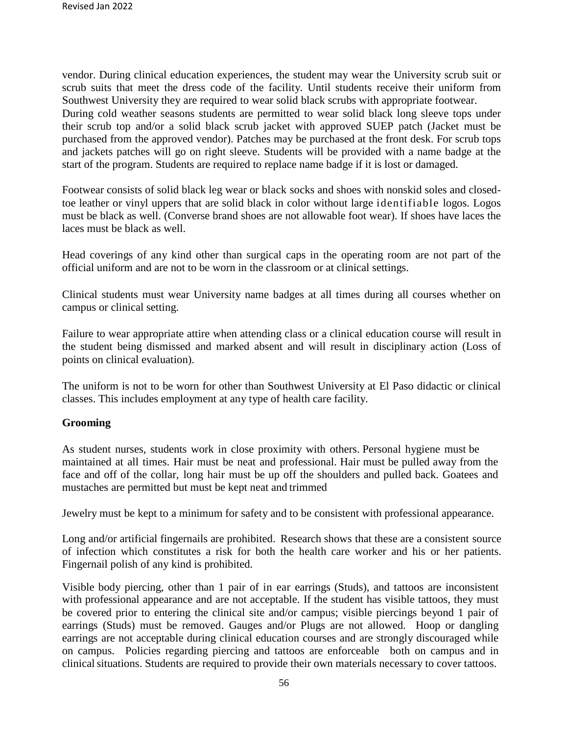vendor. During clinical education experiences, the student may wear the University scrub suit or scrub suits that meet the dress code of the facility. Until students receive their uniform from Southwest University they are required to wear solid black scrubs with appropriate footwear. During cold weather seasons students are permitted to wear solid black long sleeve tops under their scrub top and/or a solid black scrub jacket with approved SUEP patch (Jacket must be purchased from the approved vendor). Patches may be purchased at the front desk. For scrub tops and jackets patches will go on right sleeve. Students will be provided with a name badge at the start of the program. Students are required to replace name badge if it is lost or damaged.

Footwear consists of solid black leg wear or black socks and shoes with nonskid soles and closed-toe leather or vinyl uppers that are solid black in color without large identifiable logos. Logos must be black as well. (Converse brand shoes are not allowable foot wear). If shoes have laces the laces must be black as well.

Head coverings of any kind other than surgical caps in the operating room are not part of the official uniform and are not to be worn in the classroom or at clinical settings.

Clinical students must wear University name badges at all times during all courses whether on campus or clinical setting.

Failure to wear appropriate attire when attending class or a clinical education course will result in the student being dismissed and marked absent and will result in disciplinary action (Loss of points on clinical evaluation).

The uniform is not to be worn for other than Southwest University at El Paso didactic or clinical classes. This includes employment at any type of health care facility.

**Grooming**

As student nurses, students work in close proximity with others. Personal hygiene must be maintained at all times. Hair must be neat and professional. Hair must be pulled away from the face and off of the collar, long hair must be up off the shoulders and pulled back. Goatees and mustaches are permitted but must be kept neat and trimmed

Jewelry must be kept to a minimum for safety and to be consistent with professional appearance.

Long and/or artificial fingernails are prohibited. Research shows that these are a consistent source of infection which constitutes a risk for both the health care worker and his or her patients. Fingernail polish of any kind is prohibited.

Visible body piercing, other than 1 pair of in ear earrings (Studs), and tattoos are inconsistent with professional appearance and are not acceptable. If the student has visible tattoos, they must be covered prior to entering the clinical site and/or campus; visible piercings beyond 1 pair of earrings (Studs) must be removed. Gauges and/or Plugs are not allowed. Hoop or dangling earrings are not acceptable during clinical education courses and are strongly discouraged while on campus. Policies regarding piercing and tattoos are enforceable both on campus and in clinical situations. Students are required to provide their own materials necessary to cover tattoos.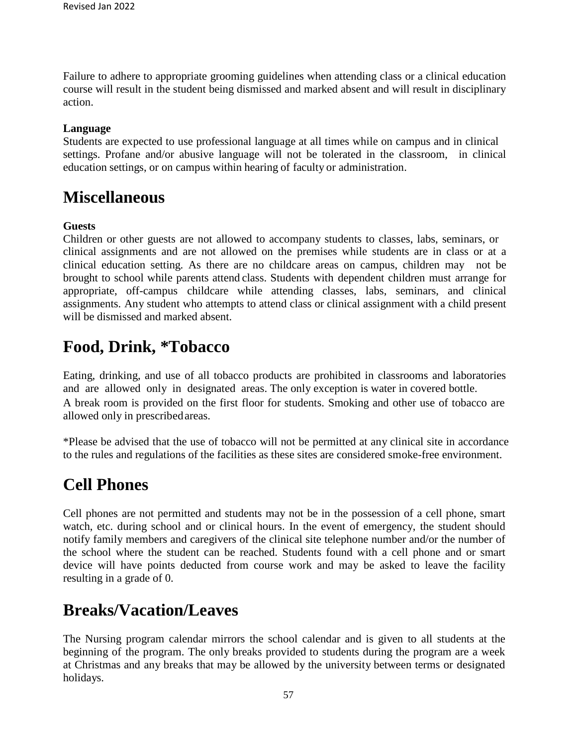Failure to adhere to appropriate grooming guidelines when attending class or a clinical education course will result in the student being dismissed and marked absent and will result in disciplinary action.

**Language**

Students are expected to use professional language at all times while on campus and in clinical settings. Profane and/or abusive language will not be tolerated in the classroom, in clinical education settings, or on campus within hearing of faculty or administration.

# Miscellaneous

**Guests**

Children or other guests are not allowed to accompany students to classes, labs, seminars, or clinical assignments and are not allowed on the premises while students are in class or at a clinical education setting. As there are no childcare areas on campus, children may not be brought to school while parents attend class. Students with dependent children must arrange for appropriate, off-campus childcare while attending classes, labs, seminars, and clinical assignments. Any student who attempts to attend class or clinical assignment with a child present will be dismissed and marked absent.

# Food, Drink, *Tobacco

Eating, drinking, and use of all tobacco products are prohibited in classrooms and laboratories and are allowed only in designated areas. The only exception is water in covered bottle. A break room is provided on the first floor for students. Smoking and other use of tobacco are allowed only in prescribed areas.

*Please be advised that the use of tobacco will not be permitted at any clinical site in accordance to the rules and regulations of the facilities as these sites are considered smoke-free environment.

# Cell Phones

Cell phones are not permitted and students may not be in the possession of a cell phone, smart watch, etc. during school and or clinical hours. In the event of emergency, the student should notify family members and caregivers of the clinical site telephone number and/or the number of the school where the student can be reached. Students found with a cell phone and or smart device will have points deducted from course work and may be asked to leave the facility resulting in a grade of 0.

# Breaks/Vacation/Leaves

The Nursing program calendar mirrors the school calendar and is given to all students at the beginning of the program. The only breaks provided to students during the program are a week at Christmas and any breaks that may be allowed by the university between terms or designated holidays.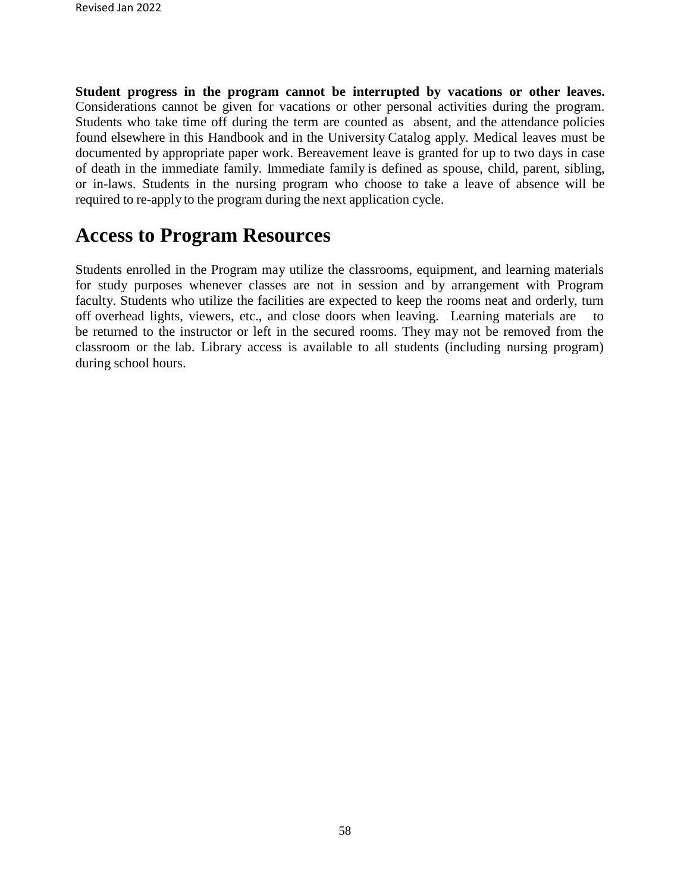**Student progress in the program cannot be interrupted by vacations or other leaves.** Considerations cannot be given for vacations or other personal activities during the program. Students who take time off during the term are counted as absent, and the attendance policies found elsewhere in this Handbook and in the University Catalog apply. Medical leaves must be documented by appropriate paper work. Bereavement leave is granted for up to two days in case of death in the immediate family. Immediate family is defined as spouse, child, parent, sibling, or in-laws. Students in the nursing program who choose to take a leave of absence will be required to re-apply to the program during the next application cycle.

# Access to Program Resources

Students enrolled in the Program may utilize the classrooms, equipment, and learning materials for study purposes whenever classes are not in session and by arrangement with Program faculty. Students who utilize the facilities are expected to keep the rooms neat and orderly, turn off overhead lights, viewers, etc., and close doors when leaving. Learning materials are to be returned to the instructor or left in the secured rooms. They may not be removed from the classroom or the lab. Library access is available to all students (including nursing program) during school hours.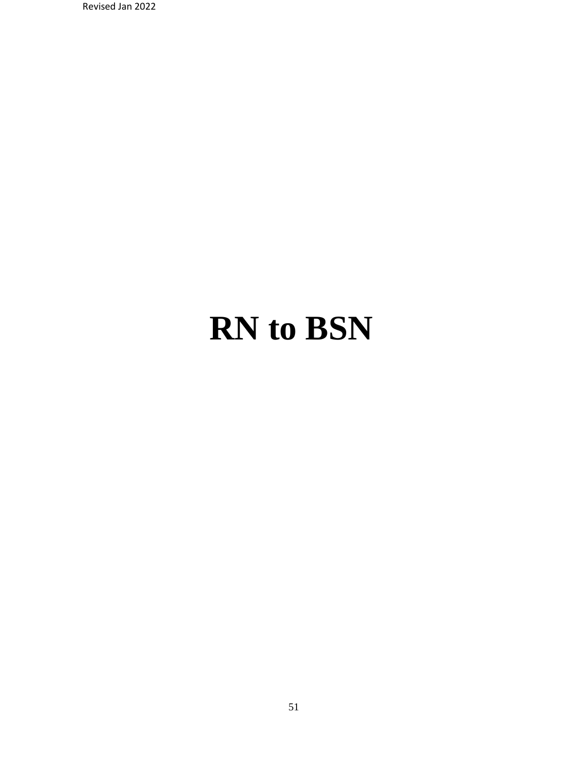# RN to BSN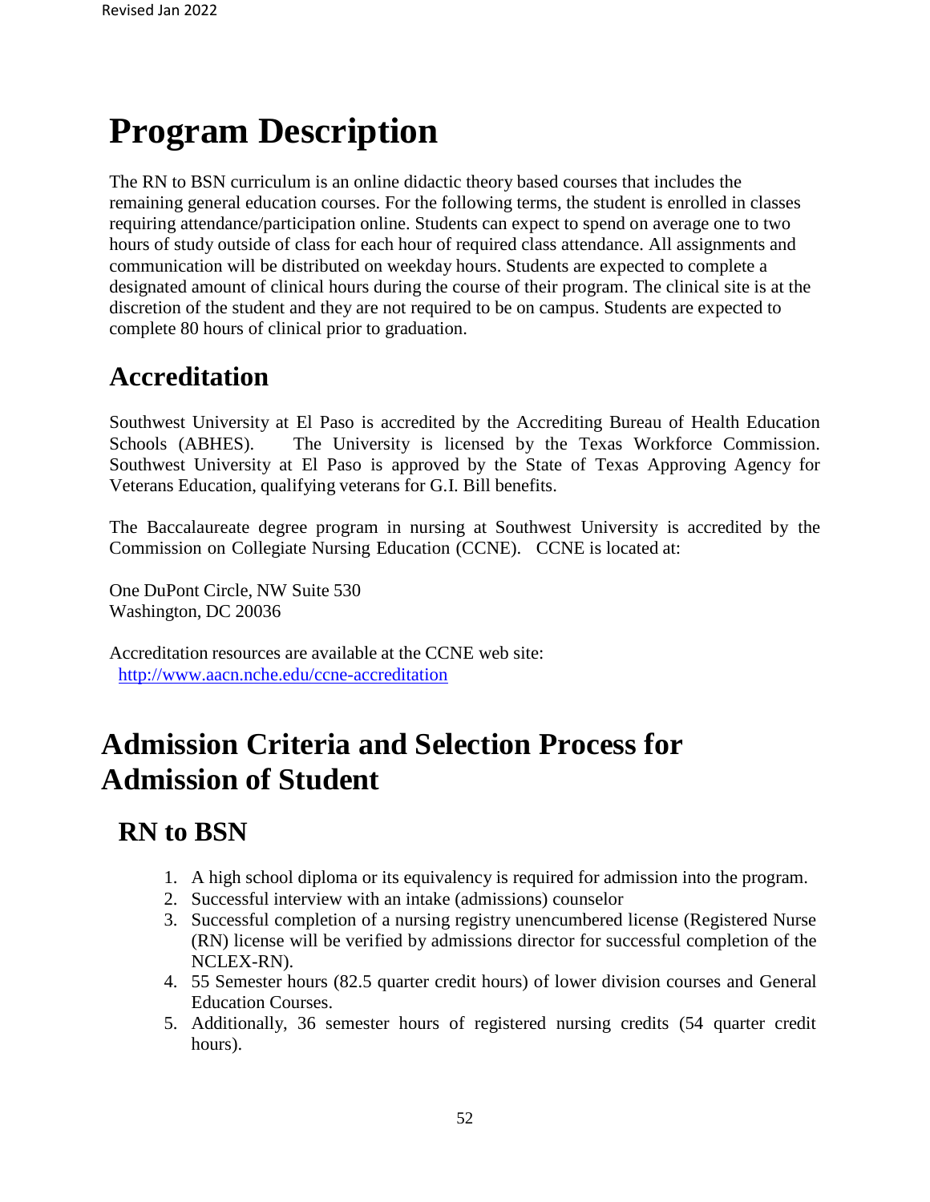# Program Description

The RN to BSN curriculum is an online didactic theory based courses that includes the remaining general education courses. For the following terms, the student is enrolled in classes requiring attendance/participation online. Students can expect to spend on average one to two hours of study outside of class for each hour of required class attendance. All assignments and communication will be distributed on weekday hours. Students are expected to complete a designated amount of clinical hours during the course of their program. The clinical site is at the discretion of the student and they are not required to be on campus. Students are expected to complete 80 hours of clinical prior to graduation.

## Accreditation

Southwest University at El Paso is accredited by the Accrediting Bureau of Health Education Schools (ABHES). The University is licensed by the Texas Workforce Commission. Southwest University at El Paso is approved by the State of Texas Approving Agency for Veterans Education, qualifying veterans for G.I. Bill benefits.

The Baccalaureate degree program in nursing at Southwest University is accredited by the Commission on Collegiate Nursing Education (CCNE). CCNE is located at:

One DuPont Circle, NW Suite 530
Washington, DC 20036

Accreditation resources are available at the CCNE web site:
http://www.aacn.nche.edu/ccne-accreditation

# Admission Criteria and Selection Process for Admission of Student

## RN to BSN

1. A high school diploma or its equivalency is required for admission into the program.
2. Successful interview with an intake (admissions) counselor
3. Successful completion of a nursing registry unencumbered license (Registered Nurse (RN) license will be verified by admissions director for successful completion of the NCLEX-RN).
4. 55 Semester hours (82.5 quarter credit hours) of lower division courses and General Education Courses.
5. Additionally, 36 semester hours of registered nursing credits (54 quarter credit hours).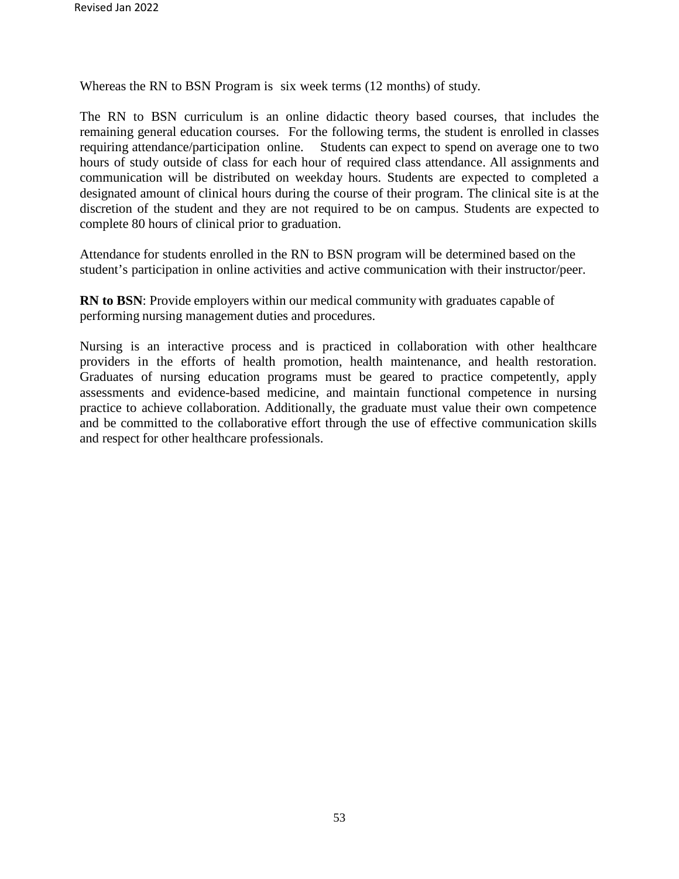Whereas the RN to BSN Program is six week terms (12 months) of study.

The RN to BSN curriculum is an online didactic theory based courses, that includes the remaining general education courses. For the following terms, the student is enrolled in classes requiring attendance/participation online. Students can expect to spend on average one to two hours of study outside of class for each hour of required class attendance. All assignments and communication will be distributed on weekday hours. Students are expected to completed a designated amount of clinical hours during the course of their program. The clinical site is at the discretion of the student and they are not required to be on campus. Students are expected to complete 80 hours of clinical prior to graduation.

Attendance for students enrolled in the RN to BSN program will be determined based on the student's participation in online activities and active communication with their instructor/peer.

**RN to BSN**: Provide employers within our medical community with graduates capable of performing nursing management duties and procedures.

Nursing is an interactive process and is practiced in collaboration with other healthcare providers in the efforts of health promotion, health maintenance, and health restoration. Graduates of nursing education programs must be geared to practice competently, apply assessments and evidence-based medicine, and maintain functional competence in nursing practice to achieve collaboration. Additionally, the graduate must value their own competence and be committed to the collaborative effort through the use of effective communication skills and respect for other healthcare professionals.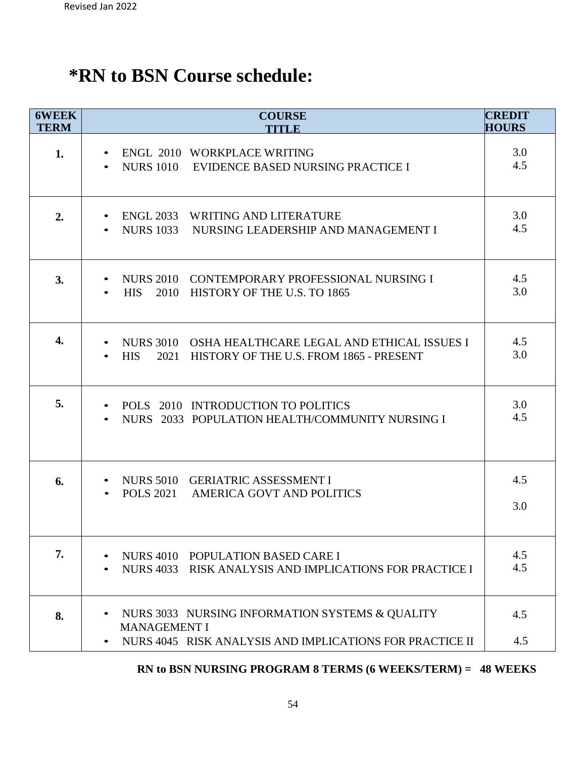# *RN to BSN Course schedule:

| 6WEEK TERM | COURSE TITLE | CREDIT HOURS |
|---|---|---|
| 1. | • ENGL 2010 WORKPLACE WRITING<br>• NURS 1010 EVIDENCE BASED NURSING PRACTICE I | 3.0<br>4.5 |
| 2. | • ENGL 2033 WRITING AND LITERATURE<br>• NURS 1033 NURSING LEADERSHIP AND MANAGEMENT I | 3.0<br>4.5 |
| 3. | • NURS 2010 CONTEMPORARY PROFESSIONAL NURSING I<br>• HIS 2010 HISTORY OF THE U.S. TO 1865 | 4.5<br>3.0 |
| 4. | • NURS 3010 OSHA HEALTHCARE LEGAL AND ETHICAL ISSUES I<br>• HIS 2021 HISTORY OF THE U.S. FROM 1865 - PRESENT | 4.5<br>3.0 |
| 5. | • POLS 2010 INTRODUCTION TO POLITICS<br>• NURS 2033 POPULATION HEALTH/COMMUNITY NURSING I | 3.0<br>4.5 |
| 6. | • NURS 5010 GERIATRIC ASSESSMENT I<br>• POLS 2021 AMERICA GOVT AND POLITICS | 4.5<br>3.0 |
| 7. | • NURS 4010 POPULATION BASED CARE I<br>• NURS 4033 RISK ANALYSIS AND IMPLICATIONS FOR PRACTICE I | 4.5<br>4.5 |
| 8. | • NURS 3033 NURSING INFORMATION SYSTEMS & QUALITY MANAGEMENT I<br>• NURS 4045 RISK ANALYSIS AND IMPLICATIONS FOR PRACTICE II | 4.5<br>4.5 |

**RN to BSN NURSING PROGRAM 8 TERMS (6 WEEKS/TERM) = 48 WEEKS**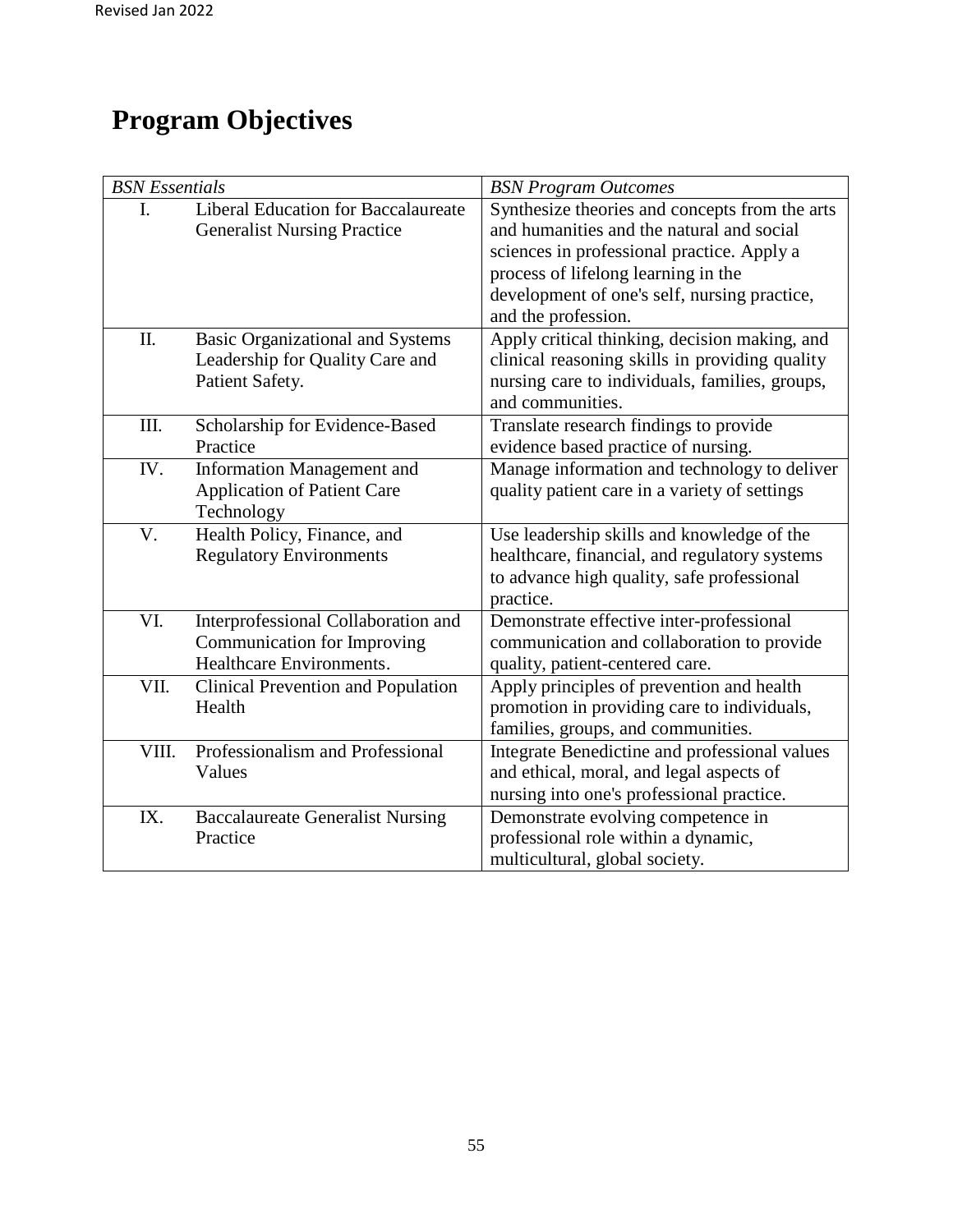# Program Objectives

| *BSN Essentials* | | *BSN Program Outcomes* |
|---|---|---|
| I. | Liberal Education for Baccalaureate Generalist Nursing Practice | Synthesize theories and concepts from the arts and humanities and the natural and social sciences in professional practice. Apply a process of lifelong learning in the development of one's self, nursing practice, and the profession. |
| II. | Basic Organizational and Systems Leadership for Quality Care and Patient Safety. | Apply critical thinking, decision making, and clinical reasoning skills in providing quality nursing care to individuals, families, groups, and communities. |
| III. | Scholarship for Evidence-Based Practice | Translate research findings to provide evidence based practice of nursing. |
| IV. | Information Management and Application of Patient Care Technology | Manage information and technology to deliver quality patient care in a variety of settings |
| V. | Health Policy, Finance, and Regulatory Environments | Use leadership skills and knowledge of the healthcare, financial, and regulatory systems to advance high quality, safe professional practice. |
| VI. | Interprofessional Collaboration and Communication for Improving Healthcare Environments. | Demonstrate effective inter-professional communication and collaboration to provide quality, patient-centered care. |
| VII. | Clinical Prevention and Population Health | Apply principles of prevention and health promotion in providing care to individuals, families, groups, and communities. |
| VIII. | Professionalism and Professional Values | Integrate Benedictine and professional values and ethical, moral, and legal aspects of nursing into one's professional practice. |
| IX. | Baccalaureate Generalist Nursing Practice | Demonstrate evolving competence in professional role within a dynamic, multicultural, global society. |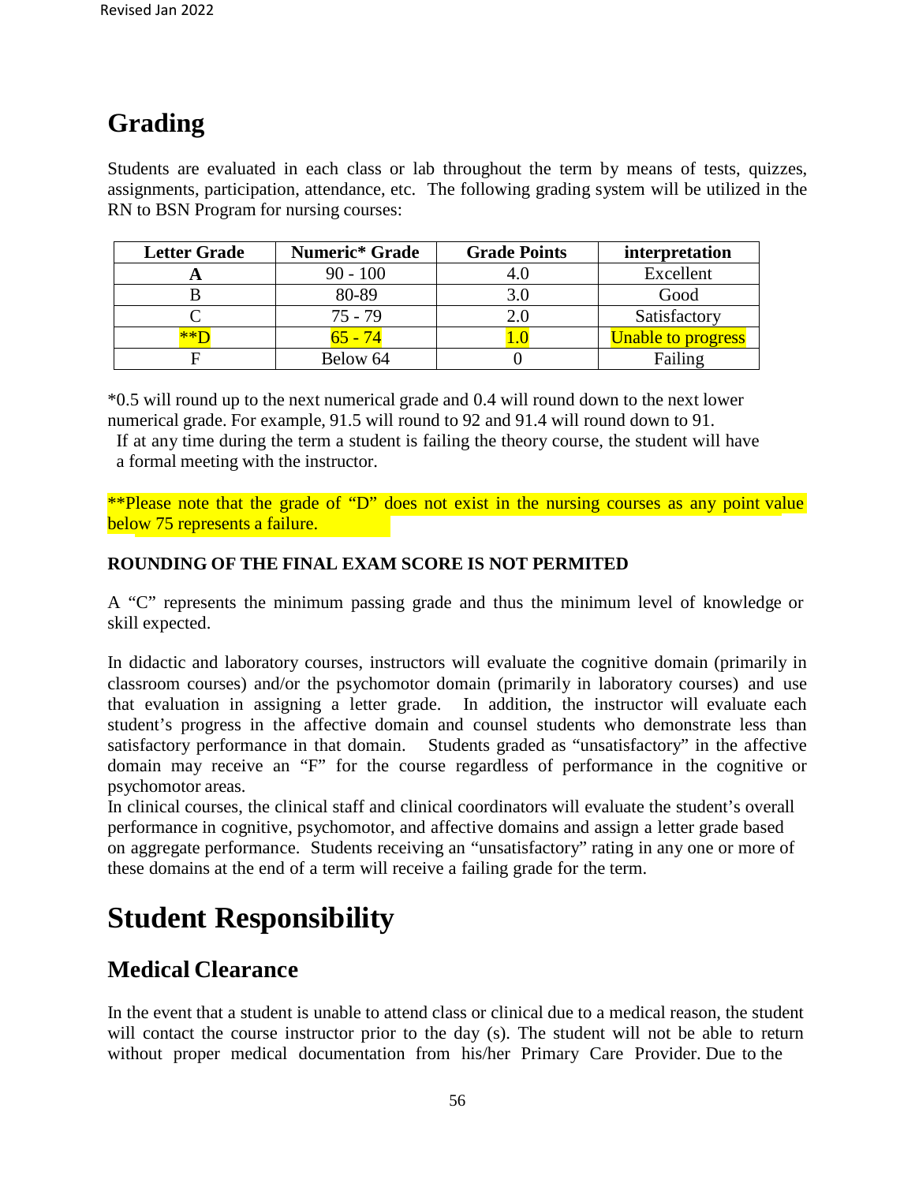# Grading

Students are evaluated in each class or lab throughout the term by means of tests, quizzes, assignments, participation, attendance, etc. The following grading system will be utilized in the RN to BSN Program for nursing courses:

| Letter Grade | Numeric* Grade | Grade Points | interpretation |
|---|---|---|---|
| **A** | 90 - 100 | 4.0 | Excellent |
| B | 80-89 | 3.0 | Good |
| C | 75 - 79 | 2.0 | Satisfactory |
| **D | 65 - 74 | 1.0 | Unable to progress |
| F | Below 64 | 0 | Failing |

*0.5 will round up to the next numerical grade and 0.4 will round down to the next lower numerical grade. For example, 91.5 will round to 92 and 91.4 will round down to 91.
If at any time during the term a student is failing the theory course, the student will have a formal meeting with the instructor.

**Please note that the grade of "D" does not exist in the nursing courses as any point value below 75 represents a failure.

**ROUNDING OF THE FINAL EXAM SCORE IS NOT PERMITED**

A "C" represents the minimum passing grade and thus the minimum level of knowledge or skill expected.

In didactic and laboratory courses, instructors will evaluate the cognitive domain (primarily in classroom courses) and/or the psychomotor domain (primarily in laboratory courses) and use that evaluation in assigning a letter grade. In addition, the instructor will evaluate each student's progress in the affective domain and counsel students who demonstrate less than satisfactory performance in that domain. Students graded as "unsatisfactory" in the affective domain may receive an "F" for the course regardless of performance in the cognitive or psychomotor areas.
In clinical courses, the clinical staff and clinical coordinators will evaluate the student's overall performance in cognitive, psychomotor, and affective domains and assign a letter grade based on aggregate performance. Students receiving an "unsatisfactory" rating in any one or more of these domains at the end of a term will receive a failing grade for the term.

# Student Responsibility

## Medical Clearance

In the event that a student is unable to attend class or clinical due to a medical reason, the student will contact the course instructor prior to the day (s). The student will not be able to return without proper medical documentation from his/her Primary Care Provider. Due to the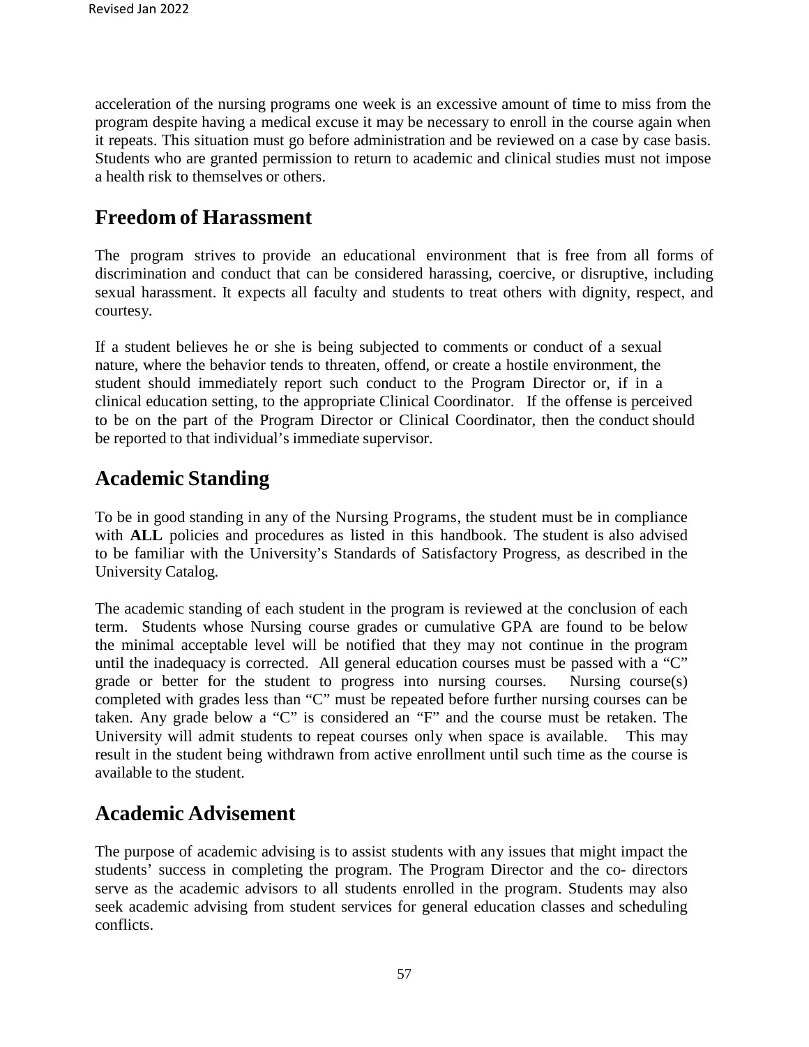acceleration of the nursing programs one week is an excessive amount of time to miss from the program despite having a medical excuse it may be necessary to enroll in the course again when it repeats. This situation must go before administration and be reviewed on a case by case basis. Students who are granted permission to return to academic and clinical studies must not impose a health risk to themselves or others.

## Freedom of Harassment

The program strives to provide an educational environment that is free from all forms of discrimination and conduct that can be considered harassing, coercive, or disruptive, including sexual harassment. It expects all faculty and students to treat others with dignity, respect, and courtesy.

If a student believes he or she is being subjected to comments or conduct of a sexual nature, where the behavior tends to threaten, offend, or create a hostile environment, the student should immediately report such conduct to the Program Director or, if in a clinical education setting, to the appropriate Clinical Coordinator. If the offense is perceived to be on the part of the Program Director or Clinical Coordinator, then the conduct should be reported to that individual's immediate supervisor.

## Academic Standing

To be in good standing in any of the Nursing Programs, the student must be in compliance with **ALL** policies and procedures as listed in this handbook. The student is also advised to be familiar with the University's Standards of Satisfactory Progress, as described in the University Catalog.

The academic standing of each student in the program is reviewed at the conclusion of each term. Students whose Nursing course grades or cumulative GPA are found to be below the minimal acceptable level will be notified that they may not continue in the program until the inadequacy is corrected. All general education courses must be passed with a "C" grade or better for the student to progress into nursing courses. Nursing course(s) completed with grades less than "C" must be repeated before further nursing courses can be taken. Any grade below a "C" is considered an "F" and the course must be retaken. The University will admit students to repeat courses only when space is available. This may result in the student being withdrawn from active enrollment until such time as the course is available to the student.

## Academic Advisement

The purpose of academic advising is to assist students with any issues that might impact the students' success in completing the program. The Program Director and the co- directors serve as the academic advisors to all students enrolled in the program. Students may also seek academic advising from student services for general education classes and scheduling conflicts.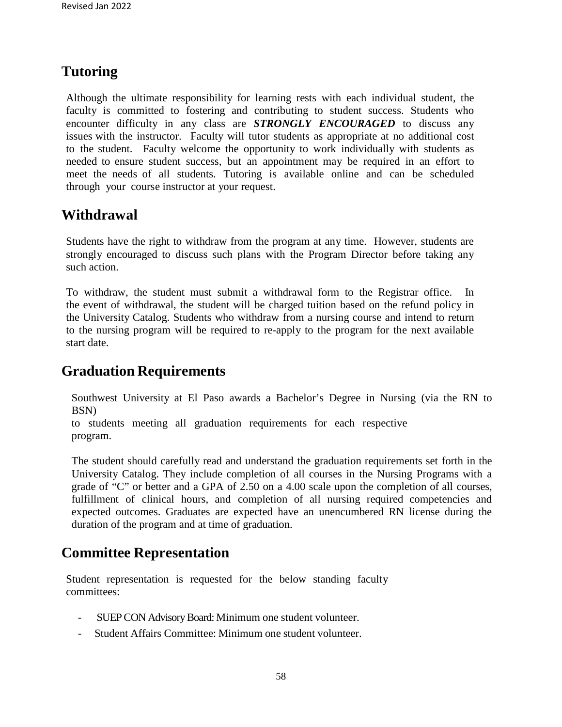## Tutoring

Although the ultimate responsibility for learning rests with each individual student, the faculty is committed to fostering and contributing to student success. Students who encounter difficulty in any class are ***STRONGLY ENCOURAGED*** to discuss any issues with the instructor. Faculty will tutor students as appropriate at no additional cost to the student. Faculty welcome the opportunity to work individually with students as needed to ensure student success, but an appointment may be required in an effort to meet the needs of all students. Tutoring is available online and can be scheduled through your course instructor at your request.

## Withdrawal

Students have the right to withdraw from the program at any time. However, students are strongly encouraged to discuss such plans with the Program Director before taking any such action.

To withdraw, the student must submit a withdrawal form to the Registrar office. In the event of withdrawal, the student will be charged tuition based on the refund policy in the University Catalog. Students who withdraw from a nursing course and intend to return to the nursing program will be required to re-apply to the program for the next available start date.

## Graduation Requirements

Southwest University at El Paso awards a Bachelor's Degree in Nursing (via the RN to BSN) to students meeting all graduation requirements for each respective program.

The student should carefully read and understand the graduation requirements set forth in the University Catalog. They include completion of all courses in the Nursing Programs with a grade of "C" or better and a GPA of 2.50 on a 4.00 scale upon the completion of all courses, fulfillment of clinical hours, and completion of all nursing required competencies and expected outcomes. Graduates are expected have an unencumbered RN license during the duration of the program and at time of graduation.

## Committee Representation

Student representation is requested for the below standing faculty committees:

- SUEP CON Advisory Board: Minimum one student volunteer.
- Student Affairs Committee: Minimum one student volunteer.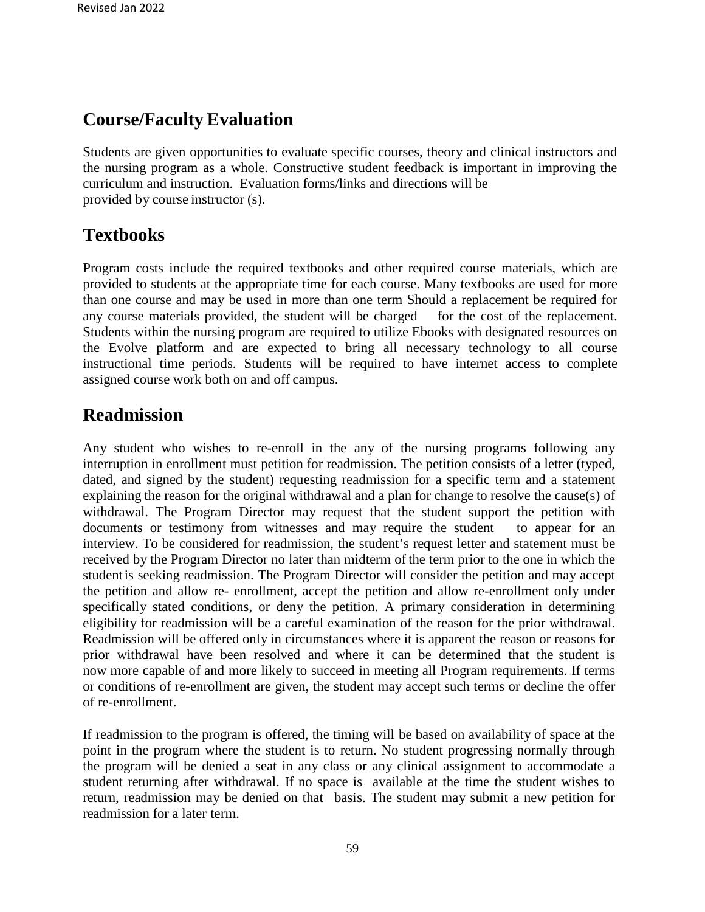## Course/Faculty Evaluation

Students are given opportunities to evaluate specific courses, theory and clinical instructors and the nursing program as a whole. Constructive student feedback is important in improving the curriculum and instruction. Evaluation forms/links and directions will be provided by course instructor (s).

## Textbooks

Program costs include the required textbooks and other required course materials, which are provided to students at the appropriate time for each course. Many textbooks are used for more than one course and may be used in more than one term Should a replacement be required for any course materials provided, the student will be charged for the cost of the replacement. Students within the nursing program are required to utilize Ebooks with designated resources on the Evolve platform and are expected to bring all necessary technology to all course instructional time periods. Students will be required to have internet access to complete assigned course work both on and off campus.

## Readmission

Any student who wishes to re-enroll in the any of the nursing programs following any interruption in enrollment must petition for readmission. The petition consists of a letter (typed, dated, and signed by the student) requesting readmission for a specific term and a statement explaining the reason for the original withdrawal and a plan for change to resolve the cause(s) of withdrawal. The Program Director may request that the student support the petition with documents or testimony from witnesses and may require the student to appear for an interview. To be considered for readmission, the student's request letter and statement must be received by the Program Director no later than midterm of the term prior to the one in which the student is seeking readmission. The Program Director will consider the petition and may accept the petition and allow re- enrollment, accept the petition and allow re-enrollment only under specifically stated conditions, or deny the petition. A primary consideration in determining eligibility for readmission will be a careful examination of the reason for the prior withdrawal. Readmission will be offered only in circumstances where it is apparent the reason or reasons for prior withdrawal have been resolved and where it can be determined that the student is now more capable of and more likely to succeed in meeting all Program requirements. If terms or conditions of re-enrollment are given, the student may accept such terms or decline the offer of re-enrollment.

If readmission to the program is offered, the timing will be based on availability of space at the point in the program where the student is to return. No student progressing normally through the program will be denied a seat in any class or any clinical assignment to accommodate a student returning after withdrawal. If no space is available at the time the student wishes to return, readmission may be denied on that basis. The student may submit a new petition for readmission for a later term.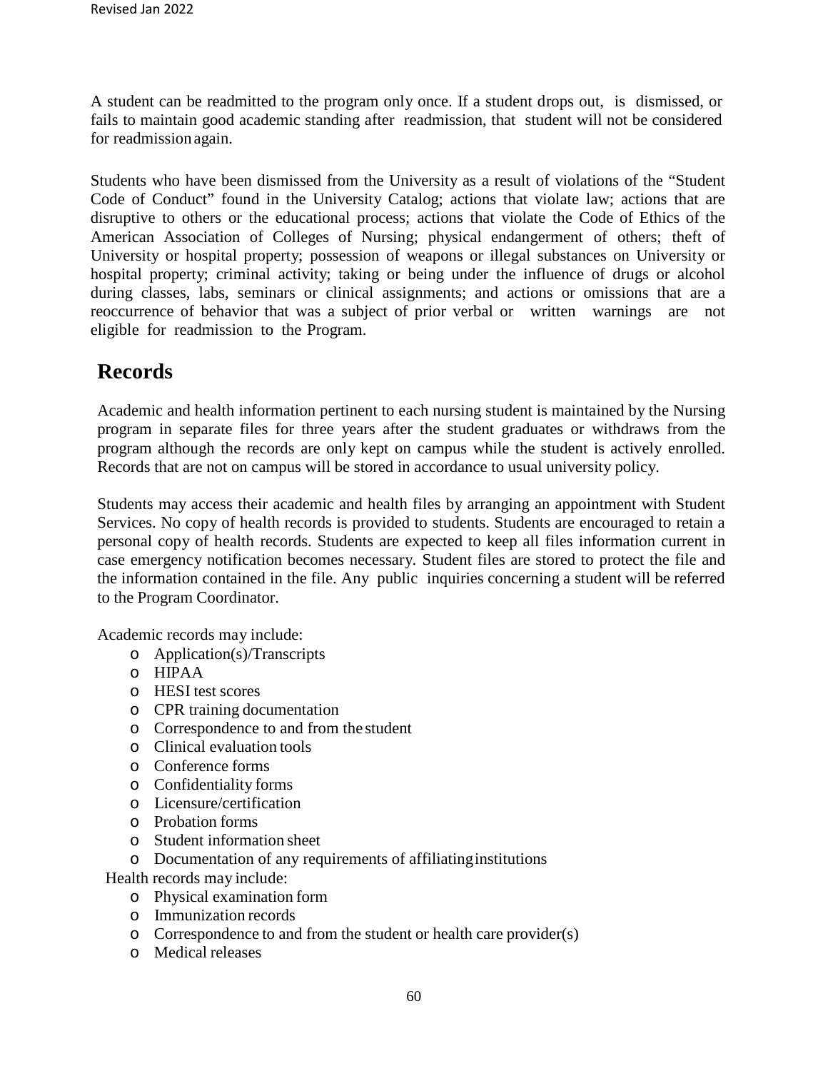A student can be readmitted to the program only once. If a student drops out, is dismissed, or fails to maintain good academic standing after readmission, that student will not be considered for readmission again.

Students who have been dismissed from the University as a result of violations of the "Student Code of Conduct" found in the University Catalog; actions that violate law; actions that are disruptive to others or the educational process; actions that violate the Code of Ethics of the American Association of Colleges of Nursing; physical endangerment of others; theft of University or hospital property; possession of weapons or illegal substances on University or hospital property; criminal activity; taking or being under the influence of drugs or alcohol during classes, labs, seminars or clinical assignments; and actions or omissions that are a reoccurrence of behavior that was a subject of prior verbal or written warnings are not eligible for readmission to the Program.

## Records

Academic and health information pertinent to each nursing student is maintained by the Nursing program in separate files for three years after the student graduates or withdraws from the program although the records are only kept on campus while the student is actively enrolled. Records that are not on campus will be stored in accordance to usual university policy.

Students may access their academic and health files by arranging an appointment with Student Services. No copy of health records is provided to students. Students are encouraged to retain a personal copy of health records. Students are expected to keep all files information current in case emergency notification becomes necessary. Student files are stored to protect the file and the information contained in the file. Any public inquiries concerning a student will be referred to the Program Coordinator.

Academic records may include:

- Application(s)/Transcripts
- HIPAA
- HESI test scores
- CPR training documentation
- Correspondence to and from the student
- Clinical evaluation tools
- Conference forms
- Confidentiality forms
- Licensure/certification
- Probation forms
- Student information sheet
- Documentation of any requirements of affiliating institutions

Health records may include:

- Physical examination form
- Immunization records
- Correspondence to and from the student or health care provider(s)
- Medical releases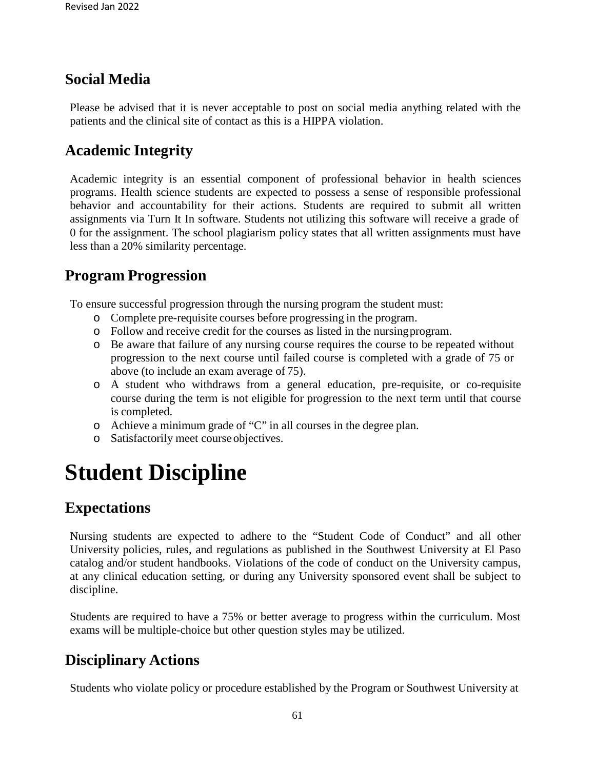## Social Media

Please be advised that it is never acceptable to post on social media anything related with the patients and the clinical site of contact as this is a HIPPA violation.

## Academic Integrity

Academic integrity is an essential component of professional behavior in health sciences programs. Health science students are expected to possess a sense of responsible professional behavior and accountability for their actions. Students are required to submit all written assignments via Turn It In software. Students not utilizing this software will receive a grade of 0 for the assignment. The school plagiarism policy states that all written assignments must have less than a 20% similarity percentage.

## Program Progression

To ensure successful progression through the nursing program the student must:

- Complete pre-requisite courses before progressing in the program.
- Follow and receive credit for the courses as listed in the nursing program.
- Be aware that failure of any nursing course requires the course to be repeated without progression to the next course until failed course is completed with a grade of 75 or above (to include an exam average of 75).
- A student who withdraws from a general education, pre-requisite, or co-requisite course during the term is not eligible for progression to the next term until that course is completed.
- Achieve a minimum grade of "C" in all courses in the degree plan.
- Satisfactorily meet course objectives.

# Student Discipline

## Expectations

Nursing students are expected to adhere to the "Student Code of Conduct" and all other University policies, rules, and regulations as published in the Southwest University at El Paso catalog and/or student handbooks. Violations of the code of conduct on the University campus, at any clinical education setting, or during any University sponsored event shall be subject to discipline.

Students are required to have a 75% or better average to progress within the curriculum. Most exams will be multiple-choice but other question styles may be utilized.

## Disciplinary Actions

Students who violate policy or procedure established by the Program or Southwest University at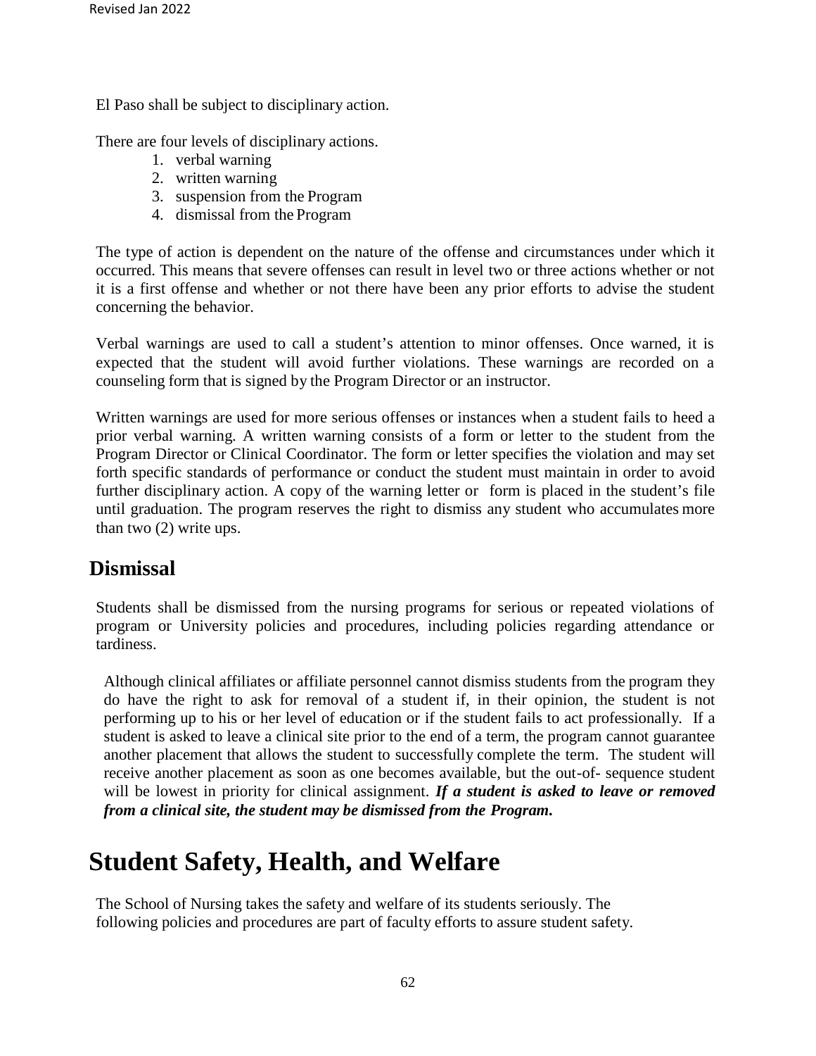El Paso shall be subject to disciplinary action.

There are four levels of disciplinary actions.

1. verbal warning
2. written warning
3. suspension from the Program
4. dismissal from the Program

The type of action is dependent on the nature of the offense and circumstances under which it occurred. This means that severe offenses can result in level two or three actions whether or not it is a first offense and whether or not there have been any prior efforts to advise the student concerning the behavior.

Verbal warnings are used to call a student's attention to minor offenses. Once warned, it is expected that the student will avoid further violations. These warnings are recorded on a counseling form that is signed by the Program Director or an instructor.

Written warnings are used for more serious offenses or instances when a student fails to heed a prior verbal warning. A written warning consists of a form or letter to the student from the Program Director or Clinical Coordinator. The form or letter specifies the violation and may set forth specific standards of performance or conduct the student must maintain in order to avoid further disciplinary action. A copy of the warning letter or form is placed in the student's file until graduation. The program reserves the right to dismiss any student who accumulates more than two (2) write ups.

## Dismissal

Students shall be dismissed from the nursing programs for serious or repeated violations of program or University policies and procedures, including policies regarding attendance or tardiness.

Although clinical affiliates or affiliate personnel cannot dismiss students from the program they do have the right to ask for removal of a student if, in their opinion, the student is not performing up to his or her level of education or if the student fails to act professionally. If a student is asked to leave a clinical site prior to the end of a term, the program cannot guarantee another placement that allows the student to successfully complete the term. The student will receive another placement as soon as one becomes available, but the out-of- sequence student will be lowest in priority for clinical assignment. ***If a student is asked to leave or removed from a clinical site, the student may be dismissed from the Program.***

# Student Safety, Health, and Welfare

The School of Nursing takes the safety and welfare of its students seriously. The following policies and procedures are part of faculty efforts to assure student safety.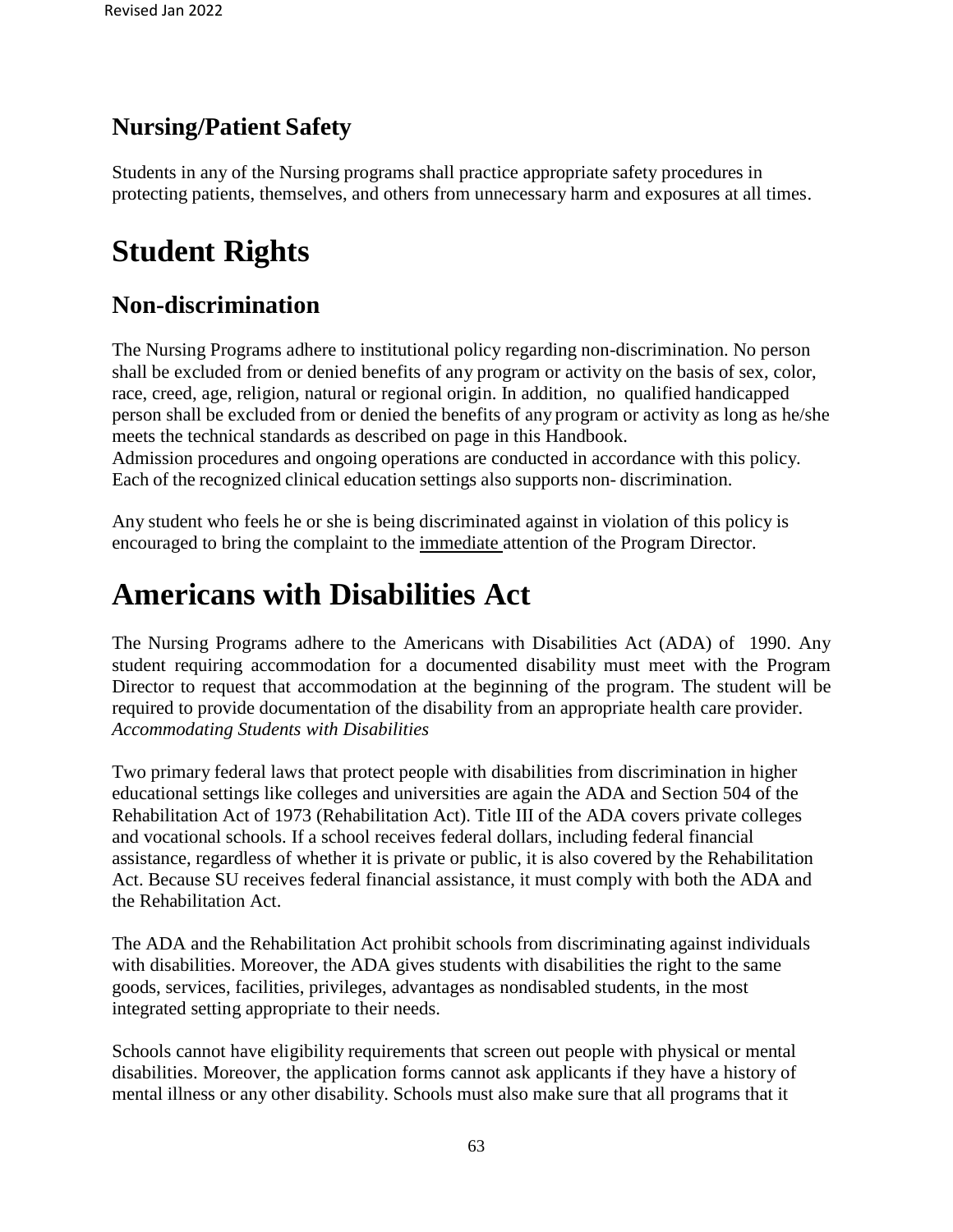## Nursing/Patient Safety

Students in any of the Nursing programs shall practice appropriate safety procedures in protecting patients, themselves, and others from unnecessary harm and exposures at all times.

# Student Rights

## Non-discrimination

The Nursing Programs adhere to institutional policy regarding non-discrimination. No person shall be excluded from or denied benefits of any program or activity on the basis of sex, color, race, creed, age, religion, natural or regional origin. In addition, no qualified handicapped person shall be excluded from or denied the benefits of any program or activity as long as he/she meets the technical standards as described on page in this Handbook.
Admission procedures and ongoing operations are conducted in accordance with this policy. Each of the recognized clinical education settings also supports non- discrimination.

Any student who feels he or she is being discriminated against in violation of this policy is encouraged to bring the complaint to the immediate attention of the Program Director.

# Americans with Disabilities Act

The Nursing Programs adhere to the Americans with Disabilities Act (ADA) of 1990. Any student requiring accommodation for a documented disability must meet with the Program Director to request that accommodation at the beginning of the program. The student will be required to provide documentation of the disability from an appropriate health care provider.
*Accommodating Students with Disabilities*

Two primary federal laws that protect people with disabilities from discrimination in higher educational settings like colleges and universities are again the ADA and Section 504 of the Rehabilitation Act of 1973 (Rehabilitation Act). Title III of the ADA covers private colleges and vocational schools. If a school receives federal dollars, including federal financial assistance, regardless of whether it is private or public, it is also covered by the Rehabilitation Act. Because SU receives federal financial assistance, it must comply with both the ADA and the Rehabilitation Act.

The ADA and the Rehabilitation Act prohibit schools from discriminating against individuals with disabilities. Moreover, the ADA gives students with disabilities the right to the same goods, services, facilities, privileges, advantages as nondisabled students, in the most integrated setting appropriate to their needs.

Schools cannot have eligibility requirements that screen out people with physical or mental disabilities. Moreover, the application forms cannot ask applicants if they have a history of mental illness or any other disability. Schools must also make sure that all programs that it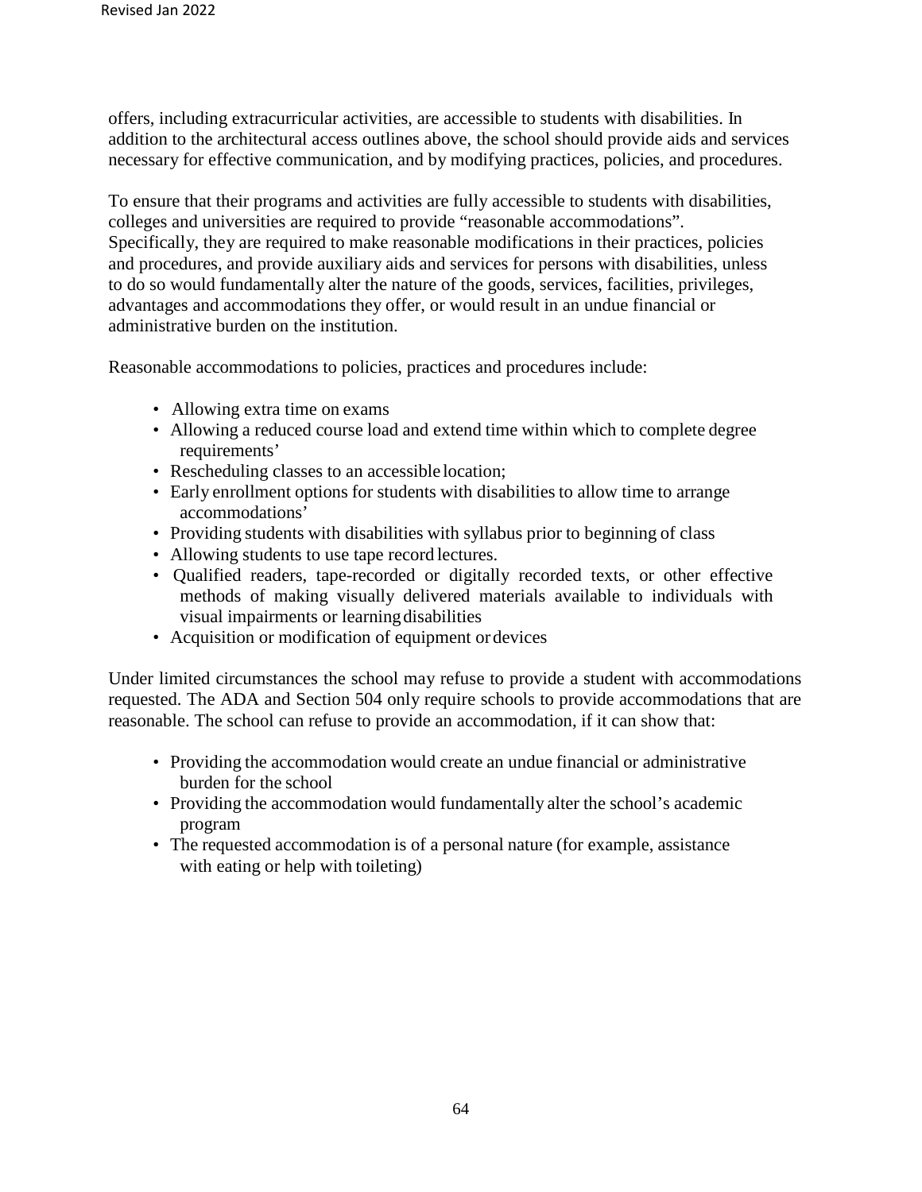offers, including extracurricular activities, are accessible to students with disabilities. In addition to the architectural access outlines above, the school should provide aids and services necessary for effective communication, and by modifying practices, policies, and procedures.

To ensure that their programs and activities are fully accessible to students with disabilities, colleges and universities are required to provide "reasonable accommodations". Specifically, they are required to make reasonable modifications in their practices, policies and procedures, and provide auxiliary aids and services for persons with disabilities, unless to do so would fundamentally alter the nature of the goods, services, facilities, privileges, advantages and accommodations they offer, or would result in an undue financial or administrative burden on the institution.

Reasonable accommodations to policies, practices and procedures include:

- Allowing extra time on exams
- Allowing a reduced course load and extend time within which to complete degree requirements'
- Rescheduling classes to an accessible location;
- Early enrollment options for students with disabilities to allow time to arrange accommodations'
- Providing students with disabilities with syllabus prior to beginning of class
- Allowing students to use tape record lectures.
- Qualified readers, tape-recorded or digitally recorded texts, or other effective methods of making visually delivered materials available to individuals with visual impairments or learning disabilities
- Acquisition or modification of equipment or devices

Under limited circumstances the school may refuse to provide a student with accommodations requested. The ADA and Section 504 only require schools to provide accommodations that are reasonable. The school can refuse to provide an accommodation, if it can show that:

- Providing the accommodation would create an undue financial or administrative burden for the school
- Providing the accommodation would fundamentally alter the school's academic program
- The requested accommodation is of a personal nature (for example, assistance with eating or help with toileting)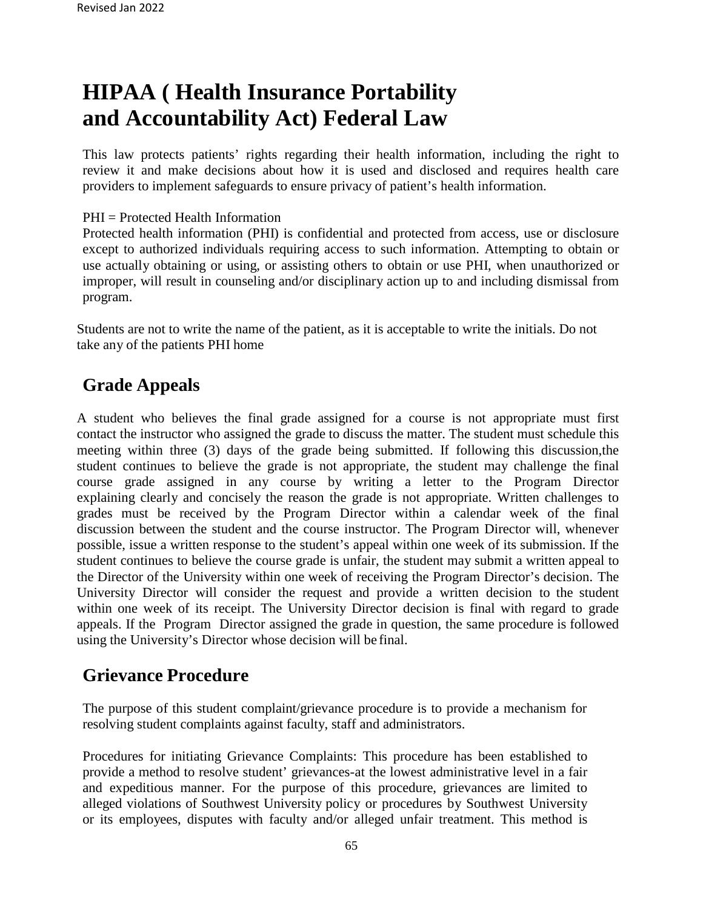# HIPAA ( Health Insurance Portability and Accountability Act) Federal Law

This law protects patients' rights regarding their health information, including the right to review it and make decisions about how it is used and disclosed and requires health care providers to implement safeguards to ensure privacy of patient's health information.

PHI = Protected Health Information

Protected health information (PHI) is confidential and protected from access, use or disclosure except to authorized individuals requiring access to such information. Attempting to obtain or use actually obtaining or using, or assisting others to obtain or use PHI, when unauthorized or improper, will result in counseling and/or disciplinary action up to and including dismissal from program.

Students are not to write the name of the patient, as it is acceptable to write the initials. Do not take any of the patients PHI home

## Grade Appeals

A student who believes the final grade assigned for a course is not appropriate must first contact the instructor who assigned the grade to discuss the matter. The student must schedule this meeting within three (3) days of the grade being submitted. If following this discussion,the student continues to believe the grade is not appropriate, the student may challenge the final course grade assigned in any course by writing a letter to the Program Director explaining clearly and concisely the reason the grade is not appropriate. Written challenges to grades must be received by the Program Director within a calendar week of the final discussion between the student and the course instructor. The Program Director will, whenever possible, issue a written response to the student's appeal within one week of its submission. If the student continues to believe the course grade is unfair, the student may submit a written appeal to the Director of the University within one week of receiving the Program Director's decision. The University Director will consider the request and provide a written decision to the student within one week of its receipt. The University Director decision is final with regard to grade appeals. If the Program Director assigned the grade in question, the same procedure is followed using the University's Director whose decision will be final.

## Grievance Procedure

The purpose of this student complaint/grievance procedure is to provide a mechanism for resolving student complaints against faculty, staff and administrators.

Procedures for initiating Grievance Complaints: This procedure has been established to provide a method to resolve student' grievances-at the lowest administrative level in a fair and expeditious manner. For the purpose of this procedure, grievances are limited to alleged violations of Southwest University policy or procedures by Southwest University or its employees, disputes with faculty and/or alleged unfair treatment. This method is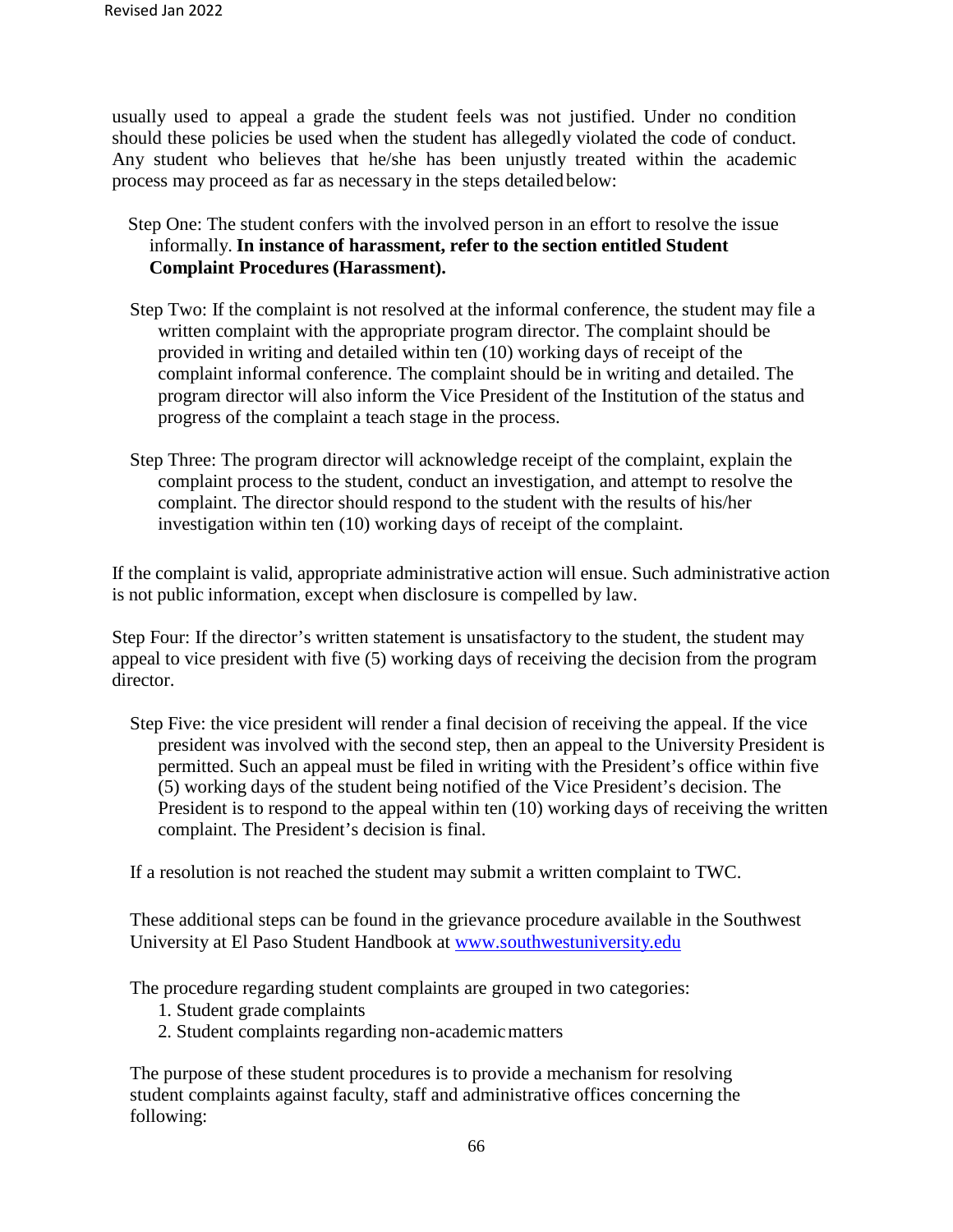usually used to appeal a grade the student feels was not justified. Under no condition should these policies be used when the student has allegedly violated the code of conduct. Any student who believes that he/she has been unjustly treated within the academic process may proceed as far as necessary in the steps detailed below:

Step One: The student confers with the involved person in an effort to resolve the issue informally. **In instance of harassment, refer to the section entitled Student Complaint Procedures (Harassment).**

Step Two: If the complaint is not resolved at the informal conference, the student may file a written complaint with the appropriate program director. The complaint should be provided in writing and detailed within ten (10) working days of receipt of the complaint informal conference. The complaint should be in writing and detailed. The program director will also inform the Vice President of the Institution of the status and progress of the complaint a teach stage in the process.

Step Three: The program director will acknowledge receipt of the complaint, explain the complaint process to the student, conduct an investigation, and attempt to resolve the complaint. The director should respond to the student with the results of his/her investigation within ten (10) working days of receipt of the complaint.

If the complaint is valid, appropriate administrative action will ensue. Such administrative action is not public information, except when disclosure is compelled by law.

Step Four: If the director's written statement is unsatisfactory to the student, the student may appeal to vice president with five (5) working days of receiving the decision from the program director.

Step Five: the vice president will render a final decision of receiving the appeal. If the vice president was involved with the second step, then an appeal to the University President is permitted. Such an appeal must be filed in writing with the President's office within five (5) working days of the student being notified of the Vice President's decision. The President is to respond to the appeal within ten (10) working days of receiving the written complaint. The President's decision is final.

If a resolution is not reached the student may submit a written complaint to TWC.

These additional steps can be found in the grievance procedure available in the Southwest University at El Paso Student Handbook at [www.southwestuniversity.edu](http://www.southwestuniversity.edu)

The procedure regarding student complaints are grouped in two categories:

1. Student grade complaints
2. Student complaints regarding non-academic matters

The purpose of these student procedures is to provide a mechanism for resolving student complaints against faculty, staff and administrative offices concerning the following: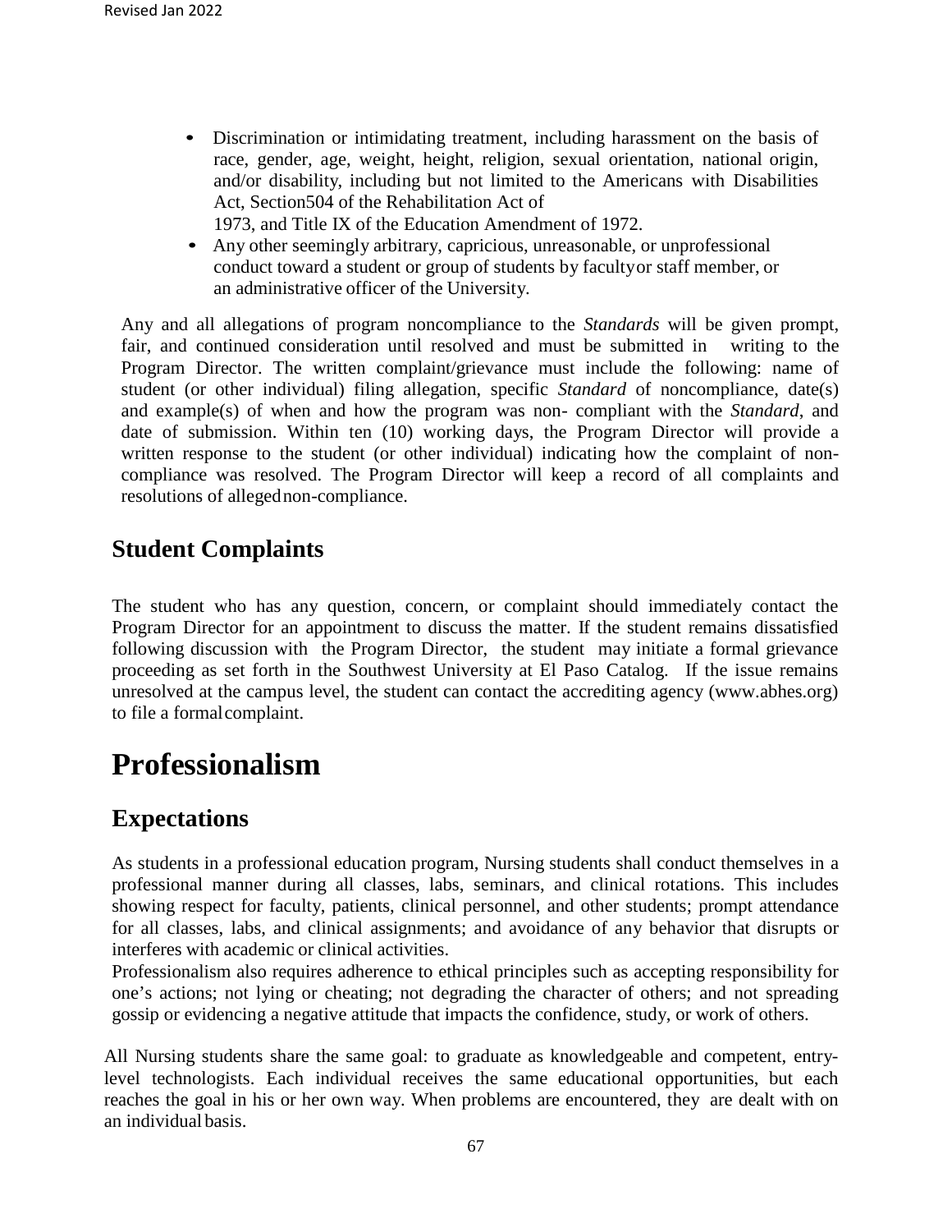- Discrimination or intimidating treatment, including harassment on the basis of race, gender, age, weight, height, religion, sexual orientation, national origin, and/or disability, including but not limited to the Americans with Disabilities Act, Section504 of the Rehabilitation Act of 1973, and Title IX of the Education Amendment of 1972.
- Any other seemingly arbitrary, capricious, unreasonable, or unprofessional conduct toward a student or group of students by facultyor staff member, or an administrative officer of the University.

Any and all allegations of program noncompliance to the *Standards* will be given prompt, fair, and continued consideration until resolved and must be submitted in writing to the Program Director. The written complaint/grievance must include the following: name of student (or other individual) filing allegation, specific *Standard* of noncompliance, date(s) and example(s) of when and how the program was non- compliant with the *Standard*, and date of submission. Within ten (10) working days, the Program Director will provide a written response to the student (or other individual) indicating how the complaint of non-compliance was resolved. The Program Director will keep a record of all complaints and resolutions of allegednon-compliance.

## Student Complaints

The student who has any question, concern, or complaint should immediately contact the Program Director for an appointment to discuss the matter. If the student remains dissatisfied following discussion with the Program Director, the student may initiate a formal grievance proceeding as set forth in the Southwest University at El Paso Catalog. If the issue remains unresolved at the campus level, the student can contact the accrediting agency (www.abhes.org) to file a formalcomplaint.

# Professionalism

## Expectations

As students in a professional education program, Nursing students shall conduct themselves in a professional manner during all classes, labs, seminars, and clinical rotations. This includes showing respect for faculty, patients, clinical personnel, and other students; prompt attendance for all classes, labs, and clinical assignments; and avoidance of any behavior that disrupts or interferes with academic or clinical activities.

Professionalism also requires adherence to ethical principles such as accepting responsibility for one's actions; not lying or cheating; not degrading the character of others; and not spreading gossip or evidencing a negative attitude that impacts the confidence, study, or work of others.

All Nursing students share the same goal: to graduate as knowledgeable and competent, entry-level technologists. Each individual receives the same educational opportunities, but each reaches the goal in his or her own way. When problems are encountered, they are dealt with on an individual basis.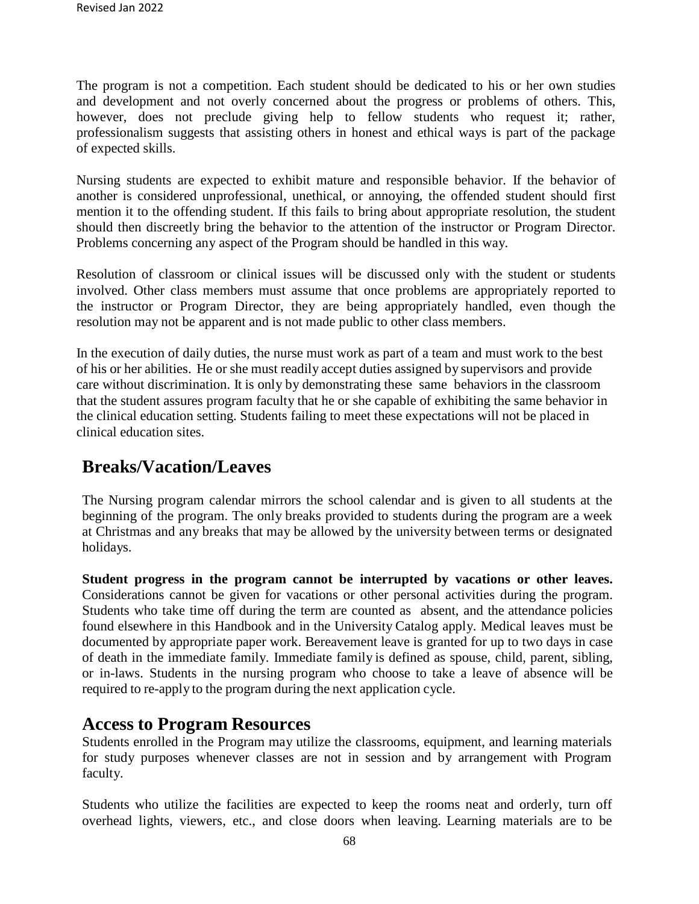The program is not a competition. Each student should be dedicated to his or her own studies and development and not overly concerned about the progress or problems of others. This, however, does not preclude giving help to fellow students who request it; rather, professionalism suggests that assisting others in honest and ethical ways is part of the package of expected skills.

Nursing students are expected to exhibit mature and responsible behavior. If the behavior of another is considered unprofessional, unethical, or annoying, the offended student should first mention it to the offending student. If this fails to bring about appropriate resolution, the student should then discreetly bring the behavior to the attention of the instructor or Program Director. Problems concerning any aspect of the Program should be handled in this way.

Resolution of classroom or clinical issues will be discussed only with the student or students involved. Other class members must assume that once problems are appropriately reported to the instructor or Program Director, they are being appropriately handled, even though the resolution may not be apparent and is not made public to other class members.

In the execution of daily duties, the nurse must work as part of a team and must work to the best of his or her abilities. He or she must readily accept duties assigned by supervisors and provide care without discrimination. It is only by demonstrating these same behaviors in the classroom that the student assures program faculty that he or she capable of exhibiting the same behavior in the clinical education setting. Students failing to meet these expectations will not be placed in clinical education sites.

## Breaks/Vacation/Leaves

The Nursing program calendar mirrors the school calendar and is given to all students at the beginning of the program. The only breaks provided to students during the program are a week at Christmas and any breaks that may be allowed by the university between terms or designated holidays.

**Student progress in the program cannot be interrupted by vacations or other leaves.** Considerations cannot be given for vacations or other personal activities during the program. Students who take time off during the term are counted as absent, and the attendance policies found elsewhere in this Handbook and in the University Catalog apply. Medical leaves must be documented by appropriate paper work. Bereavement leave is granted for up to two days in case of death in the immediate family. Immediate family is defined as spouse, child, parent, sibling, or in-laws. Students in the nursing program who choose to take a leave of absence will be required to re-apply to the program during the next application cycle.

## Access to Program Resources

Students enrolled in the Program may utilize the classrooms, equipment, and learning materials for study purposes whenever classes are not in session and by arrangement with Program faculty.

Students who utilize the facilities are expected to keep the rooms neat and orderly, turn off overhead lights, viewers, etc., and close doors when leaving. Learning materials are to be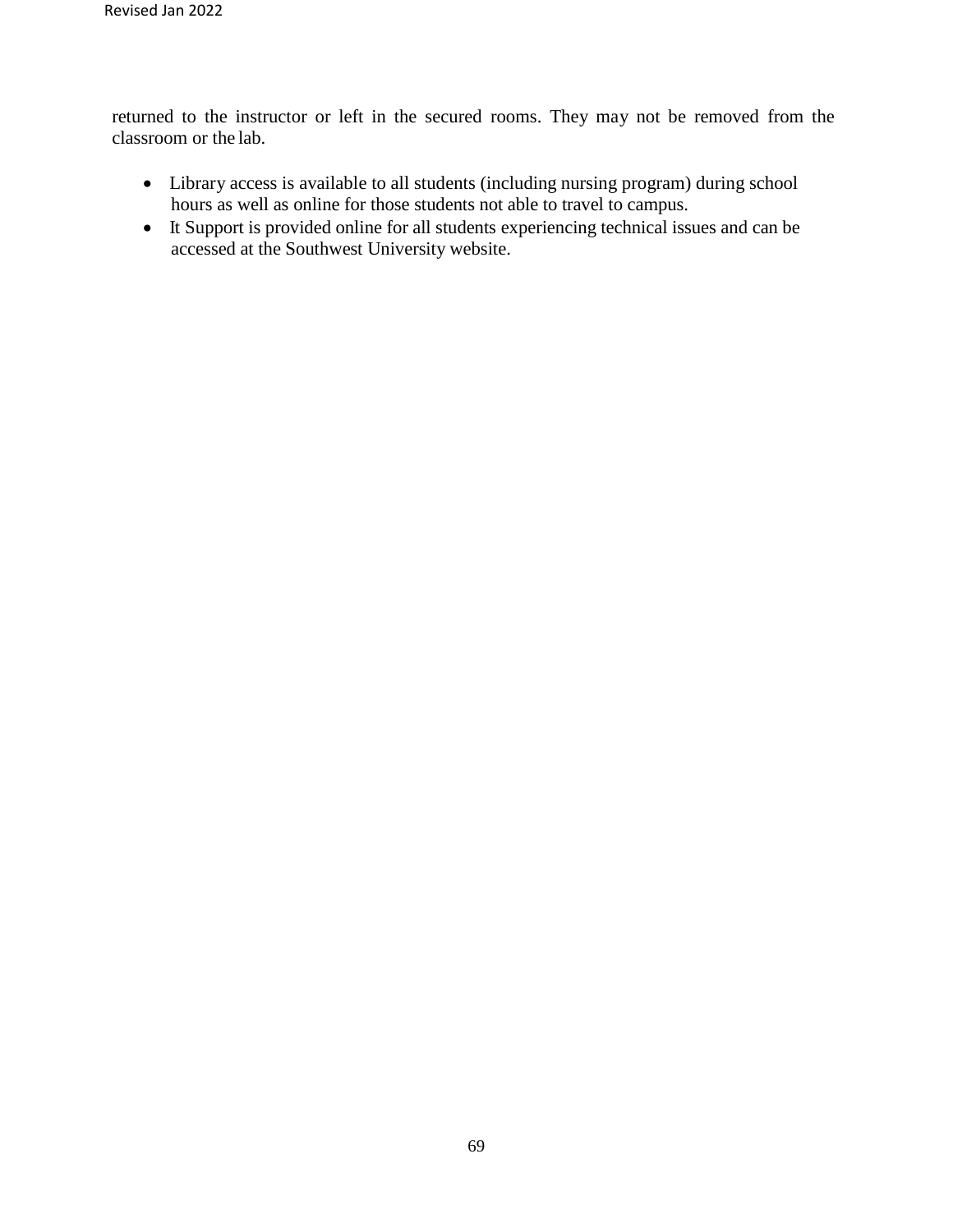returned to the instructor or left in the secured rooms. They may not be removed from the classroom or the lab.

- Library access is available to all students (including nursing program) during school hours as well as online for those students not able to travel to campus.
- It Support is provided online for all students experiencing technical issues and can be accessed at the Southwest University website.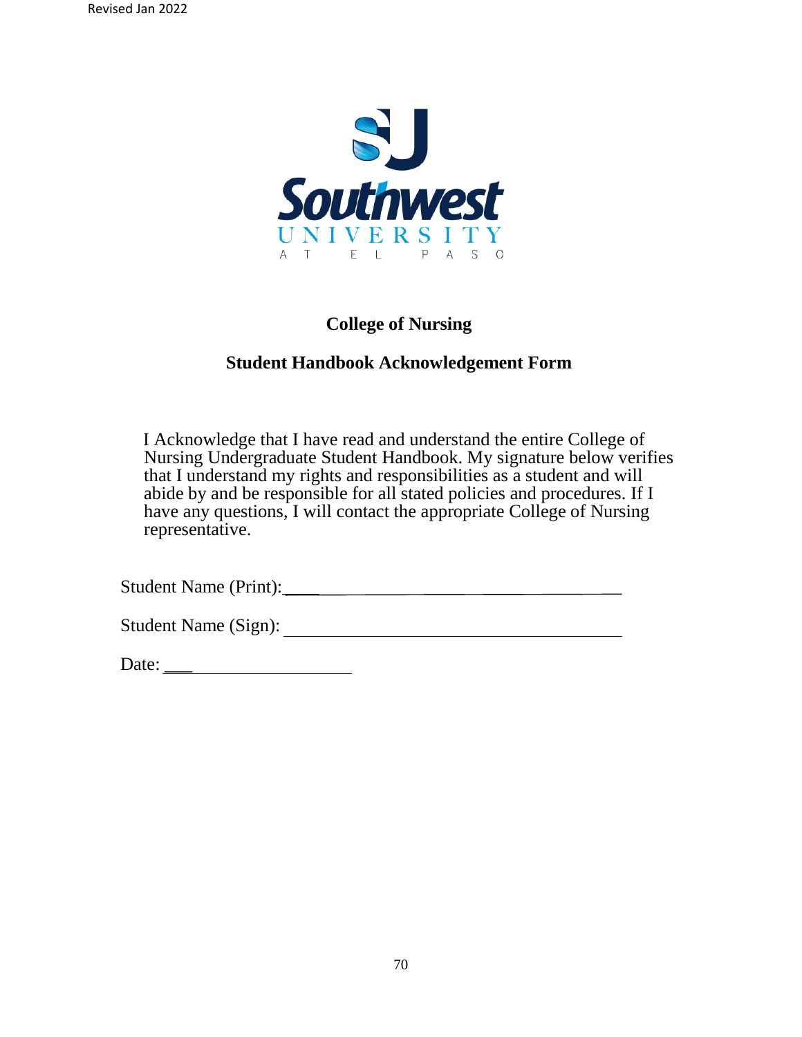Southwest
UNIVERSITY
AT EL PASO

## College of Nursing

## Student Handbook Acknowledgement Form

I Acknowledge that I have read and understand the entire College of Nursing Undergraduate Student Handbook. My signature below verifies that I understand my rights and responsibilities as a student and will abide by and be responsible for all stated policies and procedures. If I have any questions, I will contact the appropriate College of Nursing representative.

Student Name (Print):\_\_\_\_\_\_\_\_\_\_\_\_\_\_\_\_\_\_\_\_\_\_\_\_\_\_\_\_\_\_\_\_\_\_\_\_\_\_

Student Name (Sign): \_\_\_\_\_\_\_\_\_\_\_\_\_\_\_\_\_\_\_\_\_\_\_\_\_\_\_\_\_\_\_\_\_\_\_\_\_\_

Date: \_\_\_\_\_\_\_\_\_\_\_\_\_\_\_\_\_\_\_\_\_\_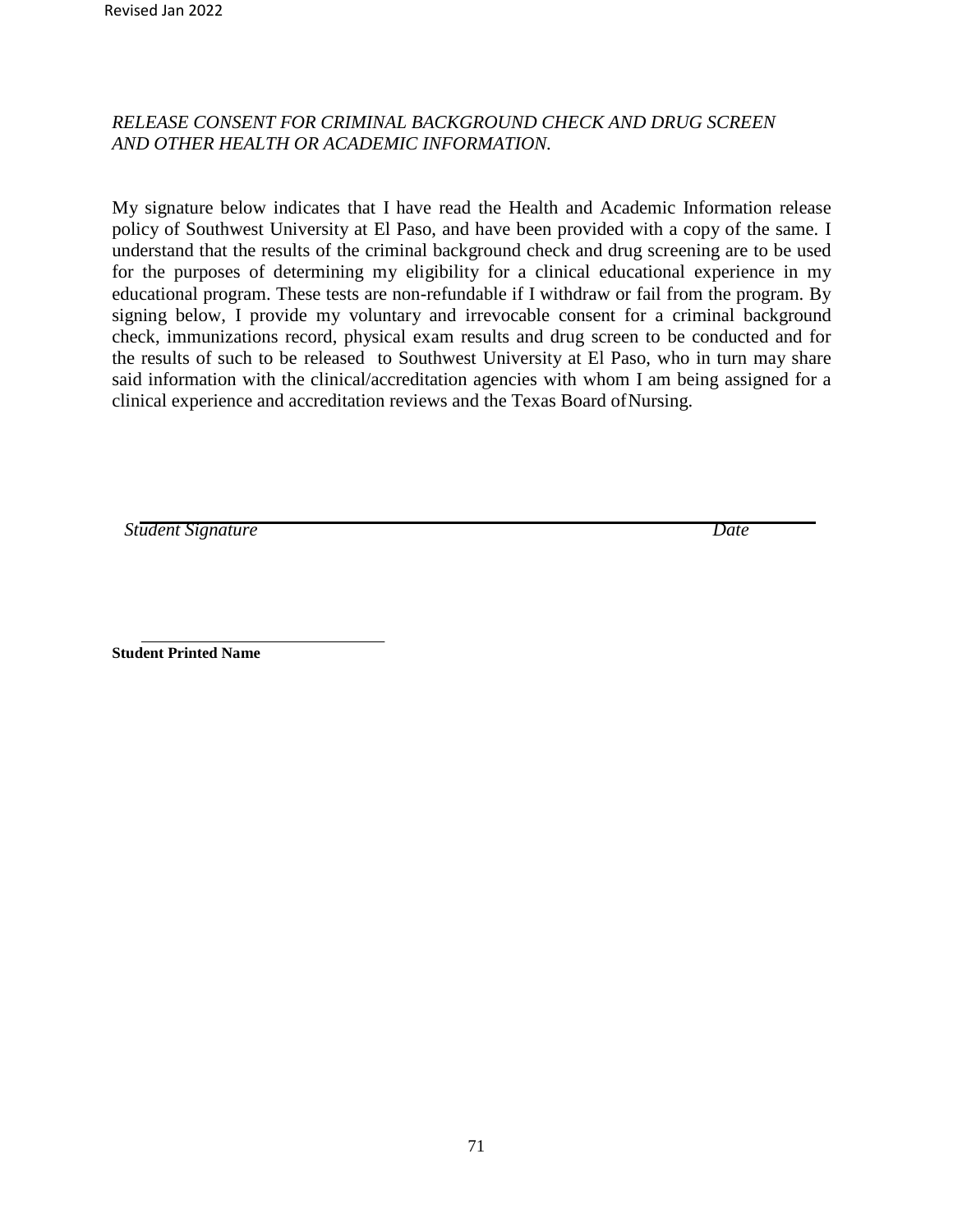*RELEASE CONSENT FOR CRIMINAL BACKGROUND CHECK AND DRUG SCREEN AND OTHER HEALTH OR ACADEMIC INFORMATION.*

My signature below indicates that I have read the Health and Academic Information release policy of Southwest University at El Paso, and have been provided with a copy of the same. I understand that the results of the criminal background check and drug screening are to be used for the purposes of determining my eligibility for a clinical educational experience in my educational program. These tests are non-refundable if I withdraw or fail from the program. By signing below, I provide my voluntary and irrevocable consent for a criminal background check, immunizations record, physical exam results and drug screen to be conducted and for the results of such to be released to Southwest University at El Paso, who in turn may share said information with the clinical/accreditation agencies with whom I am being assigned for a clinical experience and accreditation reviews and the Texas Board of Nursing.

\_\_\_\_\_\_\_\_\_\_\_\_\_\_\_\_\_\_\_\_\_\_\_\_\_\_\_\_\_\_\_\_\_\_\_\_\_\_\_\_\_\_\_\_\_\_\_\_\_\_\_\_\_\_\_\_\_\_\_\_

*Student Signature* *Date*

\_\_\_\_\_\_\_\_\_\_\_\_\_\_\_\_\_\_\_\_\_\_\_\_\_\_\_\_\_\_

**Student Printed Name**